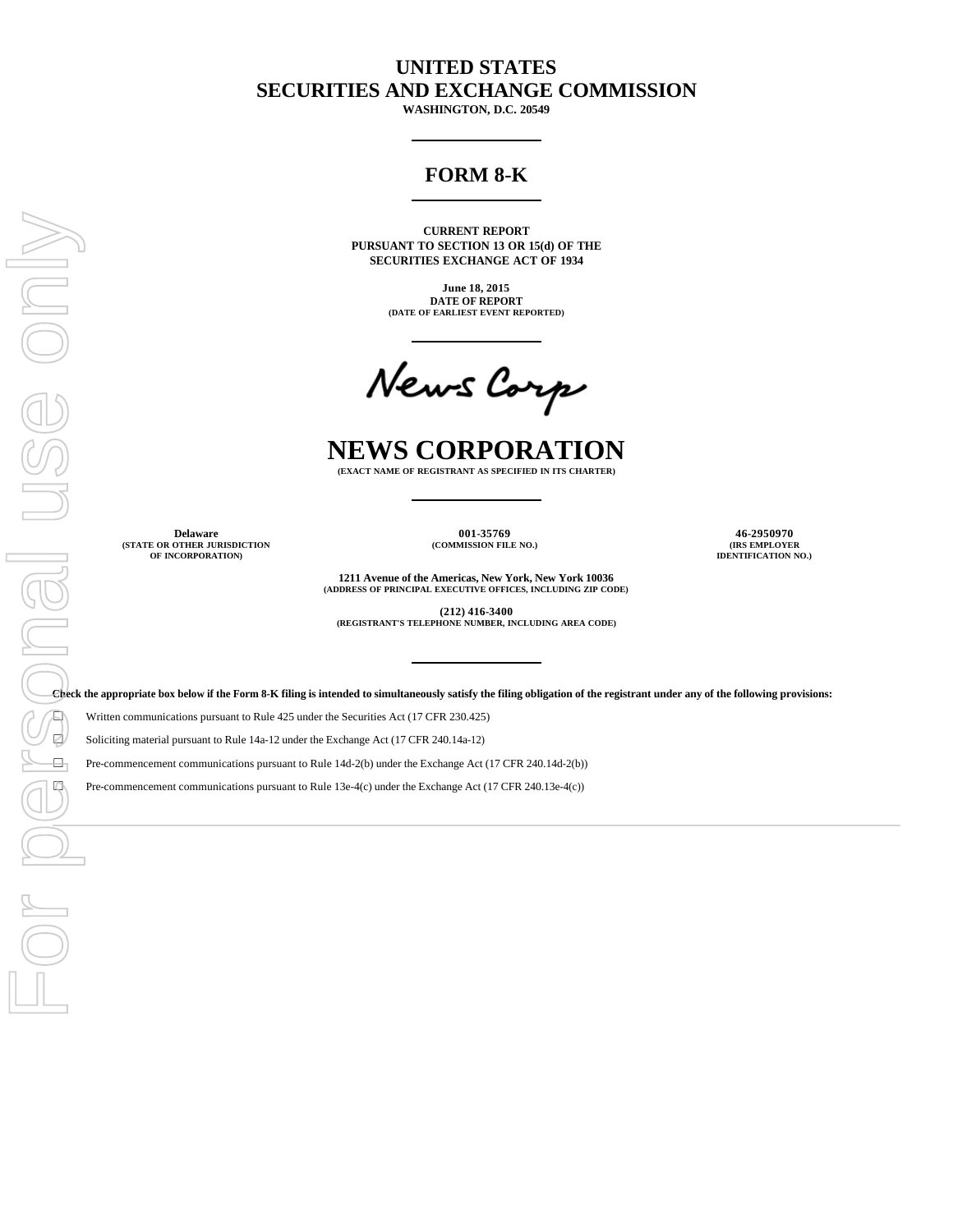# UNITED STATES
# SECURITIES AND EXCHANGE COMMISSION

**WASHINGTON, D.C. 20549**

---

## FORM 8-K

---

**CURRENT REPORT**
**PURSUANT TO SECTION 13 OR 15(d) OF THE**
**SECURITIES EXCHANGE ACT OF 1934**

**June 18, 2015**
**DATE OF REPORT**
**(DATE OF EARLIEST EVENT REPORTED)**

---

News Corp

# NEWS CORPORATION

**(EXACT NAME OF REGISTRANT AS SPECIFIED IN ITS CHARTER)**

---

| Delaware | 001-35769 | 46-2950970 |
|---|---|---|
| (STATE OR OTHER JURISDICTION OF INCORPORATION) | (COMMISSION FILE NO.) | (IRS EMPLOYER IDENTIFICATION NO.) |

**1211 Avenue of the Americas, New York, New York 10036**
**(ADDRESS OF PRINCIPAL EXECUTIVE OFFICES, INCLUDING ZIP CODE)**

**(212) 416-3400**
**(REGISTRANT'S TELEPHONE NUMBER, INCLUDING AREA CODE)**

---

**Check the appropriate box below if the Form 8-K filing is intended to simultaneously satisfy the filing obligation of the registrant under any of the following provisions:**

☐ Written communications pursuant to Rule 425 under the Securities Act (17 CFR 230.425)

☐ Soliciting material pursuant to Rule 14a-12 under the Exchange Act (17 CFR 240.14a-12)

☐ Pre-commencement communications pursuant to Rule 14d-2(b) under the Exchange Act (17 CFR 240.14d-2(b))

☐ Pre-commencement communications pursuant to Rule 13e-4(c) under the Exchange Act (17 CFR 240.13e-4(c))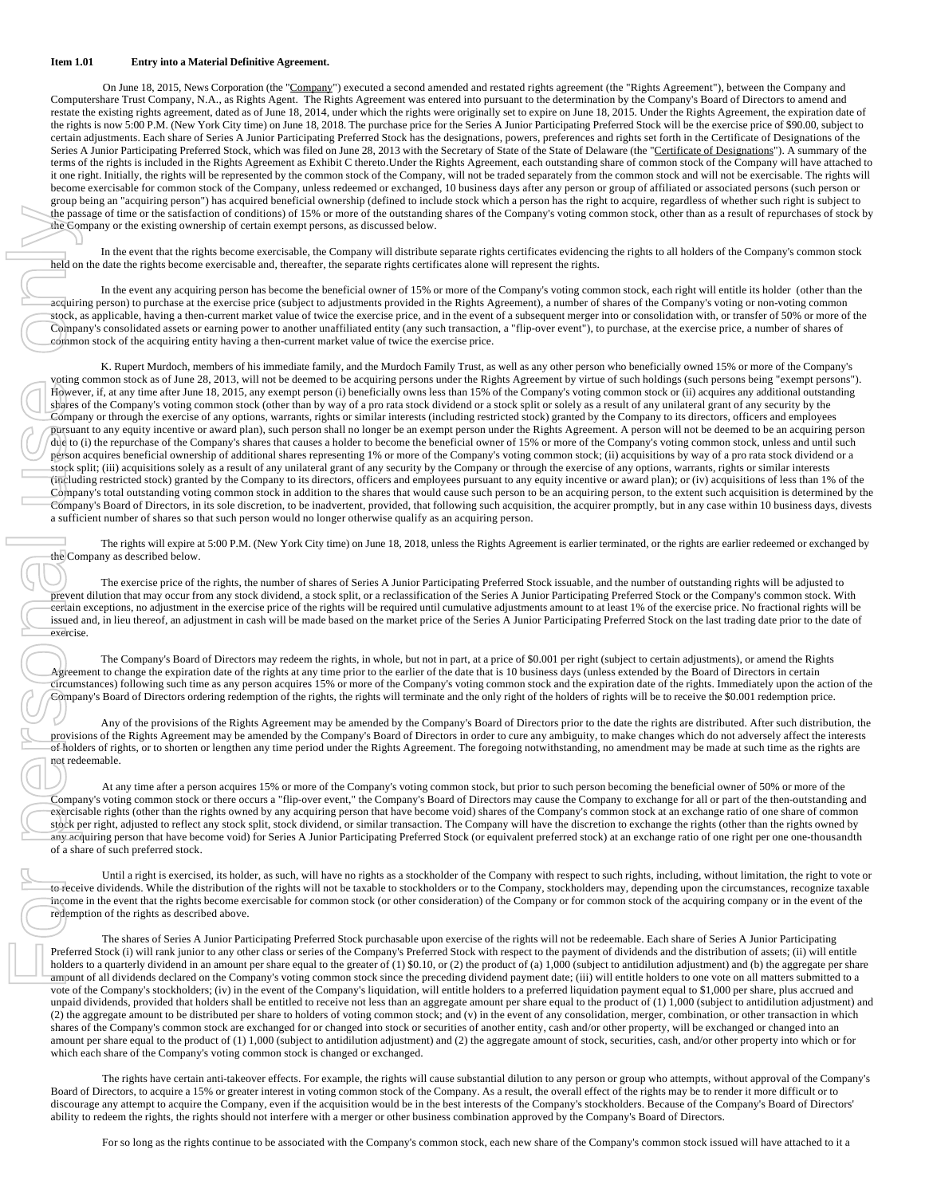**Item 1.01 Entry into a Material Definitive Agreement.**

On June 18, 2015, News Corporation (the "Company") executed a second amended and restated rights agreement (the "Rights Agreement"), between the Company and Computershare Trust Company, N.A., as Rights Agent. The Rights Agreement was entered into pursuant to the determination by the Company's Board of Directors to amend and restate the existing rights agreement, dated as of June 18, 2014, under which the rights were originally set to expire on June 18, 2015. Under the Rights Agreement, the expiration date of the rights is now 5:00 P.M. (New York City time) on June 18, 2018. The purchase price for the Series A Junior Participating Preferred Stock will be the exercise price of $90.00, subject to certain adjustments. Each share of Series A Junior Participating Preferred Stock has the designations, powers, preferences and rights set forth in the Certificate of Designations of the Series A Junior Participating Preferred Stock, which was filed on June 28, 2013 with the Secretary of State of the State of Delaware (the "Certificate of Designations"). A summary of the terms of the rights is included in the Rights Agreement as Exhibit C thereto.Under the Rights Agreement, each outstanding share of common stock of the Company will have attached to it one right. Initially, the rights will be represented by the common stock of the Company, will not be traded separately from the common stock and will not be exercisable. The rights will become exercisable for common stock of the Company, unless redeemed or exchanged, 10 business days after any person or group of affiliated or associated persons (such person or group being an "acquiring person") has acquired beneficial ownership (defined to include stock which a person has the right to acquire, regardless of whether such right is subject to the passage of time or the satisfaction of conditions) of 15% or more of the outstanding shares of the Company's voting common stock, other than as a result of repurchases of stock by the Company or the existing ownership of certain exempt persons, as discussed below.

In the event that the rights become exercisable, the Company will distribute separate rights certificates evidencing the rights to all holders of the Company's common stock held on the date the rights become exercisable and, thereafter, the separate rights certificates alone will represent the rights.

In the event any acquiring person has become the beneficial owner of 15% or more of the Company's voting common stock, each right will entitle its holder (other than the acquiring person) to purchase at the exercise price (subject to adjustments provided in the Rights Agreement), a number of shares of the Company's voting or non-voting common stock, as applicable, having a then-current market value of twice the exercise price, and in the event of a subsequent merger into or consolidation with, or transfer of 50% or more of the Company's consolidated assets or earning power to another unaffiliated entity (any such transaction, a "flip-over event"), to purchase, at the exercise price, a number of shares of common stock of the acquiring entity having a then-current market value of twice the exercise price.

K. Rupert Murdoch, members of his immediate family, and the Murdoch Family Trust, as well as any other person who beneficially owned 15% or more of the Company's voting common stock as of June 28, 2013, will not be deemed to be acquiring persons under the Rights Agreement by virtue of such holdings (such persons being "exempt persons"). However, if, at any time after June 18, 2015, any exempt person (i) beneficially owns less than 15% of the Company's voting common stock or (ii) acquires any additional outstanding shares of the Company's voting common stock (other than by way of a pro rata stock dividend or a stock split or solely as a result of any unilateral grant of any security by the Company or through the exercise of any options, warrants, rights or similar interests (including restricted stock) granted by the Company to its directors, officers and employees pursuant to any equity incentive or award plan), such person shall no longer be an exempt person under the Rights Agreement. A person will not be deemed to be an acquiring person due to (i) the repurchase of the Company's shares that causes a holder to become the beneficial owner of 15% or more of the Company's voting common stock, unless and until such person acquires beneficial ownership of additional shares representing 1% or more of the Company's voting common stock; (ii) acquisitions by way of a pro rata stock dividend or a stock split; (iii) acquisitions solely as a result of any unilateral grant of any security by the Company or through the exercise of any options, warrants, rights or similar interests (including restricted stock) granted by the Company to its directors, officers and employees pursuant to any equity incentive or award plan; or (iv) acquisitions of less than 1% of the Company's total outstanding voting common stock in addition to the shares that would cause such person to be an acquiring person, to the extent such acquisition is determined by the Company's Board of Directors, in its sole discretion, to be inadvertent, provided, that following such acquisition, the acquirer promptly, but in any case within 10 business days, divests a sufficient number of shares so that such person would no longer otherwise qualify as an acquiring person.

The rights will expire at 5:00 P.M. (New York City time) on June 18, 2018, unless the Rights Agreement is earlier terminated, or the rights are earlier redeemed or exchanged by the Company as described below.

The exercise price of the rights, the number of shares of Series A Junior Participating Preferred Stock issuable, and the number of outstanding rights will be adjusted to prevent dilution that may occur from any stock dividend, a stock split, or a reclassification of the Series A Junior Participating Preferred Stock or the Company's common stock. With certain exceptions, no adjustment in the exercise price of the rights will be required until cumulative adjustments amount to at least 1% of the exercise price. No fractional rights will be issued and, in lieu thereof, an adjustment in cash will be made based on the market price of the Series A Junior Participating Preferred Stock on the last trading date prior to the date of exercise.

The Company's Board of Directors may redeem the rights, in whole, but not in part, at a price of $0.001 per right (subject to certain adjustments), or amend the Rights Agreement to change the expiration date of the rights at any time prior to the earlier of the date that is 10 business days (unless extended by the Board of Directors in certain circumstances) following such time as any person acquires 15% or more of the Company's voting common stock and the expiration date of the rights. Immediately upon the action of the Company's Board of Directors ordering redemption of the rights, the rights will terminate and the only right of the holders of rights will be to receive the $0.001 redemption price.

Any of the provisions of the Rights Agreement may be amended by the Company's Board of Directors prior to the date the rights are distributed. After such distribution, the provisions of the Rights Agreement may be amended by the Company's Board of Directors in order to cure any ambiguity, to make changes which do not adversely affect the interests of holders of rights, or to shorten or lengthen any time period under the Rights Agreement. The foregoing notwithstanding, no amendment may be made at such time as the rights are not redeemable.

At any time after a person acquires 15% or more of the Company's voting common stock, but prior to such person becoming the beneficial owner of 50% or more of the Company's voting common stock or there occurs a "flip-over event," the Company's Board of Directors may cause the Company to exchange for all or part of the then-outstanding and exercisable rights (other than the rights owned by any acquiring person that have become void) shares of the Company's common stock at an exchange ratio of one share of common stock per right, adjusted to reflect any stock split, stock dividend, or similar transaction. The Company will have the discretion to exchange the rights (other than the rights owned by any acquiring person that have become void) for Series A Junior Participating Preferred Stock (or equivalent preferred stock) at an exchange ratio of one right per one one-thousandth of a share of such preferred stock.

Until a right is exercised, its holder, as such, will have no rights as a stockholder of the Company with respect to such rights, including, without limitation, the right to vote or to receive dividends. While the distribution of the rights will not be taxable to stockholders or to the Company, stockholders may, depending upon the circumstances, recognize taxable income in the event that the rights become exercisable for common stock (or other consideration) of the Company or for common stock of the acquiring company or in the event of the redemption of the rights as described above.

The shares of Series A Junior Participating Preferred Stock purchasable upon exercise of the rights will not be redeemable. Each share of Series A Junior Participating Preferred Stock (i) will rank junior to any other class or series of the Company's Preferred Stock with respect to the payment of dividends and the distribution of assets; (ii) will entitle holders to a quarterly dividend in an amount per share equal to the greater of (1) $0.10, or (2) the product of (a) 1,000 (subject to antidilution adjustment) and (b) the aggregate per share amount of all dividends declared on the Company's voting common stock since the preceding dividend payment date; (iii) will entitle holders to one vote on all matters submitted to a vote of the Company's stockholders; (iv) in the event of the Company's liquidation, will entitle holders to a preferred liquidation payment equal to $1,000 per share, plus accrued and unpaid dividends, provided that holders shall be entitled to receive not less than an aggregate amount per share equal to the product of (1) 1,000 (subject to antidilution adjustment) and (2) the aggregate amount to be distributed per share to holders of voting common stock; and (v) in the event of any consolidation, merger, combination, or other transaction in which shares of the Company's common stock are exchanged for or changed into stock or securities of another entity, cash and/or other property, will be exchanged or changed into an amount per share equal to the product of (1) 1,000 (subject to antidilution adjustment) and (2) the aggregate amount of stock, securities, cash, and/or other property into which or for which each share of the Company's voting common stock is changed or exchanged.

The rights have certain anti-takeover effects. For example, the rights will cause substantial dilution to any person or group who attempts, without approval of the Company's Board of Directors, to acquire a 15% or greater interest in voting common stock of the Company. As a result, the overall effect of the rights may be to render it more difficult or to discourage any attempt to acquire the Company, even if the acquisition would be in the best interests of the Company's stockholders. Because of the Company's Board of Directors' ability to redeem the rights, the rights should not interfere with a merger or other business combination approved by the Company's Board of Directors.

For so long as the rights continue to be associated with the Company's common stock, each new share of the Company's common stock issued will have attached to it a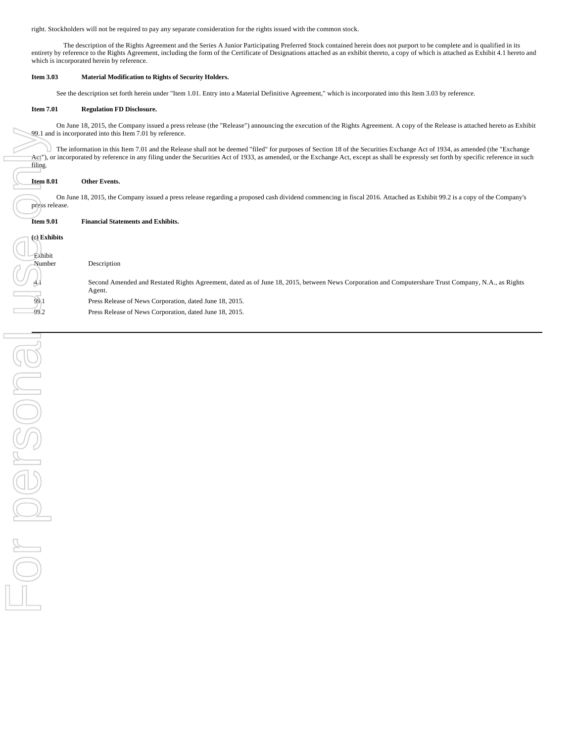right. Stockholders will not be required to pay any separate consideration for the rights issued with the common stock.

The description of the Rights Agreement and the Series A Junior Participating Preferred Stock contained herein does not purport to be complete and is qualified in its entirety by reference to the Rights Agreement, including the form of the Certificate of Designations attached as an exhibit thereto, a copy of which is attached as Exhibit 4.1 hereto and which is incorporated herein by reference.

**Item 3.03 Material Modification to Rights of Security Holders.**

See the description set forth herein under "Item 1.01. Entry into a Material Definitive Agreement," which is incorporated into this Item 3.03 by reference.

**Item 7.01 Regulation FD Disclosure.**

On June 18, 2015, the Company issued a press release (the "Release") announcing the execution of the Rights Agreement. A copy of the Release is attached hereto as Exhibit 99.1 and is incorporated into this Item 7.01 by reference.

The information in this Item 7.01 and the Release shall not be deemed "filed" for purposes of Section 18 of the Securities Exchange Act of 1934, as amended (the "Exchange Act"), or incorporated by reference in any filing under the Securities Act of 1933, as amended, or the Exchange Act, except as shall be expressly set forth by specific reference in such filing.

**Item 8.01 Other Events.**

On June 18, 2015, the Company issued a press release regarding a proposed cash dividend commencing in fiscal 2016. Attached as Exhibit 99.2 is a copy of the Company's press release.

**Item 9.01 Financial Statements and Exhibits.**

**(c) Exhibits**

| Exhibit Number | Description |
|---|---|
| 4.1 | Second Amended and Restated Rights Agreement, dated as of June 18, 2015, between News Corporation and Computershare Trust Company, N.A., as Rights Agent. |
| 99.1 | Press Release of News Corporation, dated June 18, 2015. |
| 99.2 | Press Release of News Corporation, dated June 18, 2015. |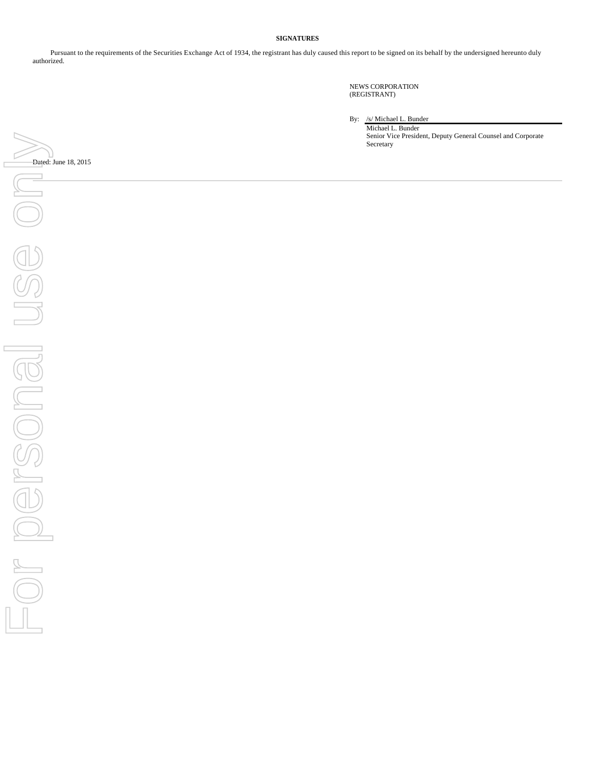**SIGNATURES**

Pursuant to the requirements of the Securities Exchange Act of 1934, the registrant has duly caused this report to be signed on its behalf by the undersigned hereunto duly authorized.

NEWS CORPORATION
(REGISTRANT)

By: /s/ Michael L. Bunder
Michael L. Bunder
Senior Vice President, Deputy General Counsel and Corporate Secretary

Dated: June 18, 2015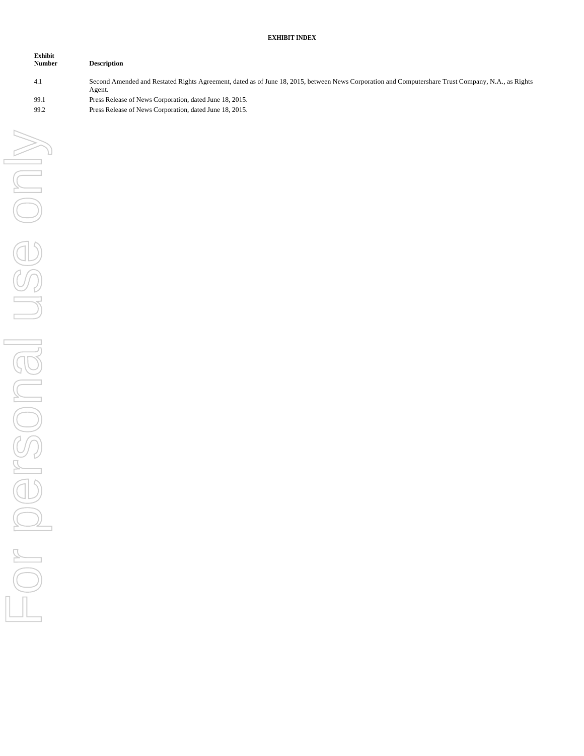**EXHIBIT INDEX**

| Exhibit Number | Description |
|---|---|
| 4.1 | Second Amended and Restated Rights Agreement, dated as of June 18, 2015, between News Corporation and Computershare Trust Company, N.A., as Rights Agent. |
| 99.1 | Press Release of News Corporation, dated June 18, 2015. |
| 99.2 | Press Release of News Corporation, dated June 18, 2015. |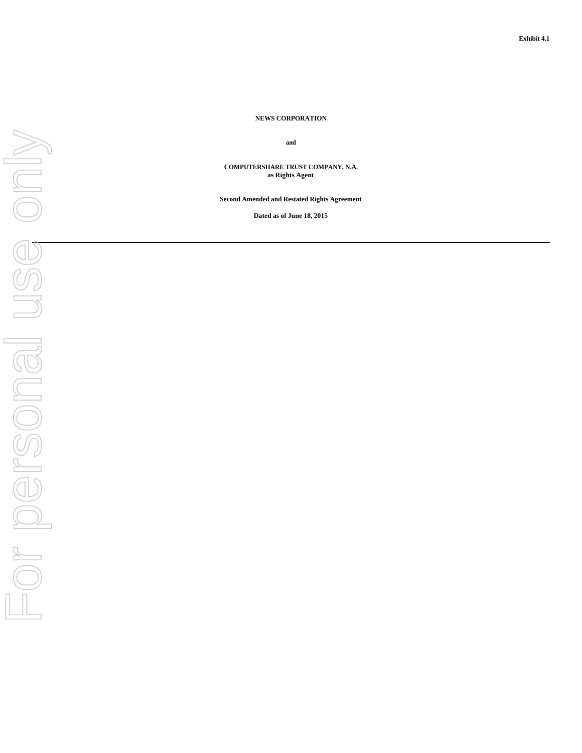Exhibit 4.1

**NEWS CORPORATION**

**and**

**COMPUTERSHARE TRUST COMPANY, N.A.**
**as Rights Agent**

**Second Amended and Restated Rights Agreement**

**Dated as of June 18, 2015**

---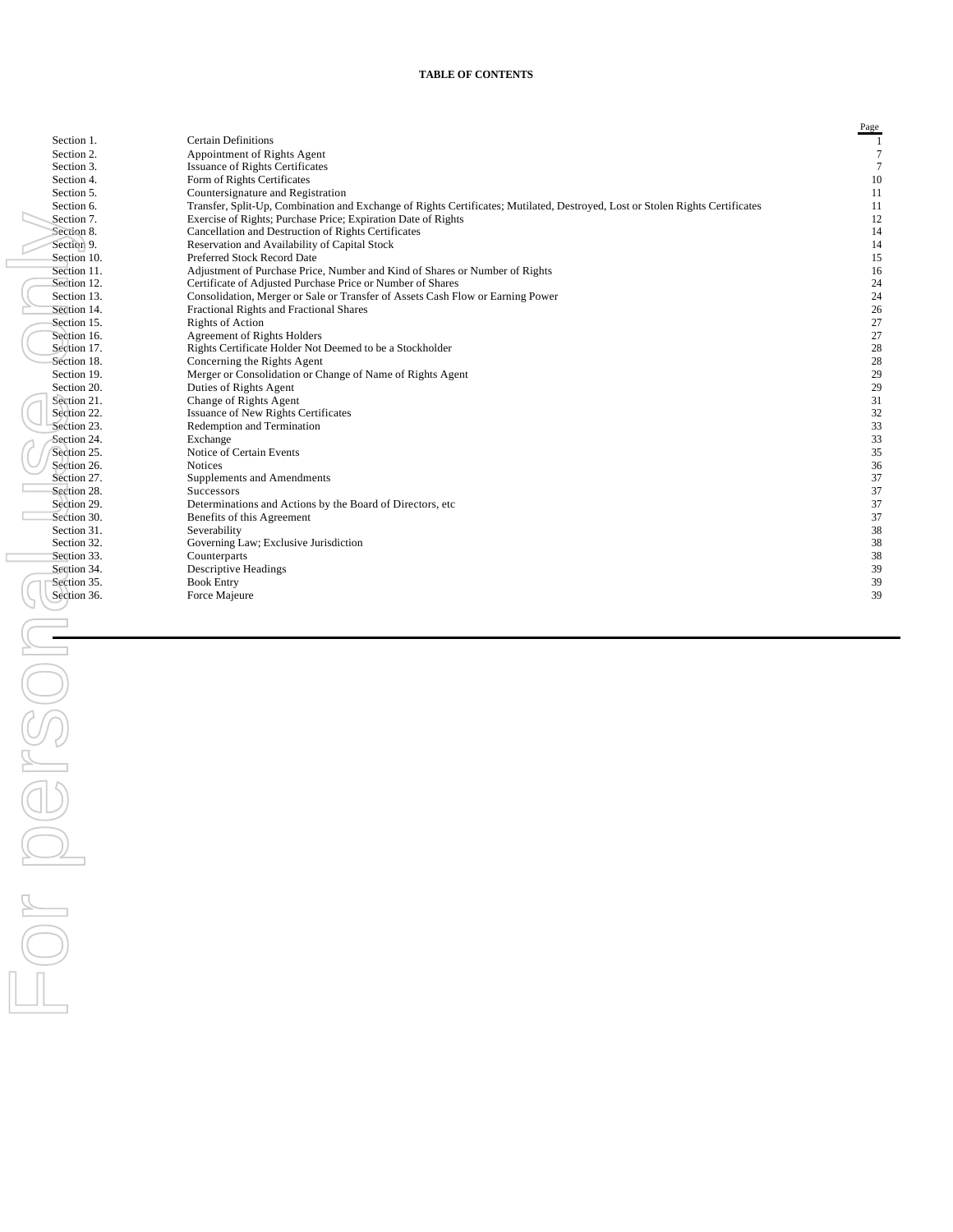**TABLE OF CONTENTS**

| | | Page |
|---|---|---|
| Section 1. | Certain Definitions | 1 |
| Section 2. | Appointment of Rights Agent | 7 |
| Section 3. | Issuance of Rights Certificates | 7 |
| Section 4. | Form of Rights Certificates | 10 |
| Section 5. | Countersignature and Registration | 11 |
| Section 6. | Transfer, Split-Up, Combination and Exchange of Rights Certificates; Mutilated, Destroyed, Lost or Stolen Rights Certificates | 11 |
| Section 7. | Exercise of Rights; Purchase Price; Expiration Date of Rights | 12 |
| Section 8. | Cancellation and Destruction of Rights Certificates | 14 |
| Section 9. | Reservation and Availability of Capital Stock | 14 |
| Section 10. | Preferred Stock Record Date | 15 |
| Section 11. | Adjustment of Purchase Price, Number and Kind of Shares or Number of Rights | 16 |
| Section 12. | Certificate of Adjusted Purchase Price or Number of Shares | 24 |
| Section 13. | Consolidation, Merger or Sale or Transfer of Assets Cash Flow or Earning Power | 24 |
| Section 14. | Fractional Rights and Fractional Shares | 26 |
| Section 15. | Rights of Action | 27 |
| Section 16. | Agreement of Rights Holders | 27 |
| Section 17. | Rights Certificate Holder Not Deemed to be a Stockholder | 28 |
| Section 18. | Concerning the Rights Agent | 28 |
| Section 19. | Merger or Consolidation or Change of Name of Rights Agent | 29 |
| Section 20. | Duties of Rights Agent | 29 |
| Section 21. | Change of Rights Agent | 31 |
| Section 22. | Issuance of New Rights Certificates | 32 |
| Section 23. | Redemption and Termination | 33 |
| Section 24. | Exchange | 33 |
| Section 25. | Notice of Certain Events | 35 |
| Section 26. | Notices | 36 |
| Section 27. | Supplements and Amendments | 37 |
| Section 28. | Successors | 37 |
| Section 29. | Determinations and Actions by the Board of Directors, etc | 37 |
| Section 30. | Benefits of this Agreement | 37 |
| Section 31. | Severability | 38 |
| Section 32. | Governing Law; Exclusive Jurisdiction | 38 |
| Section 33. | Counterparts | 38 |
| Section 34. | Descriptive Headings | 39 |
| Section 35. | Book Entry | 39 |
| Section 36. | Force Majeure | 39 |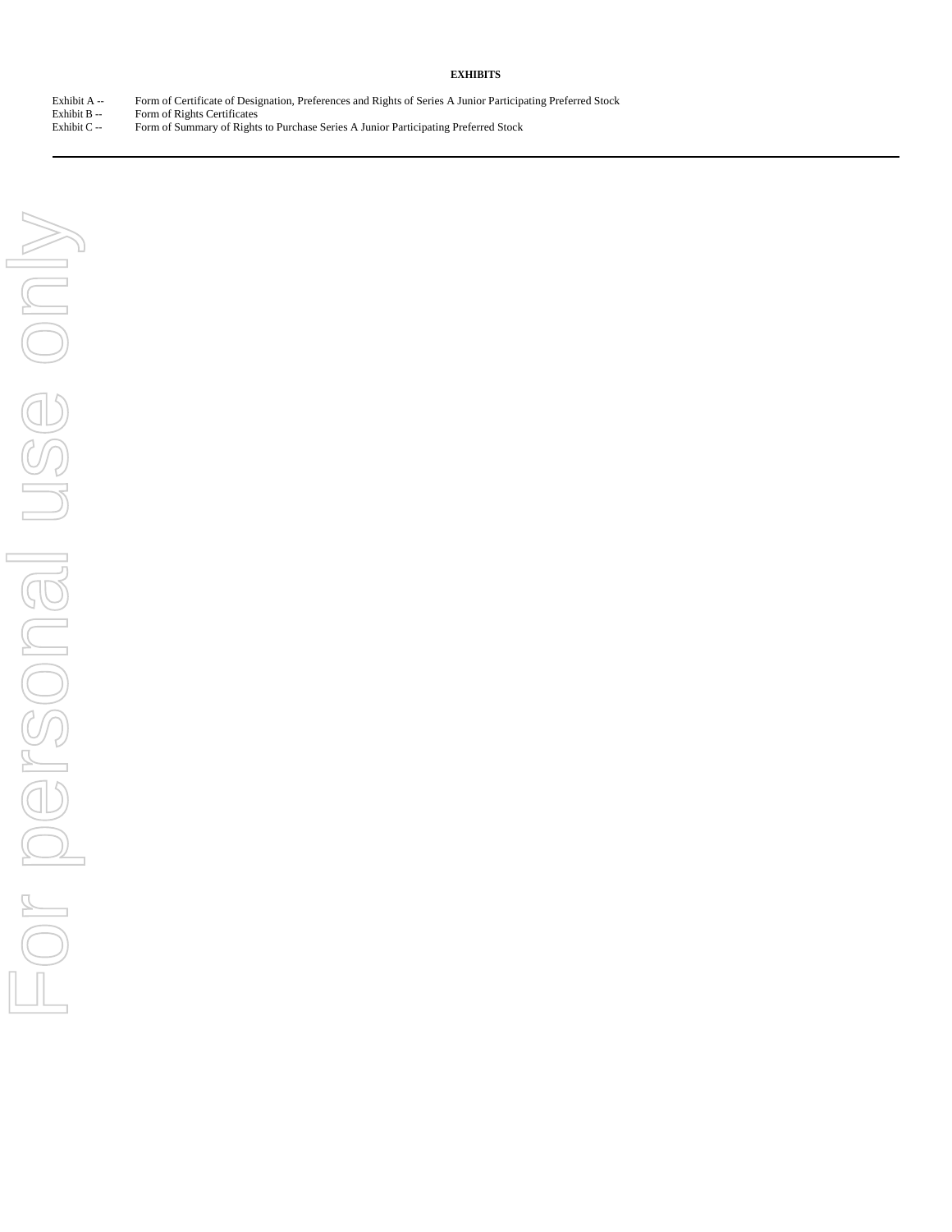**EXHIBITS**

| | |
|---|---|
| Exhibit A -- | Form of Certificate of Designation, Preferences and Rights of Series A Junior Participating Preferred Stock |
| Exhibit B -- | Form of Rights Certificates |
| Exhibit C -- | Form of Summary of Rights to Purchase Series A Junior Participating Preferred Stock |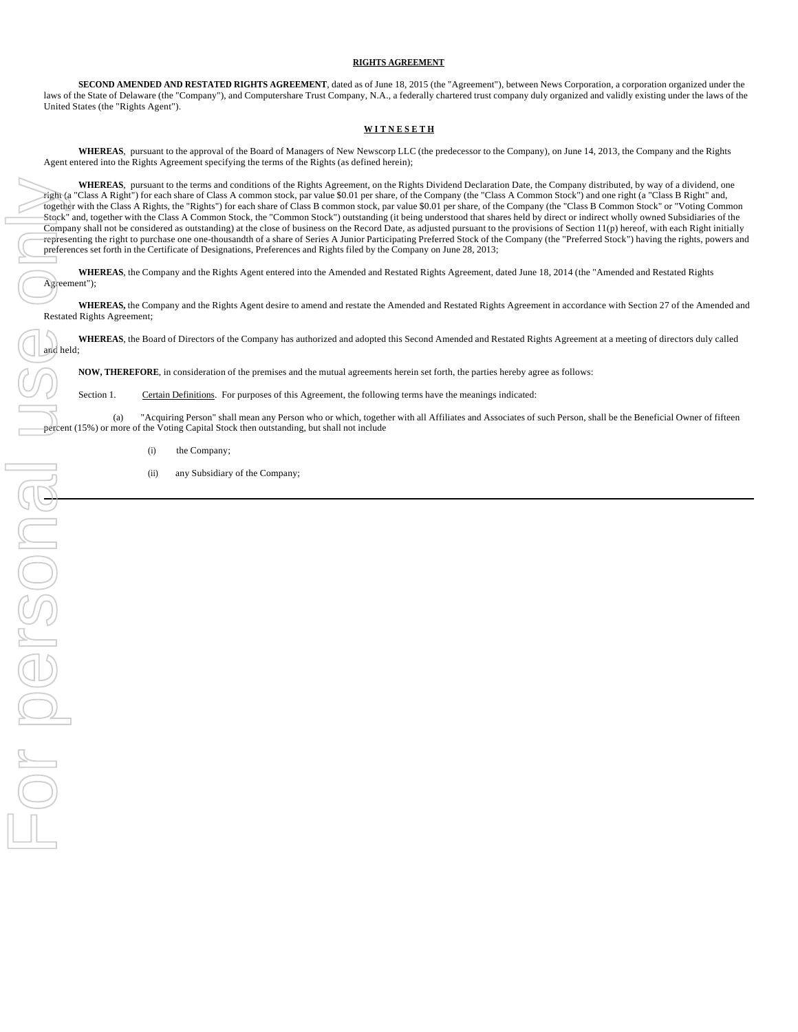**RIGHTS AGREEMENT**

**SECOND AMENDED AND RESTATED RIGHTS AGREEMENT**, dated as of June 18, 2015 (the "Agreement"), between News Corporation, a corporation organized under the laws of the State of Delaware (the "Company"), and Computershare Trust Company, N.A., a federally chartered trust company duly organized and validly existing under the laws of the United States (the "Rights Agent").

**W I T N E S E T H**

**WHEREAS**, pursuant to the approval of the Board of Managers of New Newscorp LLC (the predecessor to the Company), on June 14, 2013, the Company and the Rights Agent entered into the Rights Agreement specifying the terms of the Rights (as defined herein);

**WHEREAS**, pursuant to the terms and conditions of the Rights Agreement, on the Rights Dividend Declaration Date, the Company distributed, by way of a dividend, one right (a "Class A Right") for each share of Class A common stock, par value $0.01 per share, of the Company (the "Class A Common Stock") and one right (a "Class B Right" and, together with the Class A Rights, the "Rights") for each share of Class B common stock, par value $0.01 per share, of the Company (the "Class B Common Stock" or "Voting Common Stock" and, together with the Class A Common Stock, the "Common Stock") outstanding (it being understood that shares held by direct or indirect wholly owned Subsidiaries of the Company shall not be considered as outstanding) at the close of business on the Record Date, as adjusted pursuant to the provisions of Section 11(p) hereof, with each Right initially representing the right to purchase one one-thousandth of a share of Series A Junior Participating Preferred Stock of the Company (the "Preferred Stock") having the rights, powers and preferences set forth in the Certificate of Designations, Preferences and Rights filed by the Company on June 28, 2013;

**WHEREAS**, the Company and the Rights Agent entered into the Amended and Restated Rights Agreement, dated June 18, 2014 (the "Amended and Restated Rights Agreement");

**WHEREAS,** the Company and the Rights Agent desire to amend and restate the Amended and Restated Rights Agreement in accordance with Section 27 of the Amended and Restated Rights Agreement;

**WHEREAS**, the Board of Directors of the Company has authorized and adopted this Second Amended and Restated Rights Agreement at a meeting of directors duly called and held;

**NOW, THEREFORE**, in consideration of the premises and the mutual agreements herein set forth, the parties hereby agree as follows:

Section 1. Certain Definitions. For purposes of this Agreement, the following terms have the meanings indicated:

(a) "Acquiring Person" shall mean any Person who or which, together with all Affiliates and Associates of such Person, shall be the Beneficial Owner of fifteen percent (15%) or more of the Voting Capital Stock then outstanding, but shall not include

(i) the Company;

(ii) any Subsidiary of the Company;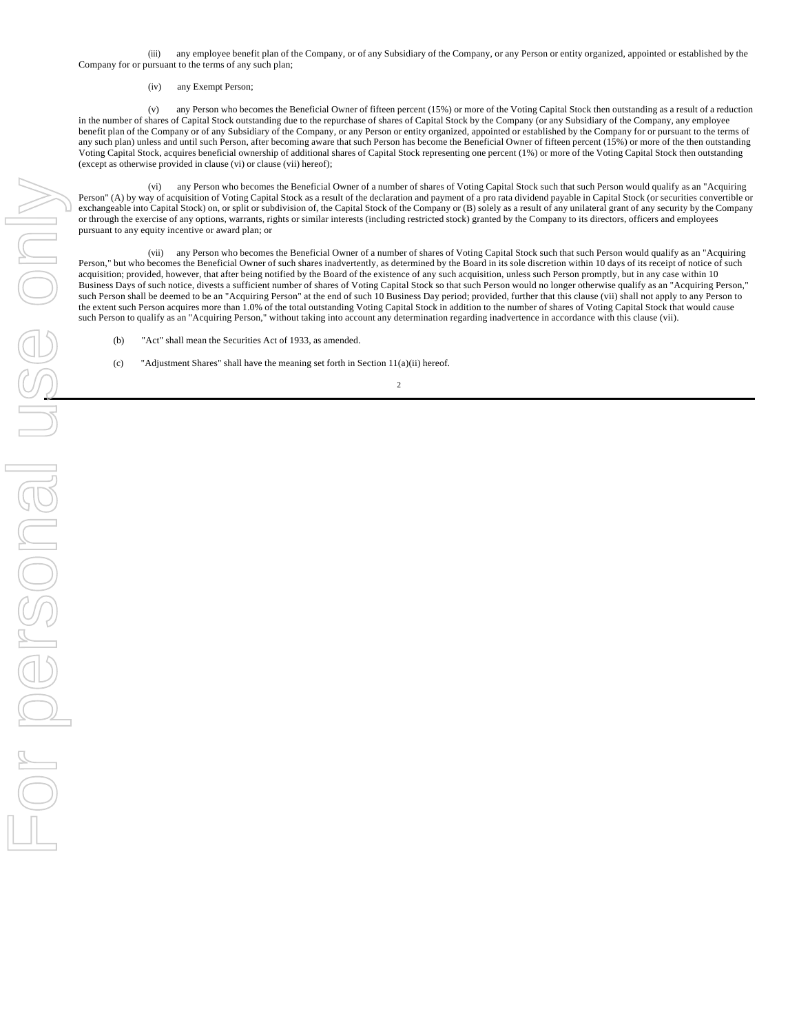(iii) any employee benefit plan of the Company, or of any Subsidiary of the Company, or any Person or entity organized, appointed or established by the Company for or pursuant to the terms of any such plan;

(iv) any Exempt Person;

(v) any Person who becomes the Beneficial Owner of fifteen percent (15%) or more of the Voting Capital Stock then outstanding as a result of a reduction in the number of shares of Capital Stock outstanding due to the repurchase of shares of Capital Stock by the Company (or any Subsidiary of the Company, any employee benefit plan of the Company or of any Subsidiary of the Company, or any Person or entity organized, appointed or established by the Company for or pursuant to the terms of any such plan) unless and until such Person, after becoming aware that such Person has become the Beneficial Owner of fifteen percent (15%) or more of the then outstanding Voting Capital Stock, acquires beneficial ownership of additional shares of Capital Stock representing one percent (1%) or more of the Voting Capital Stock then outstanding (except as otherwise provided in clause (vi) or clause (vii) hereof);

(vi) any Person who becomes the Beneficial Owner of a number of shares of Voting Capital Stock such that such Person would qualify as an "Acquiring Person" (A) by way of acquisition of Voting Capital Stock as a result of the declaration and payment of a pro rata dividend payable in Capital Stock (or securities convertible or exchangeable into Capital Stock) on, or split or subdivision of, the Capital Stock of the Company or (B) solely as a result of any unilateral grant of any security by the Company or through the exercise of any options, warrants, rights or similar interests (including restricted stock) granted by the Company to its directors, officers and employees pursuant to any equity incentive or award plan; or

(vii) any Person who becomes the Beneficial Owner of a number of shares of Voting Capital Stock such that such Person would qualify as an "Acquiring Person," but who becomes the Beneficial Owner of such shares inadvertently, as determined by the Board in its sole discretion within 10 days of its receipt of notice of such acquisition; provided, however, that after being notified by the Board of the existence of any such acquisition, unless such Person promptly, but in any case within 10 Business Days of such notice, divests a sufficient number of shares of Voting Capital Stock so that such Person would no longer otherwise qualify as an "Acquiring Person," such Person shall be deemed to be an "Acquiring Person" at the end of such 10 Business Day period; provided, further that this clause (vii) shall not apply to any Person to the extent such Person acquires more than 1.0% of the total outstanding Voting Capital Stock in addition to the number of shares of Voting Capital Stock that would cause such Person to qualify as an "Acquiring Person," without taking into account any determination regarding inadvertence in accordance with this clause (vii).

(b) "Act" shall mean the Securities Act of 1933, as amended.

(c) "Adjustment Shares" shall have the meaning set forth in Section 11(a)(ii) hereof.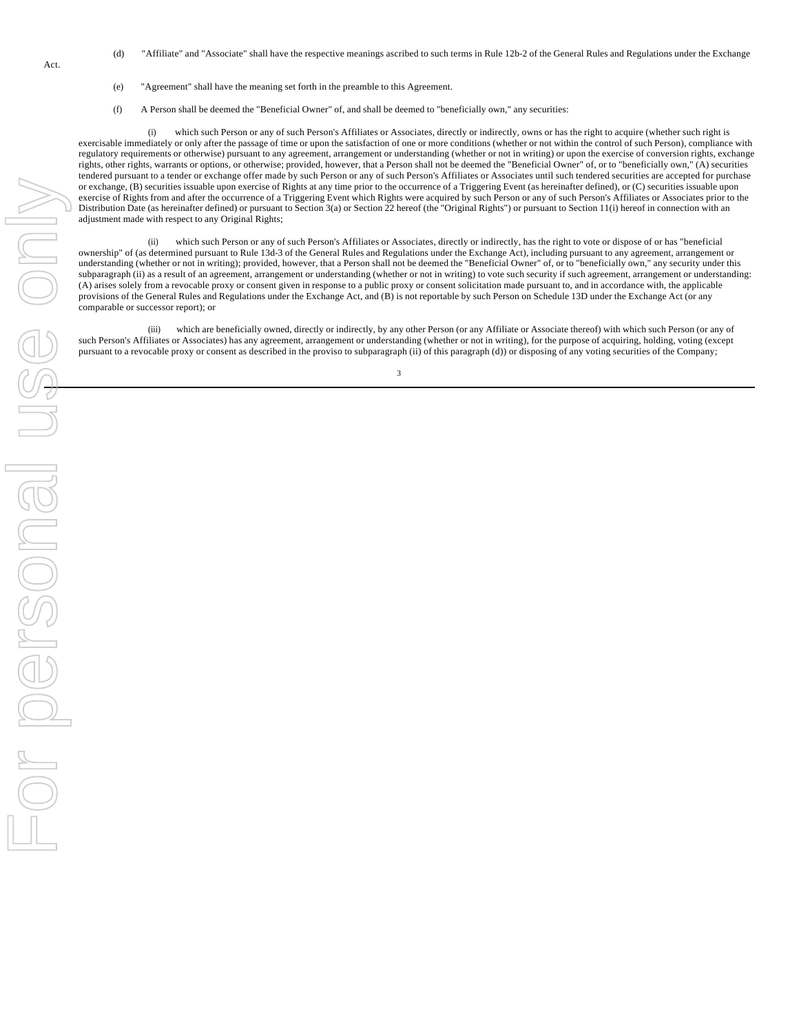(d) "Affiliate" and "Associate" shall have the respective meanings ascribed to such terms in Rule 12b-2 of the General Rules and Regulations under the Exchange Act.

(e) "Agreement" shall have the meaning set forth in the preamble to this Agreement.

(f) A Person shall be deemed the "Beneficial Owner" of, and shall be deemed to "beneficially own," any securities:

(i) which such Person or any of such Person's Affiliates or Associates, directly or indirectly, owns or has the right to acquire (whether such right is exercisable immediately or only after the passage of time or upon the satisfaction of one or more conditions (whether or not within the control of such Person), compliance with regulatory requirements or otherwise) pursuant to any agreement, arrangement or understanding (whether or not in writing) or upon the exercise of conversion rights, exchange rights, other rights, warrants or options, or otherwise; provided, however, that a Person shall not be deemed the "Beneficial Owner" of, or to "beneficially own," (A) securities tendered pursuant to a tender or exchange offer made by such Person or any of such Person's Affiliates or Associates until such tendered securities are accepted for purchase or exchange, (B) securities issuable upon exercise of Rights at any time prior to the occurrence of a Triggering Event (as hereinafter defined), or (C) securities issuable upon exercise of Rights from and after the occurrence of a Triggering Event which Rights were acquired by such Person or any of such Person's Affiliates or Associates prior to the Distribution Date (as hereinafter defined) or pursuant to Section 3(a) or Section 22 hereof (the "Original Rights") or pursuant to Section 11(i) hereof in connection with an adjustment made with respect to any Original Rights;

(ii) which such Person or any of such Person's Affiliates or Associates, directly or indirectly, has the right to vote or dispose of or has "beneficial ownership" of (as determined pursuant to Rule 13d-3 of the General Rules and Regulations under the Exchange Act), including pursuant to any agreement, arrangement or understanding (whether or not in writing); provided, however, that a Person shall not be deemed the "Beneficial Owner" of, or to "beneficially own," any security under this subparagraph (ii) as a result of an agreement, arrangement or understanding (whether or not in writing) to vote such security if such agreement, arrangement or understanding: (A) arises solely from a revocable proxy or consent given in response to a public proxy or consent solicitation made pursuant to, and in accordance with, the applicable provisions of the General Rules and Regulations under the Exchange Act, and (B) is not reportable by such Person on Schedule 13D under the Exchange Act (or any comparable or successor report); or

(iii) which are beneficially owned, directly or indirectly, by any other Person (or any Affiliate or Associate thereof) with which such Person (or any of such Person's Affiliates or Associates) has any agreement, arrangement or understanding (whether or not in writing), for the purpose of acquiring, holding, voting (except pursuant to a revocable proxy or consent as described in the proviso to subparagraph (ii) of this paragraph (d)) or disposing of any voting securities of the Company;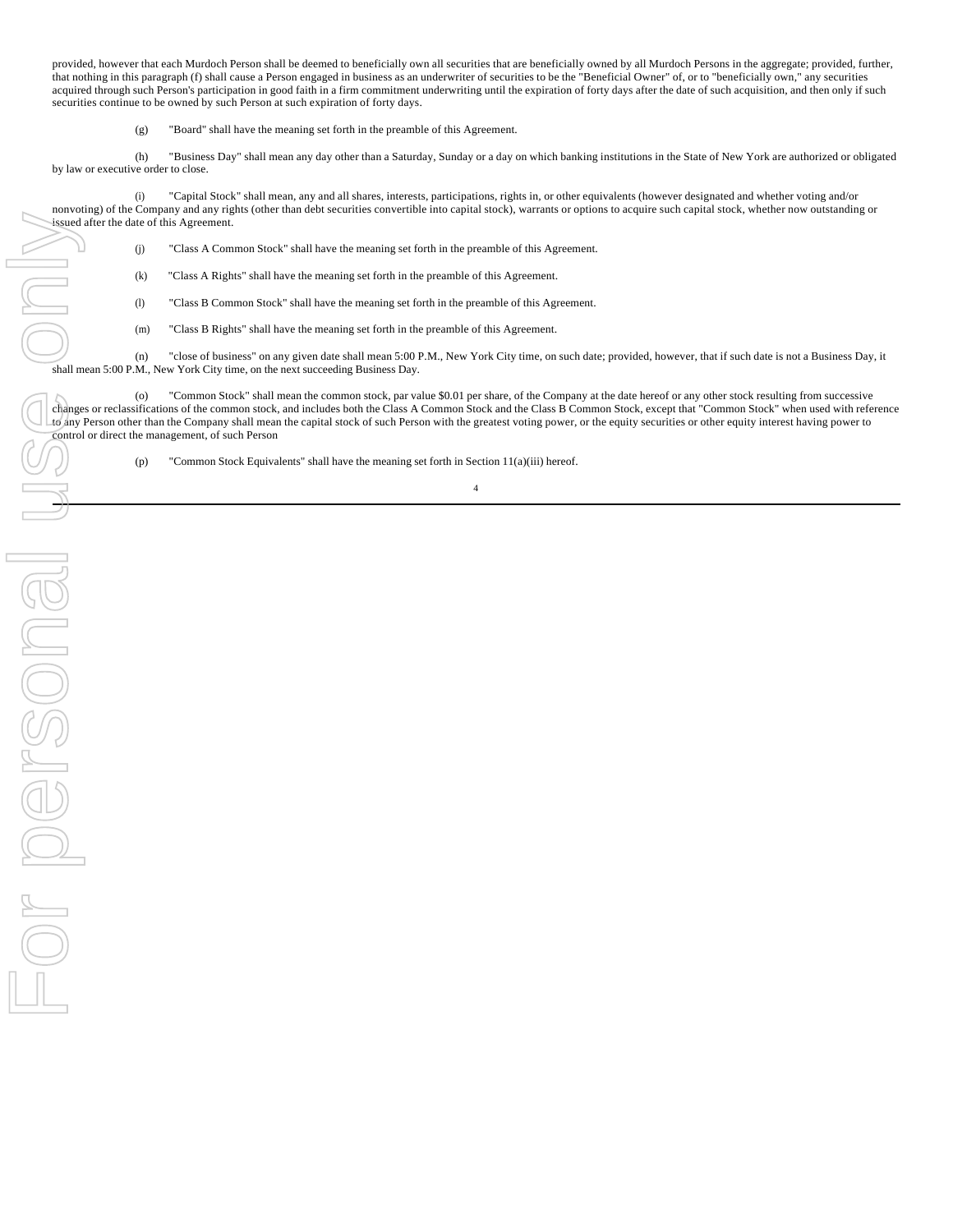provided, however that each Murdoch Person shall be deemed to beneficially own all securities that are beneficially owned by all Murdoch Persons in the aggregate; provided, further, that nothing in this paragraph (f) shall cause a Person engaged in business as an underwriter of securities to be the "Beneficial Owner" of, or to "beneficially own," any securities acquired through such Person's participation in good faith in a firm commitment underwriting until the expiration of forty days after the date of such acquisition, and then only if such securities continue to be owned by such Person at such expiration of forty days.

(g) "Board" shall have the meaning set forth in the preamble of this Agreement.

(h) "Business Day" shall mean any day other than a Saturday, Sunday or a day on which banking institutions in the State of New York are authorized or obligated by law or executive order to close.

(i) "Capital Stock" shall mean, any and all shares, interests, participations, rights in, or other equivalents (however designated and whether voting and/or nonvoting) of the Company and any rights (other than debt securities convertible into capital stock), warrants or options to acquire such capital stock, whether now outstanding or issued after the date of this Agreement.

(j) "Class A Common Stock" shall have the meaning set forth in the preamble of this Agreement.

(k) "Class A Rights" shall have the meaning set forth in the preamble of this Agreement.

(l) "Class B Common Stock" shall have the meaning set forth in the preamble of this Agreement.

(m) "Class B Rights" shall have the meaning set forth in the preamble of this Agreement.

(n) "close of business" on any given date shall mean 5:00 P.M., New York City time, on such date; provided, however, that if such date is not a Business Day, it shall mean 5:00 P.M., New York City time, on the next succeeding Business Day.

(o) "Common Stock" shall mean the common stock, par value $0.01 per share, of the Company at the date hereof or any other stock resulting from successive changes or reclassifications of the common stock, and includes both the Class A Common Stock and the Class B Common Stock, except that "Common Stock" when used with reference to any Person other than the Company shall mean the capital stock of such Person with the greatest voting power, or the equity securities or other equity interest having power to control or direct the management, of such Person

(p) "Common Stock Equivalents" shall have the meaning set forth in Section 11(a)(iii) hereof.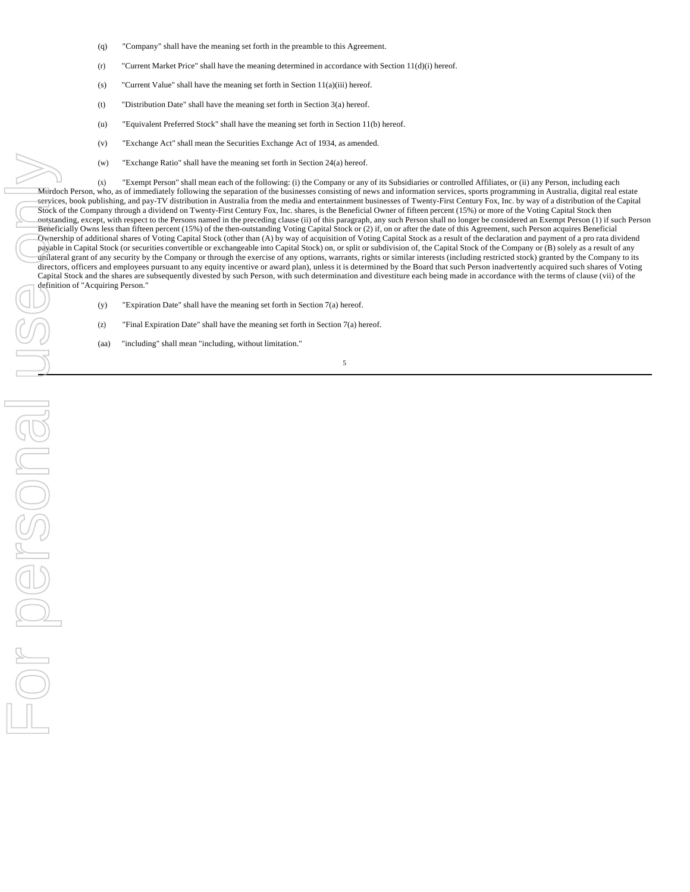(q) "Company" shall have the meaning set forth in the preamble to this Agreement.

(r) "Current Market Price" shall have the meaning determined in accordance with Section 11(d)(i) hereof.

(s) "Current Value" shall have the meaning set forth in Section 11(a)(iii) hereof.

(t) "Distribution Date" shall have the meaning set forth in Section 3(a) hereof.

(u) "Equivalent Preferred Stock" shall have the meaning set forth in Section 11(b) hereof.

(v) "Exchange Act" shall mean the Securities Exchange Act of 1934, as amended.

(w) "Exchange Ratio" shall have the meaning set forth in Section 24(a) hereof.

(x) "Exempt Person" shall mean each of the following: (i) the Company or any of its Subsidiaries or controlled Affiliates, or (ii) any Person, including each Murdoch Person, who, as of immediately following the separation of the businesses consisting of news and information services, sports programming in Australia, digital real estate services, book publishing, and pay-TV distribution in Australia from the media and entertainment businesses of Twenty-First Century Fox, Inc. by way of a distribution of the Capital Stock of the Company through a dividend on Twenty-First Century Fox, Inc. shares, is the Beneficial Owner of fifteen percent (15%) or more of the Voting Capital Stock then outstanding, except, with respect to the Persons named in the preceding clause (ii) of this paragraph, any such Person shall no longer be considered an Exempt Person (1) if such Person Beneficially Owns less than fifteen percent (15%) of the then-outstanding Voting Capital Stock or (2) if, on or after the date of this Agreement, such Person acquires Beneficial Ownership of additional shares of Voting Capital Stock (other than (A) by way of acquisition of Voting Capital Stock as a result of the declaration and payment of a pro rata dividend payable in Capital Stock (or securities convertible or exchangeable into Capital Stock) on, or split or subdivision of, the Capital Stock of the Company or (B) solely as a result of any unilateral grant of any security by the Company or through the exercise of any options, warrants, rights or similar interests (including restricted stock) granted by the Company to its directors, officers and employees pursuant to any equity incentive or award plan), unless it is determined by the Board that such Person inadvertently acquired such shares of Voting Capital Stock and the shares are subsequently divested by such Person, with such determination and divestiture each being made in accordance with the terms of clause (vii) of the definition of "Acquiring Person."

(y) "Expiration Date" shall have the meaning set forth in Section 7(a) hereof.

(z) "Final Expiration Date" shall have the meaning set forth in Section 7(a) hereof.

(aa) "including" shall mean "including, without limitation."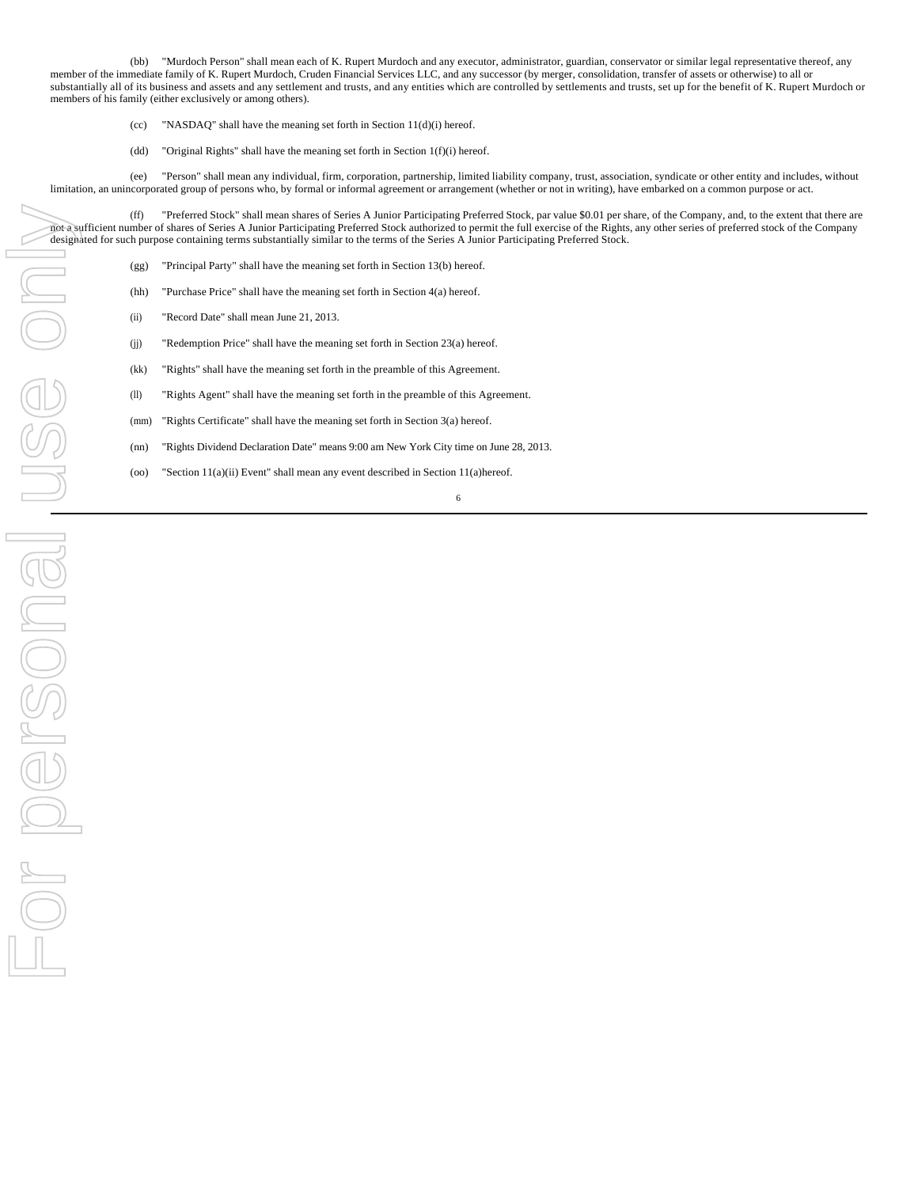(bb) "Murdoch Person" shall mean each of K. Rupert Murdoch and any executor, administrator, guardian, conservator or similar legal representative thereof, any member of the immediate family of K. Rupert Murdoch, Cruden Financial Services LLC, and any successor (by merger, consolidation, transfer of assets or otherwise) to all or substantially all of its business and assets and any settlement and trusts, and any entities which are controlled by settlements and trusts, set up for the benefit of K. Rupert Murdoch or members of his family (either exclusively or among others).

(cc) "NASDAQ" shall have the meaning set forth in Section 11(d)(i) hereof.

(dd) "Original Rights" shall have the meaning set forth in Section 1(f)(i) hereof.

(ee) "Person" shall mean any individual, firm, corporation, partnership, limited liability company, trust, association, syndicate or other entity and includes, without limitation, an unincorporated group of persons who, by formal or informal agreement or arrangement (whether or not in writing), have embarked on a common purpose or act.

(ff) "Preferred Stock" shall mean shares of Series A Junior Participating Preferred Stock, par value $0.01 per share, of the Company, and, to the extent that there are not a sufficient number of shares of Series A Junior Participating Preferred Stock authorized to permit the full exercise of the Rights, any other series of preferred stock of the Company designated for such purpose containing terms substantially similar to the terms of the Series A Junior Participating Preferred Stock.

(gg) "Principal Party" shall have the meaning set forth in Section 13(b) hereof.

(hh) "Purchase Price" shall have the meaning set forth in Section 4(a) hereof.

(ii) "Record Date" shall mean June 21, 2013.

(jj) "Redemption Price" shall have the meaning set forth in Section 23(a) hereof.

(kk) "Rights" shall have the meaning set forth in the preamble of this Agreement.

(ll) "Rights Agent" shall have the meaning set forth in the preamble of this Agreement.

(mm) "Rights Certificate" shall have the meaning set forth in Section 3(a) hereof.

(nn) "Rights Dividend Declaration Date" means 9:00 am New York City time on June 28, 2013.

(oo) "Section 11(a)(ii) Event" shall mean any event described in Section 11(a)hereof.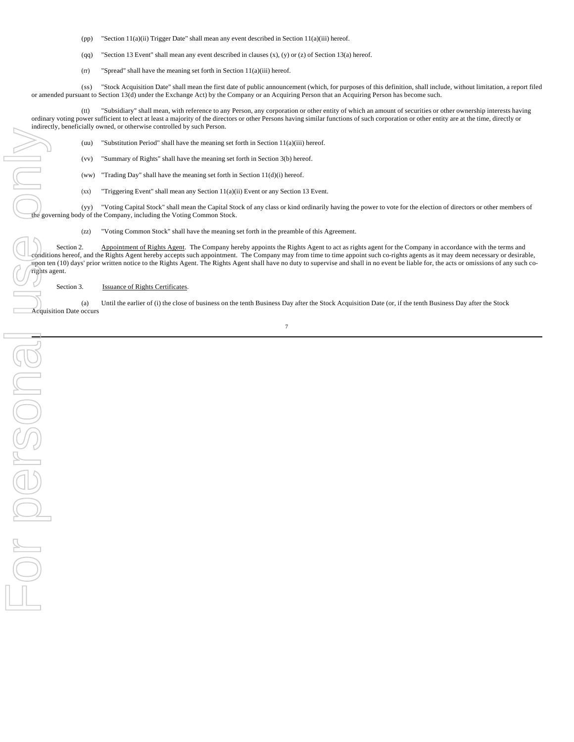(pp) "Section 11(a)(ii) Trigger Date" shall mean any event described in Section 11(a)(iii) hereof.

(qq) "Section 13 Event" shall mean any event described in clauses (x), (y) or (z) of Section 13(a) hereof.

(rr) "Spread" shall have the meaning set forth in Section 11(a)(iii) hereof.

(ss) "Stock Acquisition Date" shall mean the first date of public announcement (which, for purposes of this definition, shall include, without limitation, a report filed or amended pursuant to Section 13(d) under the Exchange Act) by the Company or an Acquiring Person that an Acquiring Person has become such.

(tt) "Subsidiary" shall mean, with reference to any Person, any corporation or other entity of which an amount of securities or other ownership interests having ordinary voting power sufficient to elect at least a majority of the directors or other Persons having similar functions of such corporation or other entity are at the time, directly or indirectly, beneficially owned, or otherwise controlled by such Person.

(uu) "Substitution Period" shall have the meaning set forth in Section 11(a)(iii) hereof.

(vv) "Summary of Rights" shall have the meaning set forth in Section 3(b) hereof.

(ww) "Trading Day" shall have the meaning set forth in Section 11(d)(i) hereof.

(xx) "Triggering Event" shall mean any Section 11(a)(ii) Event or any Section 13 Event.

(yy) "Voting Capital Stock" shall mean the Capital Stock of any class or kind ordinarily having the power to vote for the election of directors or other members of the governing body of the Company, including the Voting Common Stock.

(zz) "Voting Common Stock" shall have the meaning set forth in the preamble of this Agreement.

Section 2. Appointment of Rights Agent. The Company hereby appoints the Rights Agent to act as rights agent for the Company in accordance with the terms and conditions hereof, and the Rights Agent hereby accepts such appointment. The Company may from time to time appoint such co-rights agents as it may deem necessary or desirable, upon ten (10) days' prior written notice to the Rights Agent. The Rights Agent shall have no duty to supervise and shall in no event be liable for, the acts or omissions of any such co-rights agent.

Section 3. Issuance of Rights Certificates.

(a) Until the earlier of (i) the close of business on the tenth Business Day after the Stock Acquisition Date (or, if the tenth Business Day after the Stock Acquisition Date occurs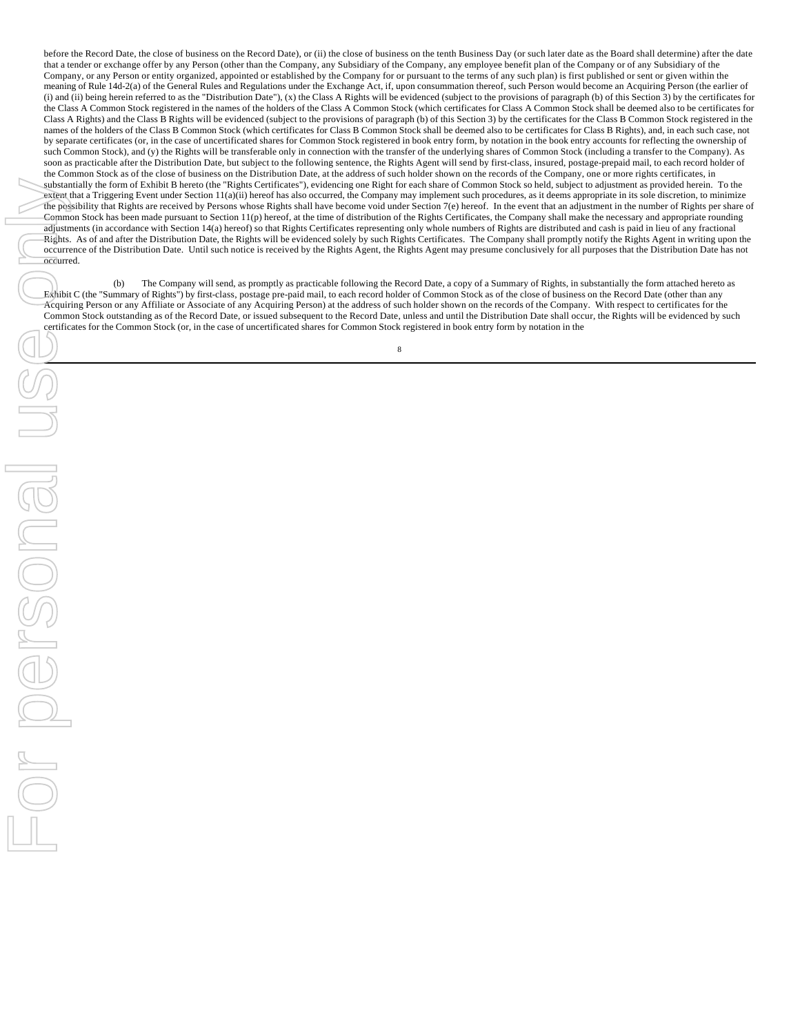before the Record Date, the close of business on the Record Date), or (ii) the close of business on the tenth Business Day (or such later date as the Board shall determine) after the date that a tender or exchange offer by any Person (other than the Company, any Subsidiary of the Company, any employee benefit plan of the Company or of any Subsidiary of the Company, or any Person or entity organized, appointed or established by the Company for or pursuant to the terms of any such plan) is first published or sent or given within the meaning of Rule 14d-2(a) of the General Rules and Regulations under the Exchange Act, if, upon consummation thereof, such Person would become an Acquiring Person (the earlier of (i) and (ii) being herein referred to as the "Distribution Date"), (x) the Class A Rights will be evidenced (subject to the provisions of paragraph (b) of this Section 3) by the certificates for the Class A Common Stock registered in the names of the holders of the Class A Common Stock (which certificates for Class A Common Stock shall be deemed also to be certificates for Class A Rights) and the Class B Rights will be evidenced (subject to the provisions of paragraph (b) of this Section 3) by the certificates for the Class B Common Stock registered in the names of the holders of the Class B Common Stock (which certificates for Class B Common Stock shall be deemed also to be certificates for Class B Rights), and, in each such case, not by separate certificates (or, in the case of uncertificated shares for Common Stock registered in book entry form, by notation in the book entry accounts for reflecting the ownership of such Common Stock), and (y) the Rights will be transferable only in connection with the transfer of the underlying shares of Common Stock (including a transfer to the Company). As soon as practicable after the Distribution Date, but subject to the following sentence, the Rights Agent will send by first-class, insured, postage-prepaid mail, to each record holder of the Common Stock as of the close of business on the Distribution Date, at the address of such holder shown on the records of the Company, one or more rights certificates, in substantially the form of Exhibit B hereto (the "Rights Certificates"), evidencing one Right for each share of Common Stock so held, subject to adjustment as provided herein. To the extent that a Triggering Event under Section 11(a)(ii) hereof has also occurred, the Company may implement such procedures, as it deems appropriate in its sole discretion, to minimize the possibility that Rights are received by Persons whose Rights shall have become void under Section 7(e) hereof. In the event that an adjustment in the number of Rights per share of Common Stock has been made pursuant to Section 11(p) hereof, at the time of distribution of the Rights Certificates, the Company shall make the necessary and appropriate rounding adjustments (in accordance with Section 14(a) hereof) so that Rights Certificates representing only whole numbers of Rights are distributed and cash is paid in lieu of any fractional Rights. As of and after the Distribution Date, the Rights will be evidenced solely by such Rights Certificates. The Company shall promptly notify the Rights Agent in writing upon the occurrence of the Distribution Date. Until such notice is received by the Rights Agent, the Rights Agent may presume conclusively for all purposes that the Distribution Date has not occurred.

(b) The Company will send, as promptly as practicable following the Record Date, a copy of a Summary of Rights, in substantially the form attached hereto as Exhibit C (the "Summary of Rights") by first-class, postage pre-paid mail, to each record holder of Common Stock as of the close of business on the Record Date (other than any Acquiring Person or any Affiliate or Associate of any Acquiring Person) at the address of such holder shown on the records of the Company. With respect to certificates for the Common Stock outstanding as of the Record Date, or issued subsequent to the Record Date, unless and until the Distribution Date shall occur, the Rights will be evidenced by such certificates for the Common Stock (or, in the case of uncertificated shares for Common Stock registered in book entry form by notation in the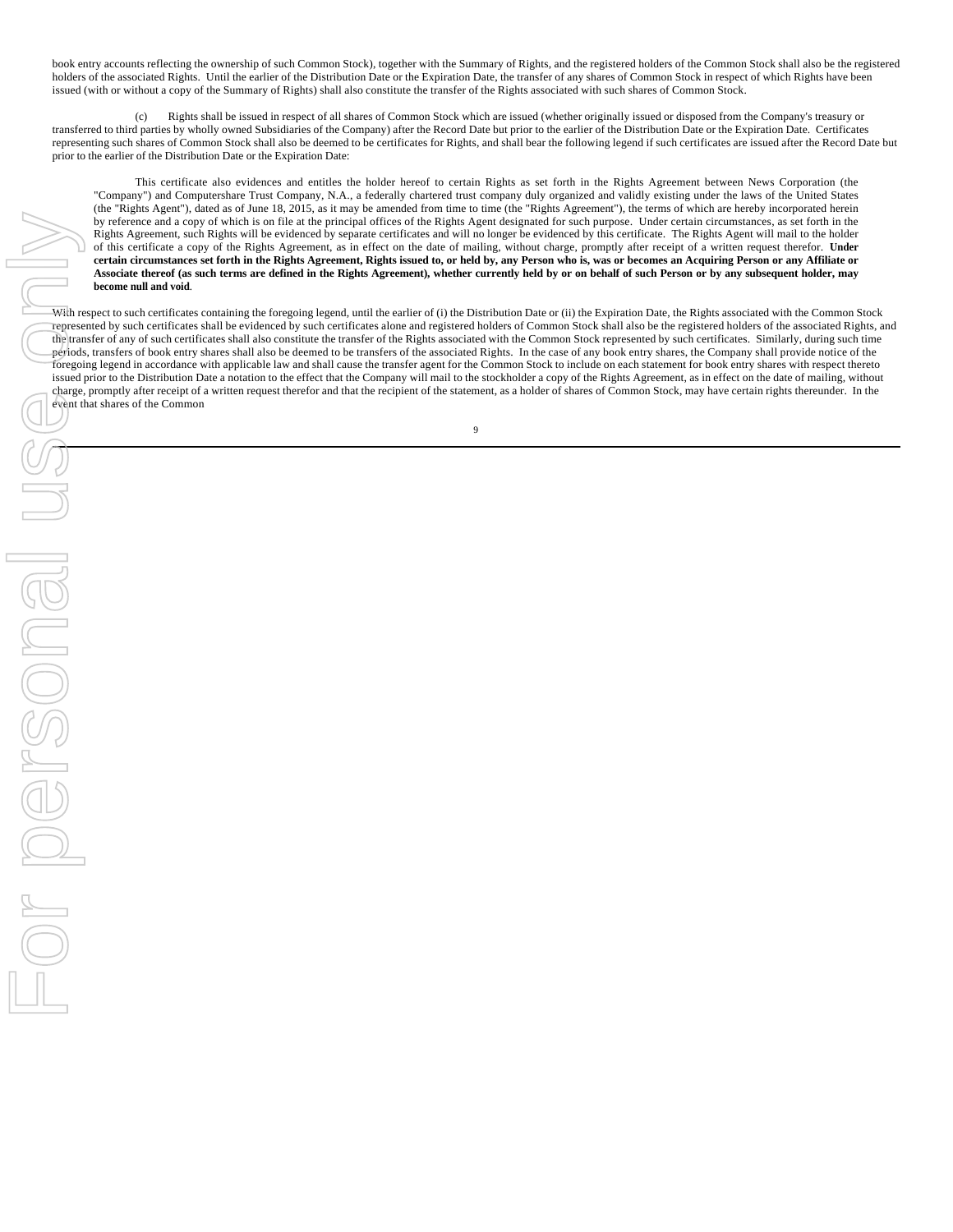book entry accounts reflecting the ownership of such Common Stock), together with the Summary of Rights, and the registered holders of the Common Stock shall also be the registered holders of the associated Rights. Until the earlier of the Distribution Date or the Expiration Date, the transfer of any shares of Common Stock in respect of which Rights have been issued (with or without a copy of the Summary of Rights) shall also constitute the transfer of the Rights associated with such shares of Common Stock.

(c) Rights shall be issued in respect of all shares of Common Stock which are issued (whether originally issued or disposed from the Company's treasury or transferred to third parties by wholly owned Subsidiaries of the Company) after the Record Date but prior to the earlier of the Distribution Date or the Expiration Date. Certificates representing such shares of Common Stock shall also be deemed to be certificates for Rights, and shall bear the following legend if such certificates are issued after the Record Date but prior to the earlier of the Distribution Date or the Expiration Date:

> This certificate also evidences and entitles the holder hereof to certain Rights as set forth in the Rights Agreement between News Corporation (the "Company") and Computershare Trust Company, N.A., a federally chartered trust company duly organized and validly existing under the laws of the United States (the "Rights Agent"), dated as of June 18, 2015, as it may be amended from time to time (the "Rights Agreement"), the terms of which are hereby incorporated herein by reference and a copy of which is on file at the principal offices of the Rights Agent designated for such purpose. Under certain circumstances, as set forth in the Rights Agreement, such Rights will be evidenced by separate certificates and will no longer be evidenced by this certificate. The Rights Agent will mail to the holder of this certificate a copy of the Rights Agreement, as in effect on the date of mailing, without charge, promptly after receipt of a written request therefor. **Under certain circumstances set forth in the Rights Agreement, Rights issued to, or held by, any Person who is, was or becomes an Acquiring Person or any Affiliate or Associate thereof (as such terms are defined in the Rights Agreement), whether currently held by or on behalf of such Person or by any subsequent holder, may become null and void**.

With respect to such certificates containing the foregoing legend, until the earlier of (i) the Distribution Date or (ii) the Expiration Date, the Rights associated with the Common Stock represented by such certificates shall be evidenced by such certificates alone and registered holders of Common Stock shall also be the registered holders of the associated Rights, and the transfer of any of such certificates shall also constitute the transfer of the Rights associated with the Common Stock represented by such certificates. Similarly, during such time periods, transfers of book entry shares shall also be deemed to be transfers of the associated Rights. In the case of any book entry shares, the Company shall provide notice of the foregoing legend in accordance with applicable law and shall cause the transfer agent for the Common Stock to include on each statement for book entry shares with respect thereto issued prior to the Distribution Date a notation to the effect that the Company will mail to the stockholder a copy of the Rights Agreement, as in effect on the date of mailing, without charge, promptly after receipt of a written request therefor and that the recipient of the statement, as a holder of shares of Common Stock, may have certain rights thereunder. In the event that shares of the Common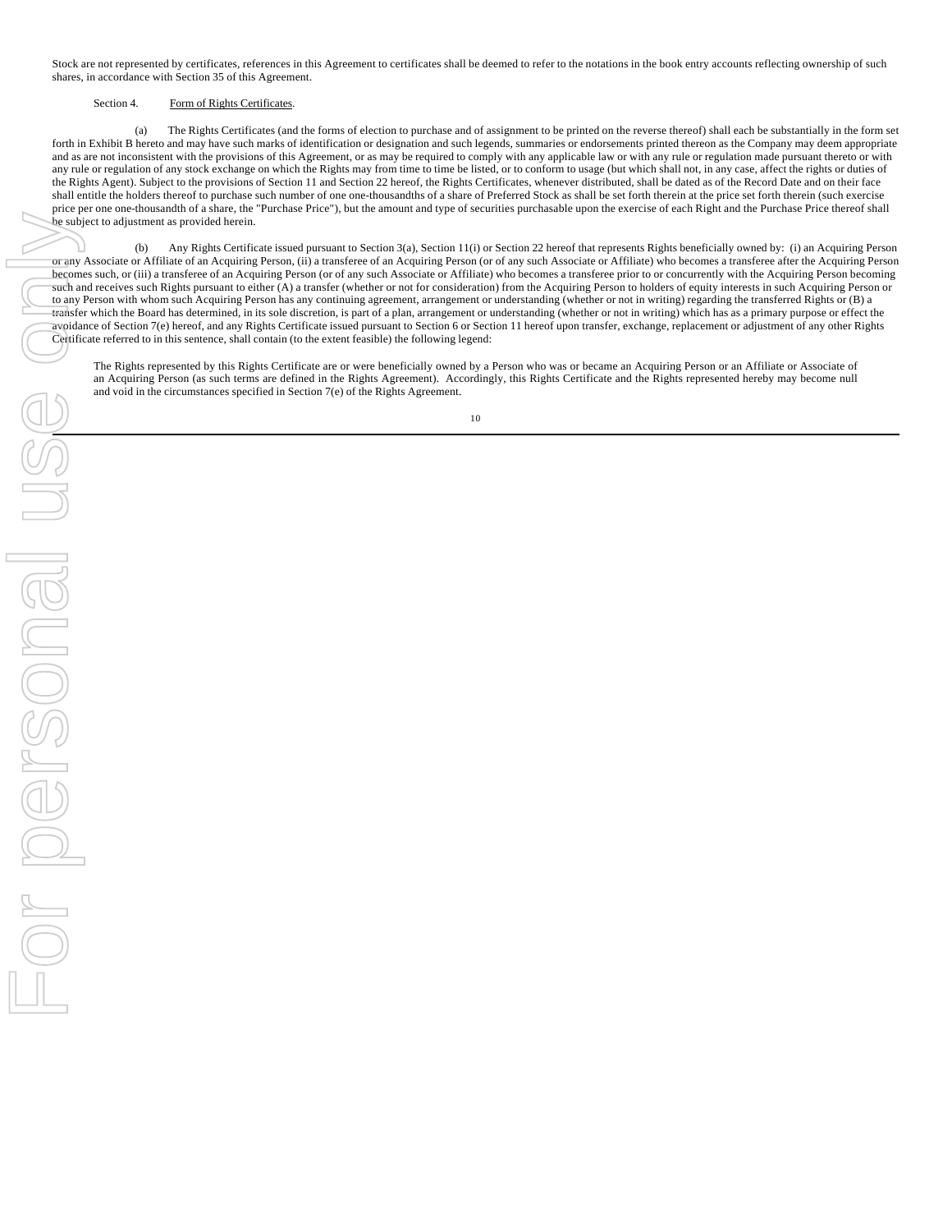Stock are not represented by certificates, references in this Agreement to certificates shall be deemed to refer to the notations in the book entry accounts reflecting ownership of such shares, in accordance with Section 35 of this Agreement.

Section 4. Form of Rights Certificates.

(a) The Rights Certificates (and the forms of election to purchase and of assignment to be printed on the reverse thereof) shall each be substantially in the form set forth in Exhibit B hereto and may have such marks of identification or designation and such legends, summaries or endorsements printed thereon as the Company may deem appropriate and as are not inconsistent with the provisions of this Agreement, or as may be required to comply with any applicable law or with any rule or regulation made pursuant thereto or with any rule or regulation of any stock exchange on which the Rights may from time to time be listed, or to conform to usage (but which shall not, in any case, affect the rights or duties of the Rights Agent). Subject to the provisions of Section 11 and Section 22 hereof, the Rights Certificates, whenever distributed, shall be dated as of the Record Date and on their face shall entitle the holders thereof to purchase such number of one one-thousandths of a share of Preferred Stock as shall be set forth therein at the price set forth therein (such exercise price per one one-thousandth of a share, the "Purchase Price"), but the amount and type of securities purchasable upon the exercise of each Right and the Purchase Price thereof shall be subject to adjustment as provided herein.

(b) Any Rights Certificate issued pursuant to Section 3(a), Section 11(i) or Section 22 hereof that represents Rights beneficially owned by: (i) an Acquiring Person or any Associate or Affiliate of an Acquiring Person, (ii) a transferee of an Acquiring Person (or of any such Associate or Affiliate) who becomes a transferee after the Acquiring Person becomes such, or (iii) a transferee of an Acquiring Person (or of any such Associate or Affiliate) who becomes a transferee prior to or concurrently with the Acquiring Person becoming such and receives such Rights pursuant to either (A) a transfer (whether or not for consideration) from the Acquiring Person to holders of equity interests in such Acquiring Person or to any Person with whom such Acquiring Person has any continuing agreement, arrangement or understanding (whether or not in writing) regarding the transferred Rights or (B) a transfer which the Board has determined, in its sole discretion, is part of a plan, arrangement or understanding (whether or not in writing) which has as a primary purpose or effect the avoidance of Section 7(e) hereof, and any Rights Certificate issued pursuant to Section 6 or Section 11 hereof upon transfer, exchange, replacement or adjustment of any other Rights Certificate referred to in this sentence, shall contain (to the extent feasible) the following legend:

> The Rights represented by this Rights Certificate are or were beneficially owned by a Person who was or became an Acquiring Person or an Affiliate or Associate of an Acquiring Person (as such terms are defined in the Rights Agreement). Accordingly, this Rights Certificate and the Rights represented hereby may become null and void in the circumstances specified in Section 7(e) of the Rights Agreement.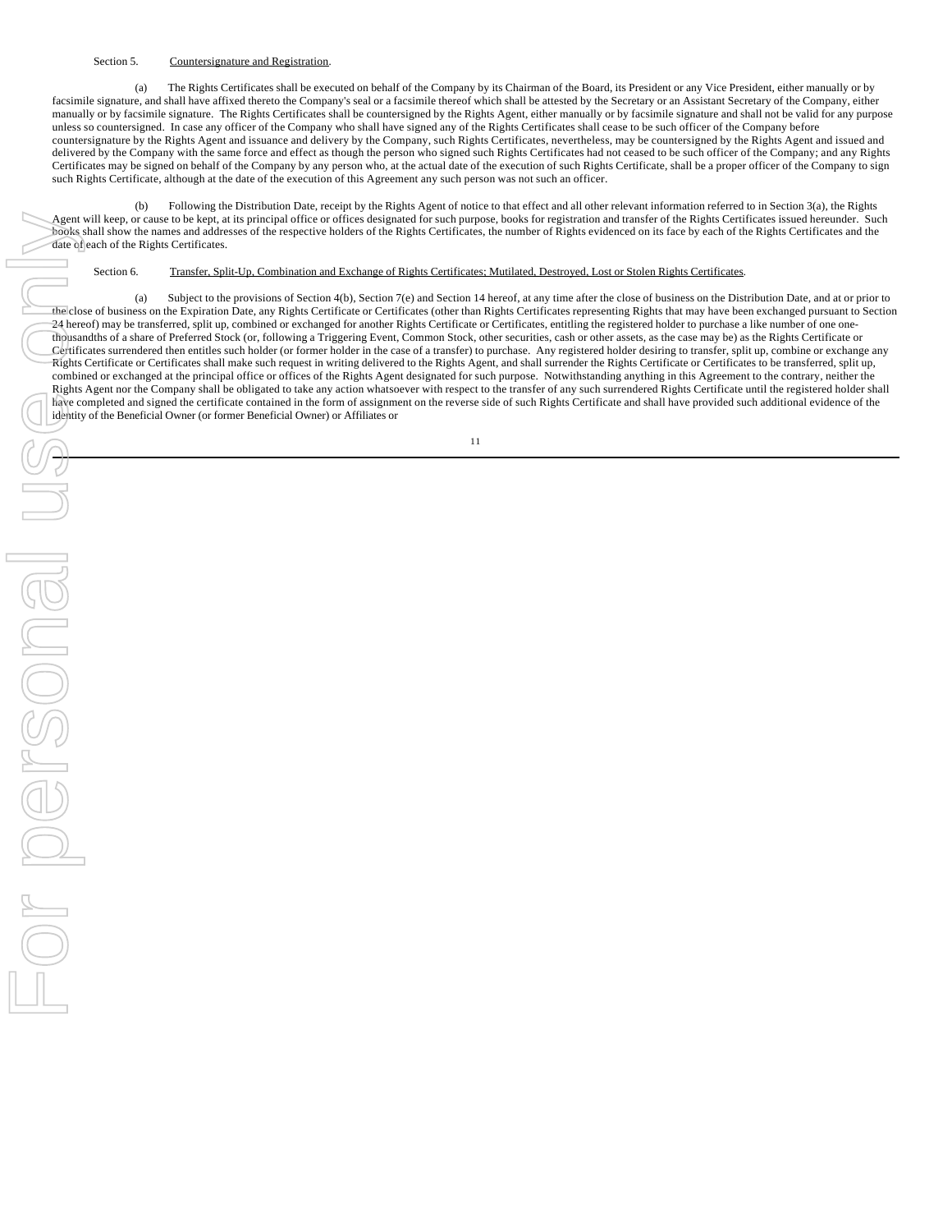Section 5. <u>Countersignature and Registration</u>.

(a) The Rights Certificates shall be executed on behalf of the Company by its Chairman of the Board, its President or any Vice President, either manually or by facsimile signature, and shall have affixed thereto the Company's seal or a facsimile thereof which shall be attested by the Secretary or an Assistant Secretary of the Company, either manually or by facsimile signature. The Rights Certificates shall be countersigned by the Rights Agent, either manually or by facsimile signature and shall not be valid for any purpose unless so countersigned. In case any officer of the Company who shall have signed any of the Rights Certificates shall cease to be such officer of the Company before countersignature by the Rights Agent and issuance and delivery by the Company, such Rights Certificates, nevertheless, may be countersigned by the Rights Agent and issued and delivered by the Company with the same force and effect as though the person who signed such Rights Certificates had not ceased to be such officer of the Company; and any Rights Certificates may be signed on behalf of the Company by any person who, at the actual date of the execution of such Rights Certificate, shall be a proper officer of the Company to sign such Rights Certificate, although at the date of the execution of this Agreement any such person was not such an officer.

(b) Following the Distribution Date, receipt by the Rights Agent of notice to that effect and all other relevant information referred to in Section 3(a), the Rights Agent will keep, or cause to be kept, at its principal office or offices designated for such purpose, books for registration and transfer of the Rights Certificates issued hereunder. Such books shall show the names and addresses of the respective holders of the Rights Certificates, the number of Rights evidenced on its face by each of the Rights Certificates and the date of each of the Rights Certificates.

Section 6. <u>Transfer, Split-Up, Combination and Exchange of Rights Certificates; Mutilated, Destroyed, Lost or Stolen Rights Certificates</u>.

(a) Subject to the provisions of Section 4(b), Section 7(e) and Section 14 hereof, at any time after the close of business on the Distribution Date, and at or prior to the close of business on the Expiration Date, any Rights Certificate or Certificates (other than Rights Certificates representing Rights that may have been exchanged pursuant to Section 24 hereof) may be transferred, split up, combined or exchanged for another Rights Certificate or Certificates, entitling the registered holder to purchase a like number of one one-thousandths of a share of Preferred Stock (or, following a Triggering Event, Common Stock, other securities, cash or other assets, as the case may be) as the Rights Certificate or Certificates surrendered then entitles such holder (or former holder in the case of a transfer) to purchase. Any registered holder desiring to transfer, split up, combine or exchange any Rights Certificate or Certificates shall make such request in writing delivered to the Rights Agent, and shall surrender the Rights Certificate or Certificates to be transferred, split up, combined or exchanged at the principal office or offices of the Rights Agent designated for such purpose. Notwithstanding anything in this Agreement to the contrary, neither the Rights Agent nor the Company shall be obligated to take any action whatsoever with respect to the transfer of any such surrendered Rights Certificate until the registered holder shall have completed and signed the certificate contained in the form of assignment on the reverse side of such Rights Certificate and shall have provided such additional evidence of the identity of the Beneficial Owner (or former Beneficial Owner) or Affiliates or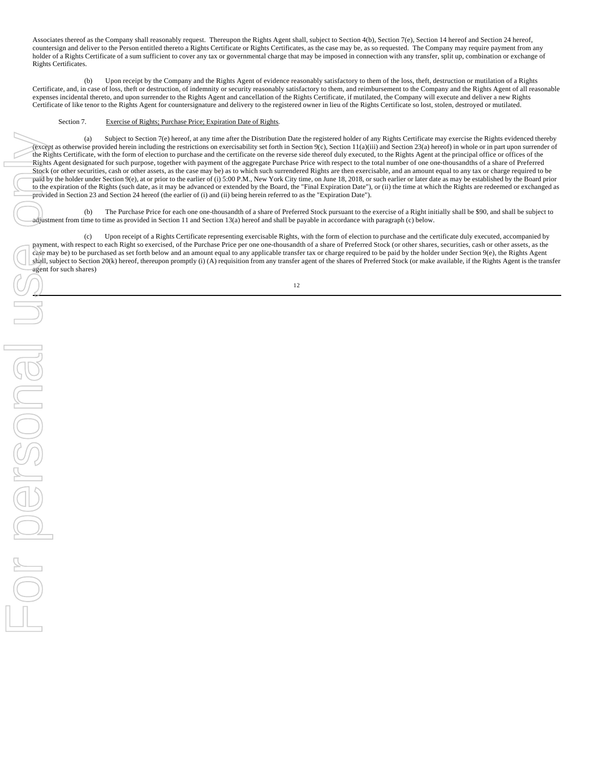Associates thereof as the Company shall reasonably request. Thereupon the Rights Agent shall, subject to Section 4(b), Section 7(e), Section 14 hereof and Section 24 hereof, countersign and deliver to the Person entitled thereto a Rights Certificate or Rights Certificates, as the case may be, as so requested. The Company may require payment from any holder of a Rights Certificate of a sum sufficient to cover any tax or governmental charge that may be imposed in connection with any transfer, split up, combination or exchange of Rights Certificates.

(b) Upon receipt by the Company and the Rights Agent of evidence reasonably satisfactory to them of the loss, theft, destruction or mutilation of a Rights Certificate, and, in case of loss, theft or destruction, of indemnity or security reasonably satisfactory to them, and reimbursement to the Company and the Rights Agent of all reasonable expenses incidental thereto, and upon surrender to the Rights Agent and cancellation of the Rights Certificate, if mutilated, the Company will execute and deliver a new Rights Certificate of like tenor to the Rights Agent for countersignature and delivery to the registered owner in lieu of the Rights Certificate so lost, stolen, destroyed or mutilated.

Section 7. Exercise of Rights; Purchase Price; Expiration Date of Rights.

(a) Subject to Section 7(e) hereof, at any time after the Distribution Date the registered holder of any Rights Certificate may exercise the Rights evidenced thereby (except as otherwise provided herein including the restrictions on exercisability set forth in Section 9(c), Section 11(a)(iii) and Section 23(a) hereof) in whole or in part upon surrender of the Rights Certificate, with the form of election to purchase and the certificate on the reverse side thereof duly executed, to the Rights Agent at the principal office or offices of the Rights Agent designated for such purpose, together with payment of the aggregate Purchase Price with respect to the total number of one one-thousandths of a share of Preferred Stock (or other securities, cash or other assets, as the case may be) as to which such surrendered Rights are then exercisable, and an amount equal to any tax or charge required to be paid by the holder under Section 9(e), at or prior to the earlier of (i) 5:00 P.M., New York City time, on June 18, 2018, or such earlier or later date as may be established by the Board prior to the expiration of the Rights (such date, as it may be advanced or extended by the Board, the "Final Expiration Date"), or (ii) the time at which the Rights are redeemed or exchanged as provided in Section 23 and Section 24 hereof (the earlier of (i) and (ii) being herein referred to as the "Expiration Date").

(b) The Purchase Price for each one one-thousandth of a share of Preferred Stock pursuant to the exercise of a Right initially shall be $90, and shall be subject to adjustment from time to time as provided in Section 11 and Section 13(a) hereof and shall be payable in accordance with paragraph (c) below.

(c) Upon receipt of a Rights Certificate representing exercisable Rights, with the form of election to purchase and the certificate duly executed, accompanied by payment, with respect to each Right so exercised, of the Purchase Price per one one-thousandth of a share of Preferred Stock (or other shares, securities, cash or other assets, as the case may be) to be purchased as set forth below and an amount equal to any applicable transfer tax or charge required to be paid by the holder under Section 9(e), the Rights Agent shall, subject to Section 20(k) hereof, thereupon promptly (i) (A) requisition from any transfer agent of the shares of Preferred Stock (or make available, if the Rights Agent is the transfer agent for such shares)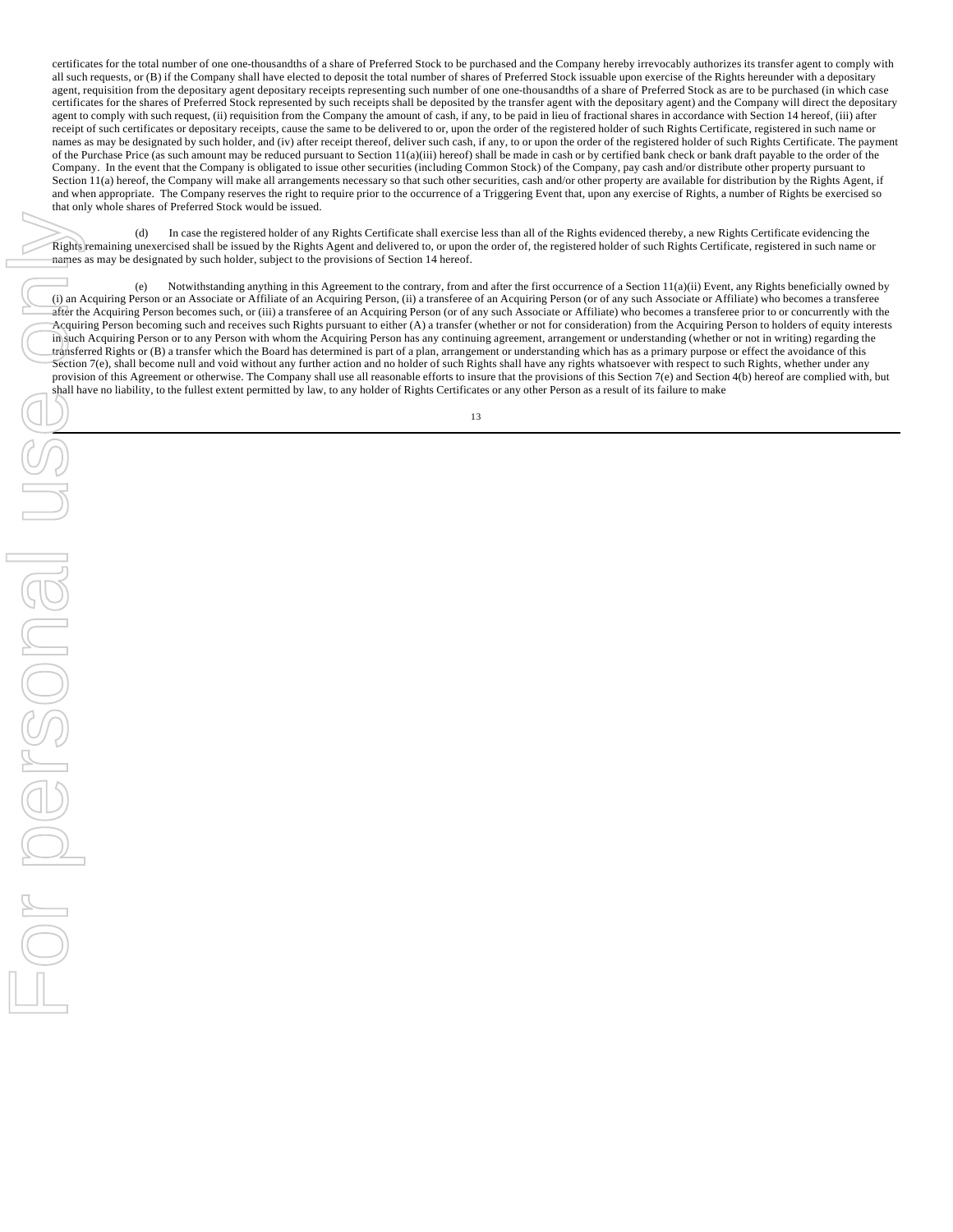certificates for the total number of one one-thousandths of a share of Preferred Stock to be purchased and the Company hereby irrevocably authorizes its transfer agent to comply with all such requests, or (B) if the Company shall have elected to deposit the total number of shares of Preferred Stock issuable upon exercise of the Rights hereunder with a depositary agent, requisition from the depositary agent depositary receipts representing such number of one one-thousandths of a share of Preferred Stock as are to be purchased (in which case certificates for the shares of Preferred Stock represented by such receipts shall be deposited by the transfer agent with the depositary agent) and the Company will direct the depositary agent to comply with such request, (ii) requisition from the Company the amount of cash, if any, to be paid in lieu of fractional shares in accordance with Section 14 hereof, (iii) after receipt of such certificates or depositary receipts, cause the same to be delivered to or, upon the order of the registered holder of such Rights Certificate, registered in such name or names as may be designated by such holder, and (iv) after receipt thereof, deliver such cash, if any, to or upon the order of the registered holder of such Rights Certificate. The payment of the Purchase Price (as such amount may be reduced pursuant to Section 11(a)(iii) hereof) shall be made in cash or by certified bank check or bank draft payable to the order of the Company. In the event that the Company is obligated to issue other securities (including Common Stock) of the Company, pay cash and/or distribute other property pursuant to Section 11(a) hereof, the Company will make all arrangements necessary so that such other securities, cash and/or other property are available for distribution by the Rights Agent, if and when appropriate. The Company reserves the right to require prior to the occurrence of a Triggering Event that, upon any exercise of Rights, a number of Rights be exercised so that only whole shares of Preferred Stock would be issued.

(d) In case the registered holder of any Rights Certificate shall exercise less than all of the Rights evidenced thereby, a new Rights Certificate evidencing the Rights remaining unexercised shall be issued by the Rights Agent and delivered to, or upon the order of, the registered holder of such Rights Certificate, registered in such name or names as may be designated by such holder, subject to the provisions of Section 14 hereof.

(e) Notwithstanding anything in this Agreement to the contrary, from and after the first occurrence of a Section 11(a)(ii) Event, any Rights beneficially owned by (i) an Acquiring Person or an Associate or Affiliate of an Acquiring Person, (ii) a transferee of an Acquiring Person (or of any such Associate or Affiliate) who becomes a transferee after the Acquiring Person becomes such, or (iii) a transferee of an Acquiring Person (or of any such Associate or Affiliate) who becomes a transferee prior to or concurrently with the Acquiring Person becoming such and receives such Rights pursuant to either (A) a transfer (whether or not for consideration) from the Acquiring Person to holders of equity interests in such Acquiring Person or to any Person with whom the Acquiring Person has any continuing agreement, arrangement or understanding (whether or not in writing) regarding the transferred Rights or (B) a transfer which the Board has determined is part of a plan, arrangement or understanding which has as a primary purpose or effect the avoidance of this Section 7(e), shall become null and void without any further action and no holder of such Rights shall have any rights whatsoever with respect to such Rights, whether under any provision of this Agreement or otherwise. The Company shall use all reasonable efforts to insure that the provisions of this Section 7(e) and Section 4(b) hereof are complied with, but shall have no liability, to the fullest extent permitted by law, to any holder of Rights Certificates or any other Person as a result of its failure to make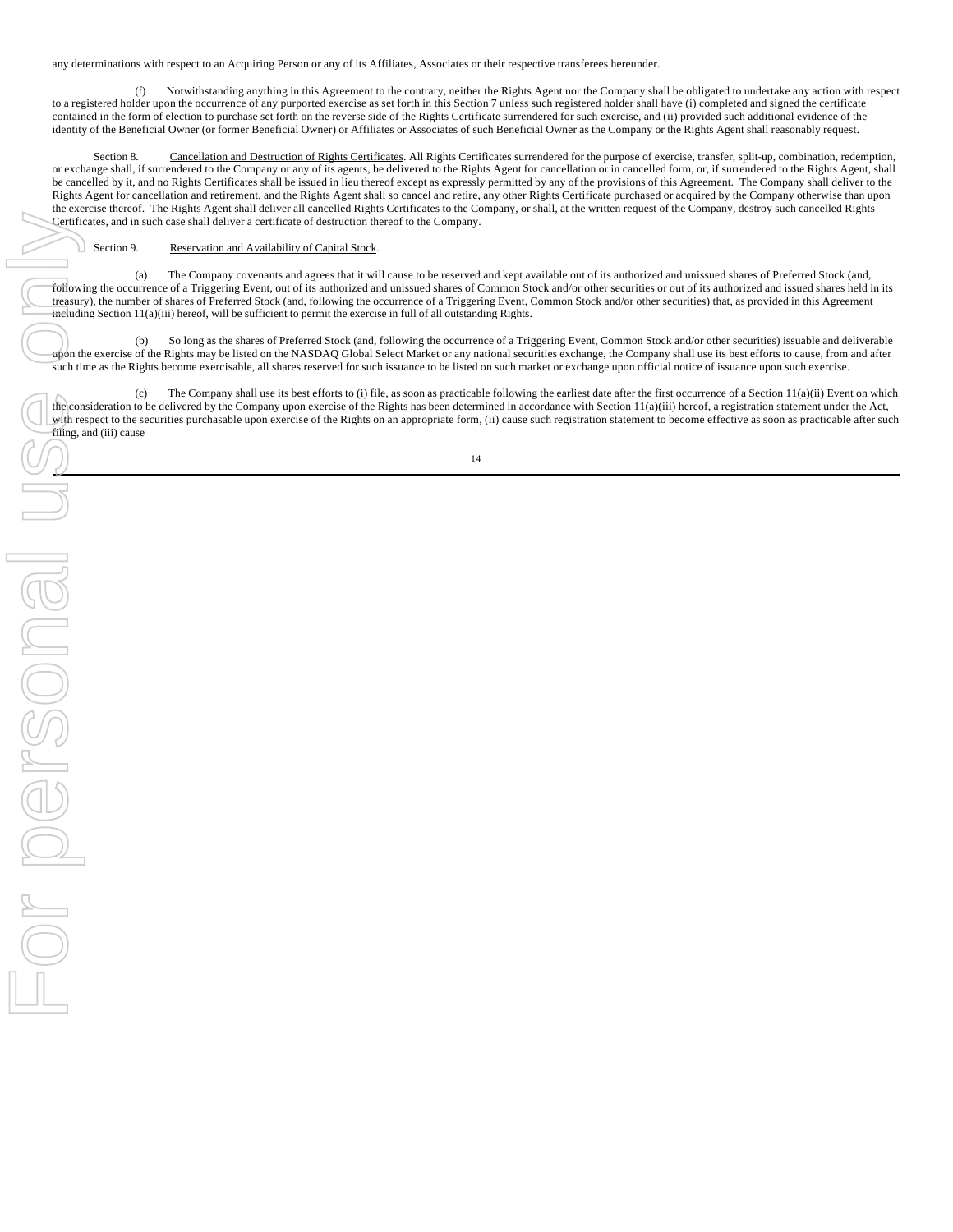any determinations with respect to an Acquiring Person or any of its Affiliates, Associates or their respective transferees hereunder.

(f) Notwithstanding anything in this Agreement to the contrary, neither the Rights Agent nor the Company shall be obligated to undertake any action with respect to a registered holder upon the occurrence of any purported exercise as set forth in this Section 7 unless such registered holder shall have (i) completed and signed the certificate contained in the form of election to purchase set forth on the reverse side of the Rights Certificate surrendered for such exercise, and (ii) provided such additional evidence of the identity of the Beneficial Owner (or former Beneficial Owner) or Affiliates or Associates of such Beneficial Owner as the Company or the Rights Agent shall reasonably request.

Section 8. Cancellation and Destruction of Rights Certificates. All Rights Certificates surrendered for the purpose of exercise, transfer, split-up, combination, redemption, or exchange shall, if surrendered to the Company or any of its agents, be delivered to the Rights Agent for cancellation or in cancelled form, or, if surrendered to the Rights Agent, shall be cancelled by it, and no Rights Certificates shall be issued in lieu thereof except as expressly permitted by any of the provisions of this Agreement. The Company shall deliver to the Rights Agent for cancellation and retirement, and the Rights Agent shall so cancel and retire, any other Rights Certificate purchased or acquired by the Company otherwise than upon the exercise thereof. The Rights Agent shall deliver all cancelled Rights Certificates to the Company, or shall, at the written request of the Company, destroy such cancelled Rights Certificates, and in such case shall deliver a certificate of destruction thereof to the Company.

Section 9. Reservation and Availability of Capital Stock.

(a) The Company covenants and agrees that it will cause to be reserved and kept available out of its authorized and unissued shares of Preferred Stock (and, following the occurrence of a Triggering Event, out of its authorized and unissued shares of Common Stock and/or other securities or out of its authorized and issued shares held in its treasury), the number of shares of Preferred Stock (and, following the occurrence of a Triggering Event, Common Stock and/or other securities) that, as provided in this Agreement including Section 11(a)(iii) hereof, will be sufficient to permit the exercise in full of all outstanding Rights.

(b) So long as the shares of Preferred Stock (and, following the occurrence of a Triggering Event, Common Stock and/or other securities) issuable and deliverable upon the exercise of the Rights may be listed on the NASDAQ Global Select Market or any national securities exchange, the Company shall use its best efforts to cause, from and after such time as the Rights become exercisable, all shares reserved for such issuance to be listed on such market or exchange upon official notice of issuance upon such exercise.

(c) The Company shall use its best efforts to (i) file, as soon as practicable following the earliest date after the first occurrence of a Section 11(a)(ii) Event on which the consideration to be delivered by the Company upon exercise of the Rights has been determined in accordance with Section 11(a)(iii) hereof, a registration statement under the Act, with respect to the securities purchasable upon exercise of the Rights on an appropriate form, (ii) cause such registration statement to become effective as soon as practicable after such filing, and (iii) cause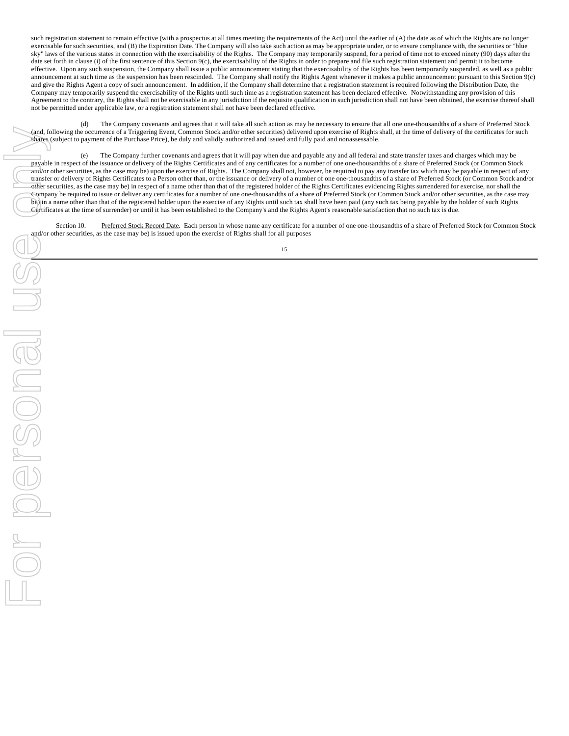such registration statement to remain effective (with a prospectus at all times meeting the requirements of the Act) until the earlier of (A) the date as of which the Rights are no longer exercisable for such securities, and (B) the Expiration Date. The Company will also take such action as may be appropriate under, or to ensure compliance with, the securities or "blue sky" laws of the various states in connection with the exercisability of the Rights. The Company may temporarily suspend, for a period of time not to exceed ninety (90) days after the date set forth in clause (i) of the first sentence of this Section 9(c), the exercisability of the Rights in order to prepare and file such registration statement and permit it to become effective. Upon any such suspension, the Company shall issue a public announcement stating that the exercisability of the Rights has been temporarily suspended, as well as a public announcement at such time as the suspension has been rescinded. The Company shall notify the Rights Agent whenever it makes a public announcement pursuant to this Section 9(c) and give the Rights Agent a copy of such announcement. In addition, if the Company shall determine that a registration statement is required following the Distribution Date, the Company may temporarily suspend the exercisability of the Rights until such time as a registration statement has been declared effective. Notwithstanding any provision of this Agreement to the contrary, the Rights shall not be exercisable in any jurisdiction if the requisite qualification in such jurisdiction shall not have been obtained, the exercise thereof shall not be permitted under applicable law, or a registration statement shall not have been declared effective.

(d) The Company covenants and agrees that it will take all such action as may be necessary to ensure that all one one-thousandths of a share of Preferred Stock (and, following the occurrence of a Triggering Event, Common Stock and/or other securities) delivered upon exercise of Rights shall, at the time of delivery of the certificates for such shares (subject to payment of the Purchase Price), be duly and validly authorized and issued and fully paid and nonassessable.

(e) The Company further covenants and agrees that it will pay when due and payable any and all federal and state transfer taxes and charges which may be payable in respect of the issuance or delivery of the Rights Certificates and of any certificates for a number of one one-thousandths of a share of Preferred Stock (or Common Stock and/or other securities, as the case may be) upon the exercise of Rights. The Company shall not, however, be required to pay any transfer tax which may be payable in respect of any transfer or delivery of Rights Certificates to a Person other than, or the issuance or delivery of a number of one one-thousandths of a share of Preferred Stock (or Common Stock and/or other securities, as the case may be) in respect of a name other than that of the registered holder of the Rights Certificates evidencing Rights surrendered for exercise, nor shall the Company be required to issue or deliver any certificates for a number of one one-thousandths of a share of Preferred Stock (or Common Stock and/or other securities, as the case may be) in a name other than that of the registered holder upon the exercise of any Rights until such tax shall have been paid (any such tax being payable by the holder of such Rights Certificates at the time of surrender) or until it has been established to the Company's and the Rights Agent's reasonable satisfaction that no such tax is due.

Section 10. Preferred Stock Record Date. Each person in whose name any certificate for a number of one one-thousandths of a share of Preferred Stock (or Common Stock and/or other securities, as the case may be) is issued upon the exercise of Rights shall for all purposes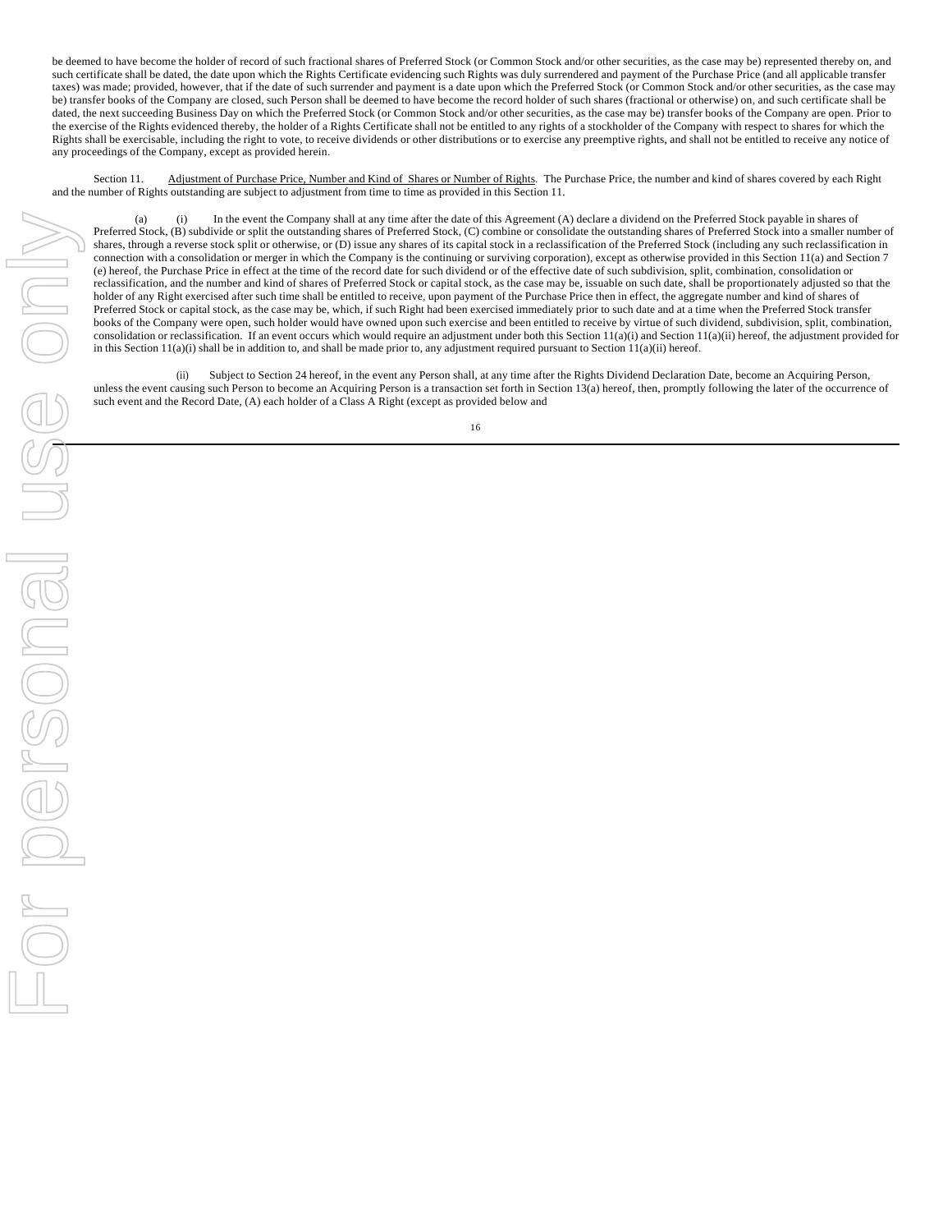be deemed to have become the holder of record of such fractional shares of Preferred Stock (or Common Stock and/or other securities, as the case may be) represented thereby on, and such certificate shall be dated, the date upon which the Rights Certificate evidencing such Rights was duly surrendered and payment of the Purchase Price (and all applicable transfer taxes) was made; provided, however, that if the date of such surrender and payment is a date upon which the Preferred Stock (or Common Stock and/or other securities, as the case may be) transfer books of the Company are closed, such Person shall be deemed to have become the record holder of such shares (fractional or otherwise) on, and such certificate shall be dated, the next succeeding Business Day on which the Preferred Stock (or Common Stock and/or other securities, as the case may be) transfer books of the Company are open. Prior to the exercise of the Rights evidenced thereby, the holder of a Rights Certificate shall not be entitled to any rights of a stockholder of the Company with respect to shares for which the Rights shall be exercisable, including the right to vote, to receive dividends or other distributions or to exercise any preemptive rights, and shall not be entitled to receive any notice of any proceedings of the Company, except as provided herein.

Section 11. Adjustment of Purchase Price, Number and Kind of Shares or Number of Rights. The Purchase Price, the number and kind of shares covered by each Right and the number of Rights outstanding are subject to adjustment from time to time as provided in this Section 11.

(a) (i) In the event the Company shall at any time after the date of this Agreement (A) declare a dividend on the Preferred Stock payable in shares of Preferred Stock, (B) subdivide or split the outstanding shares of Preferred Stock, (C) combine or consolidate the outstanding shares of Preferred Stock into a smaller number of shares, through a reverse stock split or otherwise, or (D) issue any shares of its capital stock in a reclassification of the Preferred Stock (including any such reclassification in connection with a consolidation or merger in which the Company is the continuing or surviving corporation), except as otherwise provided in this Section 11(a) and Section 7 (e) hereof, the Purchase Price in effect at the time of the record date for such dividend or of the effective date of such subdivision, split, combination, consolidation or reclassification, and the number and kind of shares of Preferred Stock or capital stock, as the case may be, issuable on such date, shall be proportionately adjusted so that the holder of any Right exercised after such time shall be entitled to receive, upon payment of the Purchase Price then in effect, the aggregate number and kind of shares of Preferred Stock or capital stock, as the case may be, which, if such Right had been exercised immediately prior to such date and at a time when the Preferred Stock transfer books of the Company were open, such holder would have owned upon such exercise and been entitled to receive by virtue of such dividend, subdivision, split, combination, consolidation or reclassification. If an event occurs which would require an adjustment under both this Section 11(a)(i) and Section 11(a)(ii) hereof, the adjustment provided for in this Section 11(a)(i) shall be in addition to, and shall be made prior to, any adjustment required pursuant to Section 11(a)(ii) hereof.

(ii) Subject to Section 24 hereof, in the event any Person shall, at any time after the Rights Dividend Declaration Date, become an Acquiring Person, unless the event causing such Person to become an Acquiring Person is a transaction set forth in Section 13(a) hereof, then, promptly following the later of the occurrence of such event and the Record Date, (A) each holder of a Class A Right (except as provided below and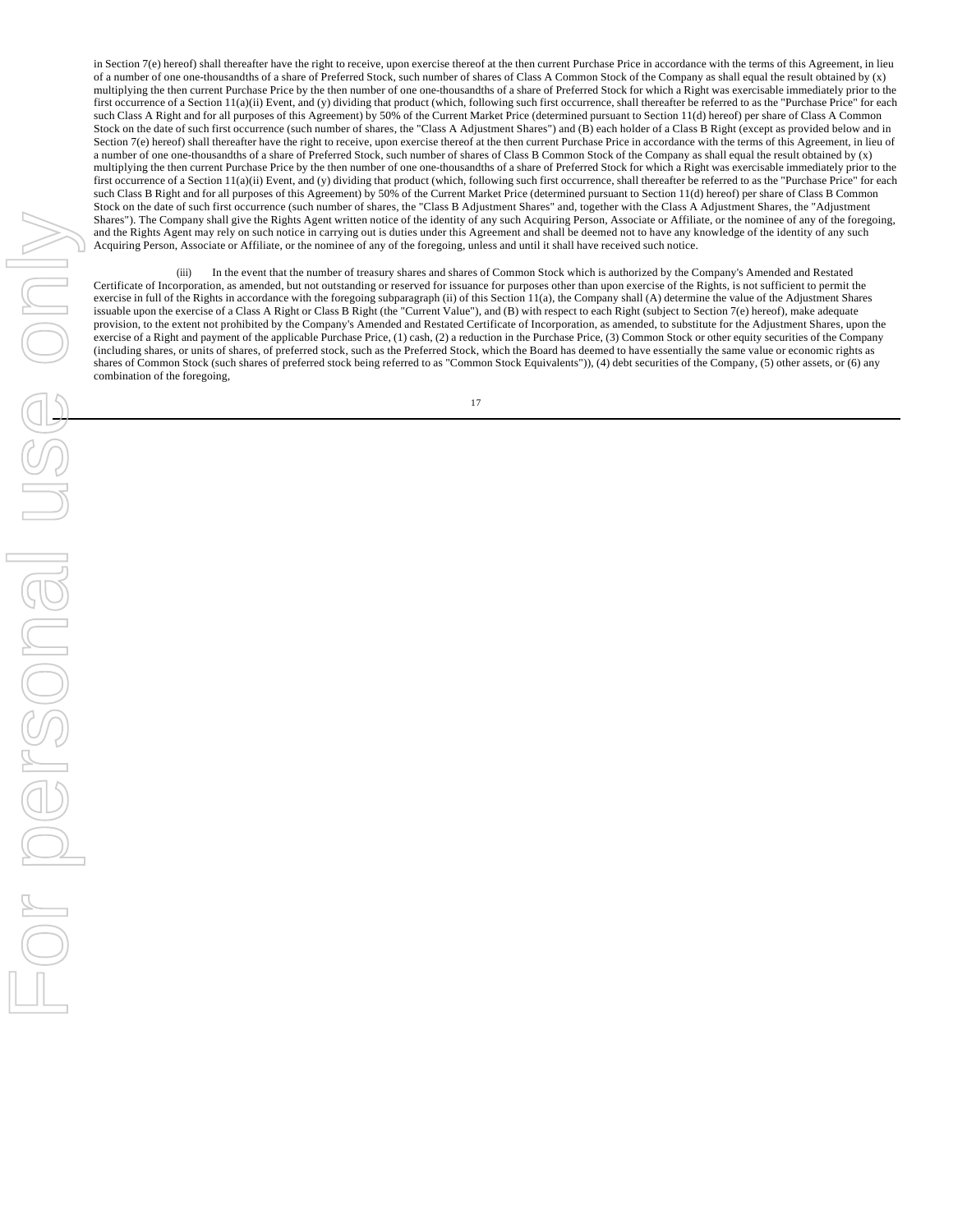in Section 7(e) hereof) shall thereafter have the right to receive, upon exercise thereof at the then current Purchase Price in accordance with the terms of this Agreement, in lieu of a number of one one-thousandths of a share of Preferred Stock, such number of shares of Class A Common Stock of the Company as shall equal the result obtained by (x) multiplying the then current Purchase Price by the then number of one one-thousandths of a share of Preferred Stock for which a Right was exercisable immediately prior to the first occurrence of a Section 11(a)(ii) Event, and (y) dividing that product (which, following such first occurrence, shall thereafter be referred to as the "Purchase Price" for each such Class A Right and for all purposes of this Agreement) by 50% of the Current Market Price (determined pursuant to Section 11(d) hereof) per share of Class A Common Stock on the date of such first occurrence (such number of shares, the "Class A Adjustment Shares") and (B) each holder of a Class B Right (except as provided below and in Section 7(e) hereof) shall thereafter have the right to receive, upon exercise thereof at the then current Purchase Price in accordance with the terms of this Agreement, in lieu of a number of one one-thousandths of a share of Preferred Stock, such number of shares of Class B Common Stock of the Company as shall equal the result obtained by (x) multiplying the then current Purchase Price by the then number of one one-thousandths of a share of Preferred Stock for which a Right was exercisable immediately prior to the first occurrence of a Section 11(a)(ii) Event, and (y) dividing that product (which, following such first occurrence, shall thereafter be referred to as the "Purchase Price" for each such Class B Right and for all purposes of this Agreement) by 50% of the Current Market Price (determined pursuant to Section 11(d) hereof) per share of Class B Common Stock on the date of such first occurrence (such number of shares, the "Class B Adjustment Shares" and, together with the Class A Adjustment Shares, the "Adjustment Shares"). The Company shall give the Rights Agent written notice of the identity of any such Acquiring Person, Associate or Affiliate, or the nominee of any of the foregoing, and the Rights Agent may rely on such notice in carrying out is duties under this Agreement and shall be deemed not to have any knowledge of the identity of any such Acquiring Person, Associate or Affiliate, or the nominee of any of the foregoing, unless and until it shall have received such notice.

(iii) In the event that the number of treasury shares and shares of Common Stock which is authorized by the Company's Amended and Restated Certificate of Incorporation, as amended, but not outstanding or reserved for issuance for purposes other than upon exercise of the Rights, is not sufficient to permit the exercise in full of the Rights in accordance with the foregoing subparagraph (ii) of this Section 11(a), the Company shall (A) determine the value of the Adjustment Shares issuable upon the exercise of a Class A Right or Class B Right (the "Current Value"), and (B) with respect to each Right (subject to Section 7(e) hereof), make adequate provision, to the extent not prohibited by the Company's Amended and Restated Certificate of Incorporation, as amended, to substitute for the Adjustment Shares, upon the exercise of a Right and payment of the applicable Purchase Price, (1) cash, (2) a reduction in the Purchase Price, (3) Common Stock or other equity securities of the Company (including shares, or units of shares, of preferred stock, such as the Preferred Stock, which the Board has deemed to have essentially the same value or economic rights as shares of Common Stock (such shares of preferred stock being referred to as "Common Stock Equivalents")), (4) debt securities of the Company, (5) other assets, or (6) any combination of the foregoing,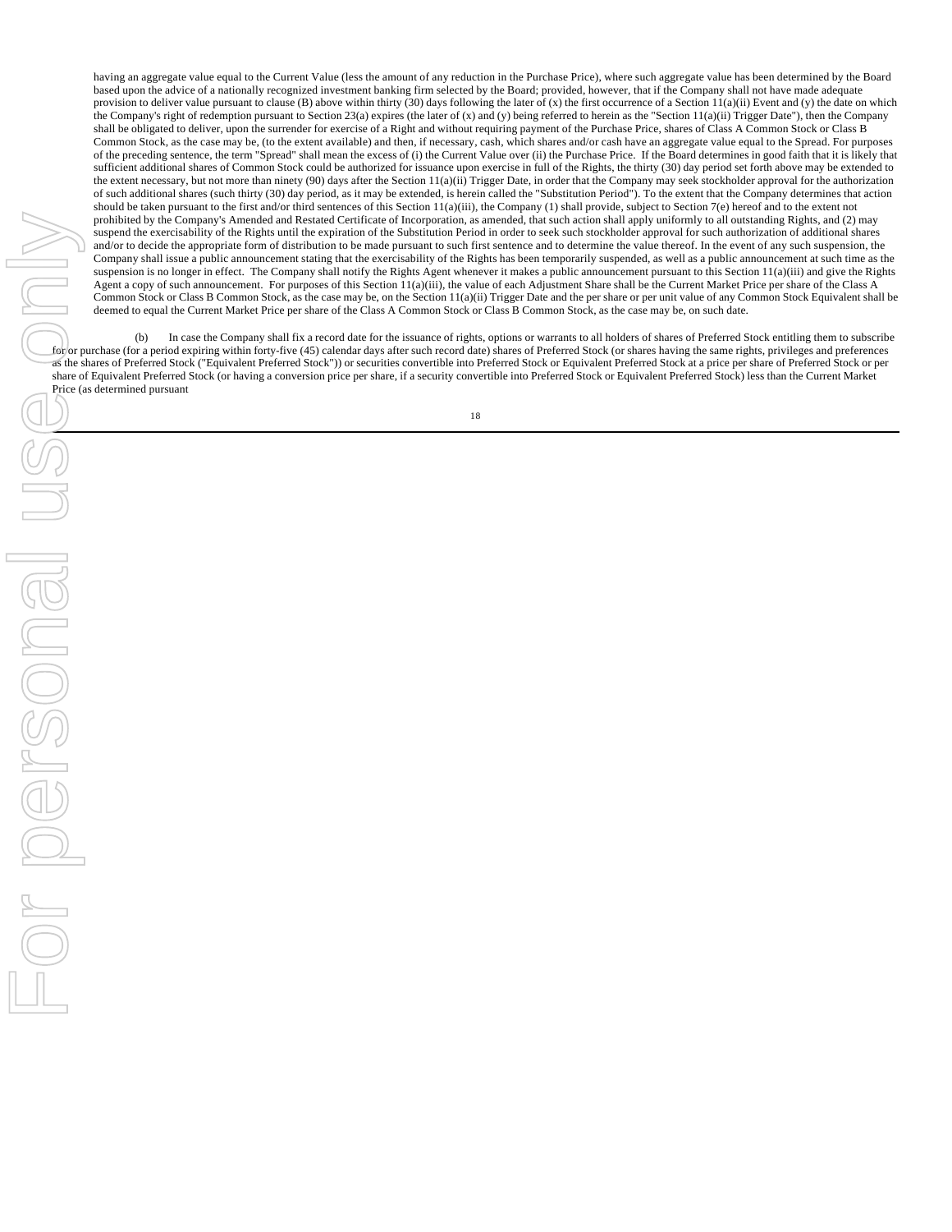having an aggregate value equal to the Current Value (less the amount of any reduction in the Purchase Price), where such aggregate value has been determined by the Board based upon the advice of a nationally recognized investment banking firm selected by the Board; provided, however, that if the Company shall not have made adequate provision to deliver value pursuant to clause (B) above within thirty (30) days following the later of (x) the first occurrence of a Section 11(a)(ii) Event and (y) the date on which the Company's right of redemption pursuant to Section 23(a) expires (the later of (x) and (y) being referred to herein as the "Section 11(a)(ii) Trigger Date"), then the Company shall be obligated to deliver, upon the surrender for exercise of a Right and without requiring payment of the Purchase Price, shares of Class A Common Stock or Class B Common Stock, as the case may be, (to the extent available) and then, if necessary, cash, which shares and/or cash have an aggregate value equal to the Spread. For purposes of the preceding sentence, the term "Spread" shall mean the excess of (i) the Current Value over (ii) the Purchase Price. If the Board determines in good faith that it is likely that sufficient additional shares of Common Stock could be authorized for issuance upon exercise in full of the Rights, the thirty (30) day period set forth above may be extended to the extent necessary, but not more than ninety (90) days after the Section 11(a)(ii) Trigger Date, in order that the Company may seek stockholder approval for the authorization of such additional shares (such thirty (30) day period, as it may be extended, is herein called the "Substitution Period"). To the extent that the Company determines that action should be taken pursuant to the first and/or third sentences of this Section 11(a)(iii), the Company (1) shall provide, subject to Section 7(e) hereof and to the extent not prohibited by the Company's Amended and Restated Certificate of Incorporation, as amended, that such action shall apply uniformly to all outstanding Rights, and (2) may suspend the exercisability of the Rights until the expiration of the Substitution Period in order to seek such stockholder approval for such authorization of additional shares and/or to decide the appropriate form of distribution to be made pursuant to such first sentence and to determine the value thereof. In the event of any such suspension, the Company shall issue a public announcement stating that the exercisability of the Rights has been temporarily suspended, as well as a public announcement at such time as the suspension is no longer in effect. The Company shall notify the Rights Agent whenever it makes a public announcement pursuant to this Section 11(a)(iii) and give the Rights Agent a copy of such announcement. For purposes of this Section 11(a)(iii), the value of each Adjustment Share shall be the Current Market Price per share of the Class A Common Stock or Class B Common Stock, as the case may be, on the Section 11(a)(ii) Trigger Date and the per share or per unit value of any Common Stock Equivalent shall be deemed to equal the Current Market Price per share of the Class A Common Stock or Class B Common Stock, as the case may be, on such date.

(b) In case the Company shall fix a record date for the issuance of rights, options or warrants to all holders of shares of Preferred Stock entitling them to subscribe for or purchase (for a period expiring within forty-five (45) calendar days after such record date) shares of Preferred Stock (or shares having the same rights, privileges and preferences as the shares of Preferred Stock ("Equivalent Preferred Stock")) or securities convertible into Preferred Stock or Equivalent Preferred Stock at a price per share of Preferred Stock or per share of Equivalent Preferred Stock (or having a conversion price per share, if a security convertible into Preferred Stock or Equivalent Preferred Stock) less than the Current Market Price (as determined pursuant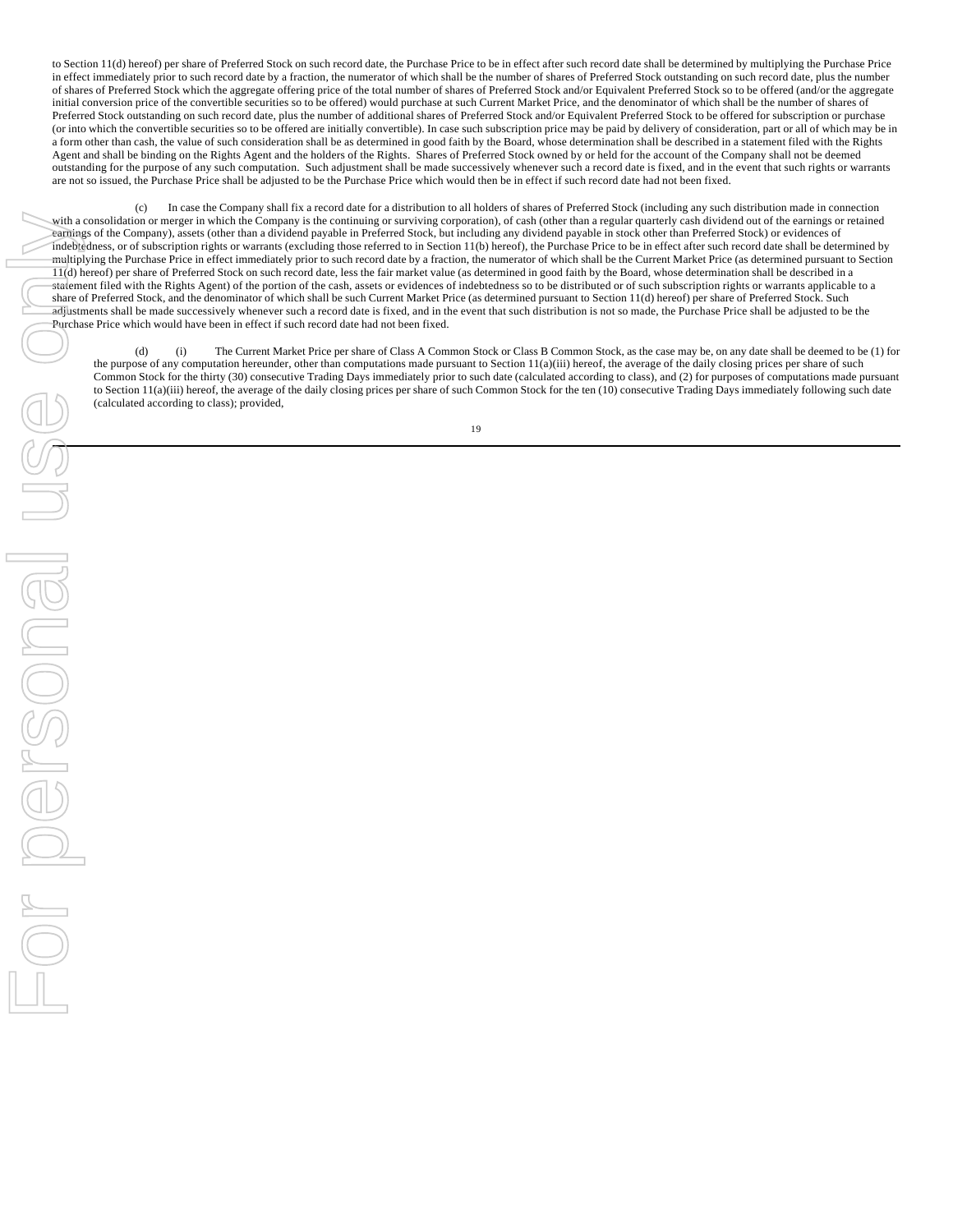to Section 11(d) hereof) per share of Preferred Stock on such record date, the Purchase Price to be in effect after such record date shall be determined by multiplying the Purchase Price in effect immediately prior to such record date by a fraction, the numerator of which shall be the number of shares of Preferred Stock outstanding on such record date, plus the number of shares of Preferred Stock which the aggregate offering price of the total number of shares of Preferred Stock and/or Equivalent Preferred Stock so to be offered (and/or the aggregate initial conversion price of the convertible securities so to be offered) would purchase at such Current Market Price, and the denominator of which shall be the number of shares of Preferred Stock outstanding on such record date, plus the number of additional shares of Preferred Stock and/or Equivalent Preferred Stock to be offered for subscription or purchase (or into which the convertible securities so to be offered are initially convertible). In case such subscription price may be paid by delivery of consideration, part or all of which may be in a form other than cash, the value of such consideration shall be as determined in good faith by the Board, whose determination shall be described in a statement filed with the Rights Agent and shall be binding on the Rights Agent and the holders of the Rights. Shares of Preferred Stock owned by or held for the account of the Company shall not be deemed outstanding for the purpose of any such computation. Such adjustment shall be made successively whenever such a record date is fixed, and in the event that such rights or warrants are not so issued, the Purchase Price shall be adjusted to be the Purchase Price which would then be in effect if such record date had not been fixed.

(c) In case the Company shall fix a record date for a distribution to all holders of shares of Preferred Stock (including any such distribution made in connection with a consolidation or merger in which the Company is the continuing or surviving corporation), of cash (other than a regular quarterly cash dividend out of the earnings or retained earnings of the Company), assets (other than a dividend payable in Preferred Stock, but including any dividend payable in stock other than Preferred Stock) or evidences of indebtedness, or of subscription rights or warrants (excluding those referred to in Section 11(b) hereof), the Purchase Price to be in effect after such record date shall be determined by multiplying the Purchase Price in effect immediately prior to such record date by a fraction, the numerator of which shall be the Current Market Price (as determined pursuant to Section 11(d) hereof) per share of Preferred Stock on such record date, less the fair market value (as determined in good faith by the Board, whose determination shall be described in a statement filed with the Rights Agent) of the portion of the cash, assets or evidences of indebtedness so to be distributed or of such subscription rights or warrants applicable to a share of Preferred Stock, and the denominator of which shall be such Current Market Price (as determined pursuant to Section 11(d) hereof) per share of Preferred Stock. Such adjustments shall be made successively whenever such a record date is fixed, and in the event that such distribution is not so made, the Purchase Price shall be adjusted to be the Purchase Price which would have been in effect if such record date had not been fixed.

(d) (i) The Current Market Price per share of Class A Common Stock or Class B Common Stock, as the case may be, on any date shall be deemed to be (1) for the purpose of any computation hereunder, other than computations made pursuant to Section 11(a)(iii) hereof, the average of the daily closing prices per share of such Common Stock for the thirty (30) consecutive Trading Days immediately prior to such date (calculated according to class), and (2) for purposes of computations made pursuant to Section 11(a)(iii) hereof, the average of the daily closing prices per share of such Common Stock for the ten (10) consecutive Trading Days immediately following such date (calculated according to class); provided,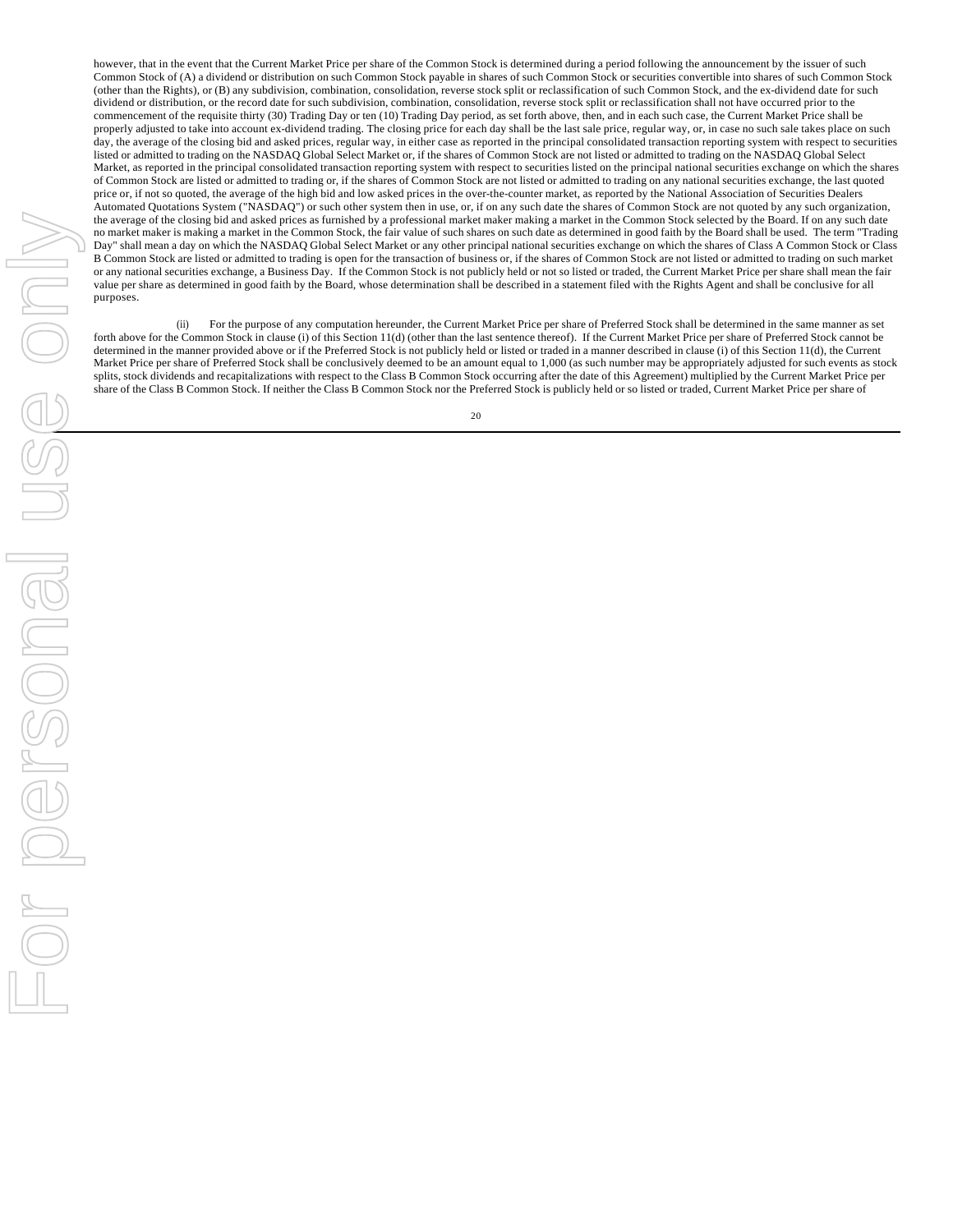however, that in the event that the Current Market Price per share of the Common Stock is determined during a period following the announcement by the issuer of such Common Stock of (A) a dividend or distribution on such Common Stock payable in shares of such Common Stock or securities convertible into shares of such Common Stock (other than the Rights), or (B) any subdivision, combination, consolidation, reverse stock split or reclassification of such Common Stock, and the ex-dividend date for such dividend or distribution, or the record date for such subdivision, combination, consolidation, reverse stock split or reclassification shall not have occurred prior to the commencement of the requisite thirty (30) Trading Day or ten (10) Trading Day period, as set forth above, then, and in each such case, the Current Market Price shall be properly adjusted to take into account ex-dividend trading. The closing price for each day shall be the last sale price, regular way, or, in case no such sale takes place on such day, the average of the closing bid and asked prices, regular way, in either case as reported in the principal consolidated transaction reporting system with respect to securities listed or admitted to trading on the NASDAQ Global Select Market or, if the shares of Common Stock are not listed or admitted to trading on the NASDAQ Global Select Market, as reported in the principal consolidated transaction reporting system with respect to securities listed on the principal national securities exchange on which the shares of Common Stock are listed or admitted to trading or, if the shares of Common Stock are not listed or admitted to trading on any national securities exchange, the last quoted price or, if not so quoted, the average of the high bid and low asked prices in the over-the-counter market, as reported by the National Association of Securities Dealers Automated Quotations System ("NASDAQ") or such other system then in use, or, if on any such date the shares of Common Stock are not quoted by any such organization, the average of the closing bid and asked prices as furnished by a professional market maker making a market in the Common Stock selected by the Board. If on any such date no market maker is making a market in the Common Stock, the fair value of such shares on such date as determined in good faith by the Board shall be used. The term "Trading Day" shall mean a day on which the NASDAQ Global Select Market or any other principal national securities exchange on which the shares of Class A Common Stock or Class B Common Stock are listed or admitted to trading is open for the transaction of business or, if the shares of Common Stock are not listed or admitted to trading on such market or any national securities exchange, a Business Day. If the Common Stock is not publicly held or not so listed or traded, the Current Market Price per share shall mean the fair value per share as determined in good faith by the Board, whose determination shall be described in a statement filed with the Rights Agent and shall be conclusive for all purposes.

(ii) For the purpose of any computation hereunder, the Current Market Price per share of Preferred Stock shall be determined in the same manner as set forth above for the Common Stock in clause (i) of this Section 11(d) (other than the last sentence thereof). If the Current Market Price per share of Preferred Stock cannot be determined in the manner provided above or if the Preferred Stock is not publicly held or listed or traded in a manner described in clause (i) of this Section 11(d), the Current Market Price per share of Preferred Stock shall be conclusively deemed to be an amount equal to 1,000 (as such number may be appropriately adjusted for such events as stock splits, stock dividends and recapitalizations with respect to the Class B Common Stock occurring after the date of this Agreement) multiplied by the Current Market Price per share of the Class B Common Stock. If neither the Class B Common Stock nor the Preferred Stock is publicly held or so listed or traded, Current Market Price per share of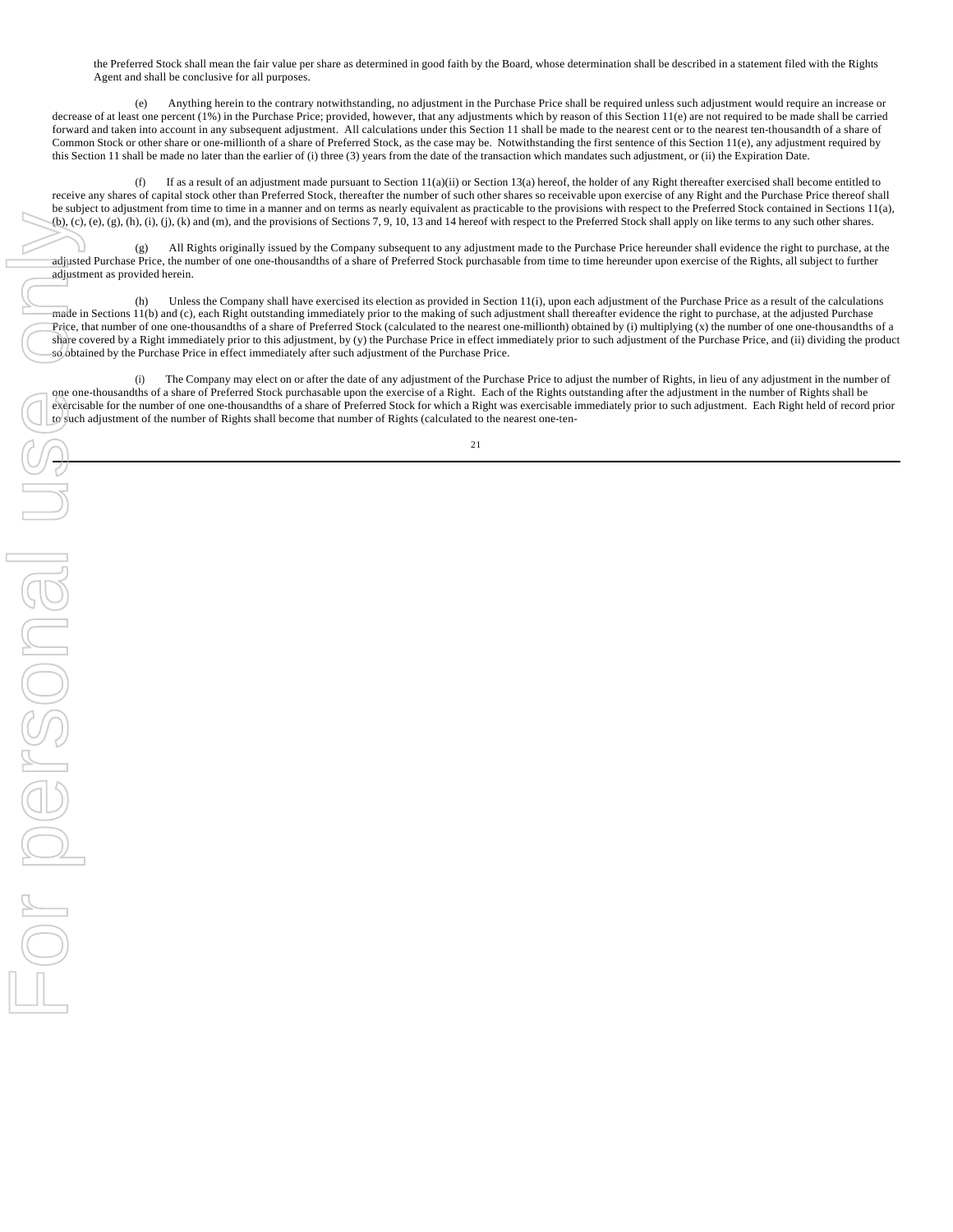the Preferred Stock shall mean the fair value per share as determined in good faith by the Board, whose determination shall be described in a statement filed with the Rights Agent and shall be conclusive for all purposes.

(e) Anything herein to the contrary notwithstanding, no adjustment in the Purchase Price shall be required unless such adjustment would require an increase or decrease of at least one percent (1%) in the Purchase Price; provided, however, that any adjustments which by reason of this Section 11(e) are not required to be made shall be carried forward and taken into account in any subsequent adjustment. All calculations under this Section 11 shall be made to the nearest cent or to the nearest ten-thousandth of a share of Common Stock or other share or one-millionth of a share of Preferred Stock, as the case may be. Notwithstanding the first sentence of this Section 11(e), any adjustment required by this Section 11 shall be made no later than the earlier of (i) three (3) years from the date of the transaction which mandates such adjustment, or (ii) the Expiration Date.

(f) If as a result of an adjustment made pursuant to Section 11(a)(ii) or Section 13(a) hereof, the holder of any Right thereafter exercised shall become entitled to receive any shares of capital stock other than Preferred Stock, thereafter the number of such other shares so receivable upon exercise of any Right and the Purchase Price thereof shall be subject to adjustment from time to time in a manner and on terms as nearly equivalent as practicable to the provisions with respect to the Preferred Stock contained in Sections 11(a), (b), (c), (e), (g), (h), (i), (j), (k) and (m), and the provisions of Sections 7, 9, 10, 13 and 14 hereof with respect to the Preferred Stock shall apply on like terms to any such other shares.

(g) All Rights originally issued by the Company subsequent to any adjustment made to the Purchase Price hereunder shall evidence the right to purchase, at the adjusted Purchase Price, the number of one one-thousandths of a share of Preferred Stock purchasable from time to time hereunder upon exercise of the Rights, all subject to further adjustment as provided herein.

(h) Unless the Company shall have exercised its election as provided in Section 11(i), upon each adjustment of the Purchase Price as a result of the calculations made in Sections 11(b) and (c), each Right outstanding immediately prior to the making of such adjustment shall thereafter evidence the right to purchase, at the adjusted Purchase Price, that number of one one-thousandths of a share of Preferred Stock (calculated to the nearest one-millionth) obtained by (i) multiplying (x) the number of one one-thousandths of a share covered by a Right immediately prior to this adjustment, by (y) the Purchase Price in effect immediately prior to such adjustment of the Purchase Price, and (ii) dividing the product so obtained by the Purchase Price in effect immediately after such adjustment of the Purchase Price.

(i) The Company may elect on or after the date of any adjustment of the Purchase Price to adjust the number of Rights, in lieu of any adjustment in the number of one one-thousandths of a share of Preferred Stock purchasable upon the exercise of a Right. Each of the Rights outstanding after the adjustment in the number of Rights shall be exercisable for the number of one one-thousandths of a share of Preferred Stock for which a Right was exercisable immediately prior to such adjustment. Each Right held of record prior to such adjustment of the number of Rights shall become that number of Rights (calculated to the nearest one-ten-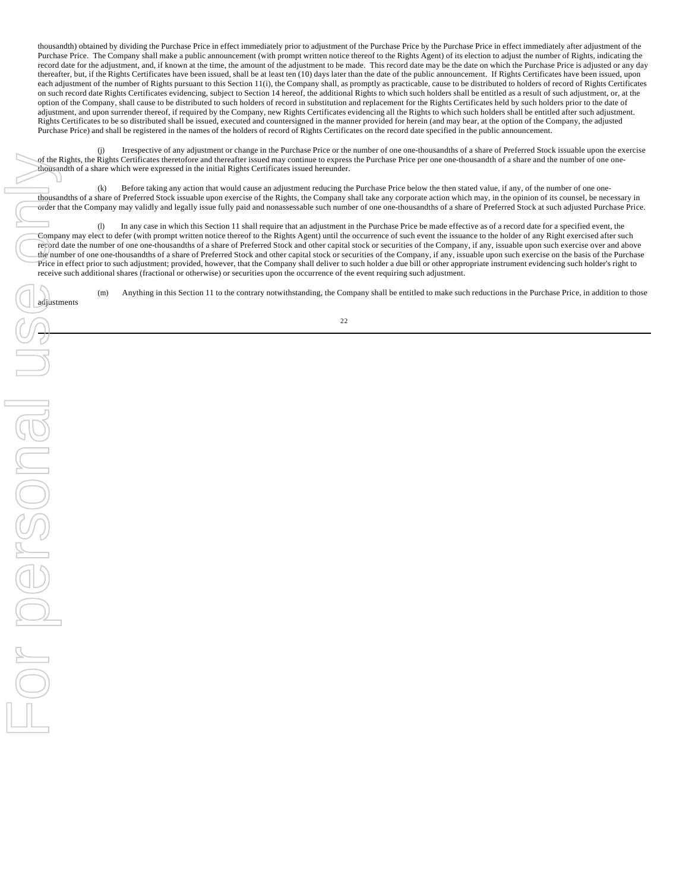thousandth) obtained by dividing the Purchase Price in effect immediately prior to adjustment of the Purchase Price by the Purchase Price in effect immediately after adjustment of the Purchase Price. The Company shall make a public announcement (with prompt written notice thereof to the Rights Agent) of its election to adjust the number of Rights, indicating the record date for the adjustment, and, if known at the time, the amount of the adjustment to be made. This record date may be the date on which the Purchase Price is adjusted or any day thereafter, but, if the Rights Certificates have been issued, shall be at least ten (10) days later than the date of the public announcement. If Rights Certificates have been issued, upon each adjustment of the number of Rights pursuant to this Section 11(i), the Company shall, as promptly as practicable, cause to be distributed to holders of record of Rights Certificates on such record date Rights Certificates evidencing, subject to Section 14 hereof, the additional Rights to which such holders shall be entitled as a result of such adjustment, or, at the option of the Company, shall cause to be distributed to such holders of record in substitution and replacement for the Rights Certificates held by such holders prior to the date of adjustment, and upon surrender thereof, if required by the Company, new Rights Certificates evidencing all the Rights to which such holders shall be entitled after such adjustment. Rights Certificates to be so distributed shall be issued, executed and countersigned in the manner provided for herein (and may bear, at the option of the Company, the adjusted Purchase Price) and shall be registered in the names of the holders of record of Rights Certificates on the record date specified in the public announcement.

(j) Irrespective of any adjustment or change in the Purchase Price or the number of one one-thousandths of a share of Preferred Stock issuable upon the exercise of the Rights, the Rights Certificates theretofore and thereafter issued may continue to express the Purchase Price per one one-thousandth of a share and the number of one one-thousandth of a share which were expressed in the initial Rights Certificates issued hereunder.

(k) Before taking any action that would cause an adjustment reducing the Purchase Price below the then stated value, if any, of the number of one one-thousandths of a share of Preferred Stock issuable upon exercise of the Rights, the Company shall take any corporate action which may, in the opinion of its counsel, be necessary in order that the Company may validly and legally issue fully paid and nonassessable such number of one one-thousandths of a share of Preferred Stock at such adjusted Purchase Price.

(l) In any case in which this Section 11 shall require that an adjustment in the Purchase Price be made effective as of a record date for a specified event, the Company may elect to defer (with prompt written notice thereof to the Rights Agent) until the occurrence of such event the issuance to the holder of any Right exercised after such record date the number of one one-thousandths of a share of Preferred Stock and other capital stock or securities of the Company, if any, issuable upon such exercise over and above the number of one one-thousandths of a share of Preferred Stock and other capital stock or securities of the Company, if any, issuable upon such exercise on the basis of the Purchase Price in effect prior to such adjustment; provided, however, that the Company shall deliver to such holder a due bill or other appropriate instrument evidencing such holder's right to receive such additional shares (fractional or otherwise) or securities upon the occurrence of the event requiring such adjustment.

(m) Anything in this Section 11 to the contrary notwithstanding, the Company shall be entitled to make such reductions in the Purchase Price, in addition to those adjustments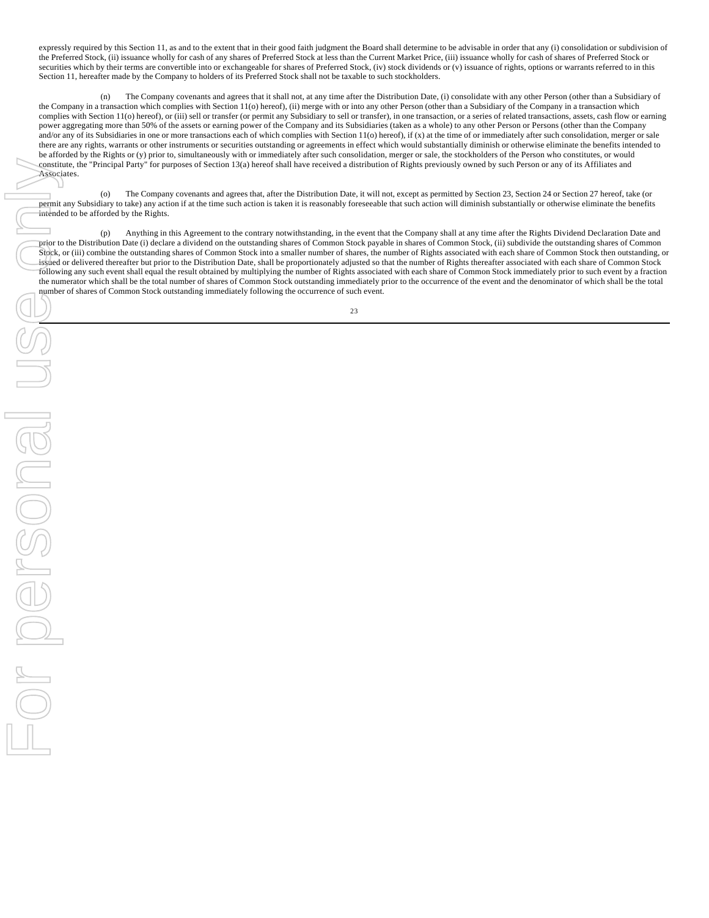expressly required by this Section 11, as and to the extent that in their good faith judgment the Board shall determine to be advisable in order that any (i) consolidation or subdivision of the Preferred Stock, (ii) issuance wholly for cash of any shares of Preferred Stock at less than the Current Market Price, (iii) issuance wholly for cash of shares of Preferred Stock or securities which by their terms are convertible into or exchangeable for shares of Preferred Stock, (iv) stock dividends or (v) issuance of rights, options or warrants referred to in this Section 11, hereafter made by the Company to holders of its Preferred Stock shall not be taxable to such stockholders.

(n) The Company covenants and agrees that it shall not, at any time after the Distribution Date, (i) consolidate with any other Person (other than a Subsidiary of the Company in a transaction which complies with Section 11(o) hereof), (ii) merge with or into any other Person (other than a Subsidiary of the Company in a transaction which complies with Section 11(o) hereof), or (iii) sell or transfer (or permit any Subsidiary to sell or transfer), in one transaction, or a series of related transactions, assets, cash flow or earning power aggregating more than 50% of the assets or earning power of the Company and its Subsidiaries (taken as a whole) to any other Person or Persons (other than the Company and/or any of its Subsidiaries in one or more transactions each of which complies with Section 11(o) hereof), if (x) at the time of or immediately after such consolidation, merger or sale there are any rights, warrants or other instruments or securities outstanding or agreements in effect which would substantially diminish or otherwise eliminate the benefits intended to be afforded by the Rights or (y) prior to, simultaneously with or immediately after such consolidation, merger or sale, the stockholders of the Person who constitutes, or would constitute, the "Principal Party" for purposes of Section 13(a) hereof shall have received a distribution of Rights previously owned by such Person or any of its Affiliates and Associates.

(o) The Company covenants and agrees that, after the Distribution Date, it will not, except as permitted by Section 23, Section 24 or Section 27 hereof, take (or permit any Subsidiary to take) any action if at the time such action is taken it is reasonably foreseeable that such action will diminish substantially or otherwise eliminate the benefits intended to be afforded by the Rights.

(p) Anything in this Agreement to the contrary notwithstanding, in the event that the Company shall at any time after the Rights Dividend Declaration Date and prior to the Distribution Date (i) declare a dividend on the outstanding shares of Common Stock payable in shares of Common Stock, (ii) subdivide the outstanding shares of Common Stock, or (iii) combine the outstanding shares of Common Stock into a smaller number of shares, the number of Rights associated with each share of Common Stock then outstanding, or issued or delivered thereafter but prior to the Distribution Date, shall be proportionately adjusted so that the number of Rights thereafter associated with each share of Common Stock following any such event shall equal the result obtained by multiplying the number of Rights associated with each share of Common Stock immediately prior to such event by a fraction the numerator which shall be the total number of shares of Common Stock outstanding immediately prior to the occurrence of the event and the denominator of which shall be the total number of shares of Common Stock outstanding immediately following the occurrence of such event.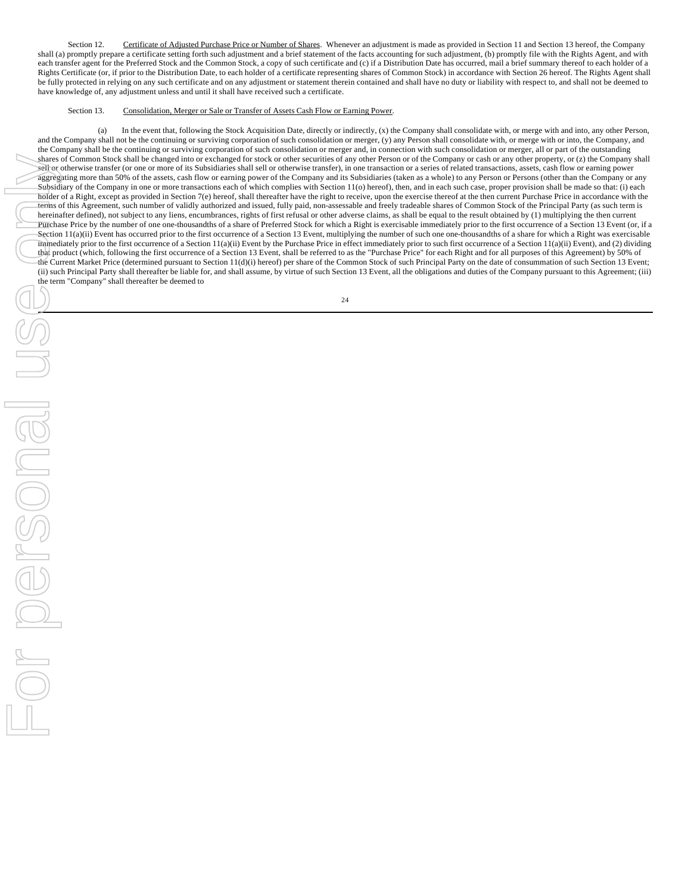Section 12. Certificate of Adjusted Purchase Price or Number of Shares. Whenever an adjustment is made as provided in Section 11 and Section 13 hereof, the Company shall (a) promptly prepare a certificate setting forth such adjustment and a brief statement of the facts accounting for such adjustment, (b) promptly file with the Rights Agent, and with each transfer agent for the Preferred Stock and the Common Stock, a copy of such certificate and (c) if a Distribution Date has occurred, mail a brief summary thereof to each holder of a Rights Certificate (or, if prior to the Distribution Date, to each holder of a certificate representing shares of Common Stock) in accordance with Section 26 hereof. The Rights Agent shall be fully protected in relying on any such certificate and on any adjustment or statement therein contained and shall have no duty or liability with respect to, and shall not be deemed to have knowledge of, any adjustment unless and until it shall have received such a certificate.

Section 13. Consolidation, Merger or Sale or Transfer of Assets Cash Flow or Earning Power.

(a) In the event that, following the Stock Acquisition Date, directly or indirectly, (x) the Company shall consolidate with, or merge with and into, any other Person, and the Company shall not be the continuing or surviving corporation of such consolidation or merger, (y) any Person shall consolidate with, or merge with or into, the Company, and the Company shall be the continuing or surviving corporation of such consolidation or merger and, in connection with such consolidation or merger, all or part of the outstanding shares of Common Stock shall be changed into or exchanged for stock or other securities of any other Person or of the Company or cash or any other property, or (z) the Company shall sell or otherwise transfer (or one or more of its Subsidiaries shall sell or otherwise transfer), in one transaction or a series of related transactions, assets, cash flow or earning power aggregating more than 50% of the assets, cash flow or earning power of the Company and its Subsidiaries (taken as a whole) to any Person or Persons (other than the Company or any Subsidiary of the Company in one or more transactions each of which complies with Section 11(o) hereof), then, and in each such case, proper provision shall be made so that: (i) each holder of a Right, except as provided in Section 7(e) hereof, shall thereafter have the right to receive, upon the exercise thereof at the then current Purchase Price in accordance with the terms of this Agreement, such number of validly authorized and issued, fully paid, non-assessable and freely tradeable shares of Common Stock of the Principal Party (as such term is hereinafter defined), not subject to any liens, encumbrances, rights of first refusal or other adverse claims, as shall be equal to the result obtained by (1) multiplying the then current Purchase Price by the number of one one-thousandths of a share of Preferred Stock for which a Right is exercisable immediately prior to the first occurrence of a Section 13 Event (or, if a Section 11(a)(ii) Event has occurred prior to the first occurrence of a Section 13 Event, multiplying the number of such one one-thousandths of a share for which a Right was exercisable immediately prior to the first occurrence of a Section 11(a)(ii) Event by the Purchase Price in effect immediately prior to such first occurrence of a Section 11(a)(ii) Event), and (2) dividing that product (which, following the first occurrence of a Section 13 Event, shall be referred to as the "Purchase Price" for each Right and for all purposes of this Agreement) by 50% of the Current Market Price (determined pursuant to Section 11(d)(i) hereof) per share of the Common Stock of such Principal Party on the date of consummation of such Section 13 Event; (ii) such Principal Party shall thereafter be liable for, and shall assume, by virtue of such Section 13 Event, all the obligations and duties of the Company pursuant to this Agreement; (iii) the term "Company" shall thereafter be deemed to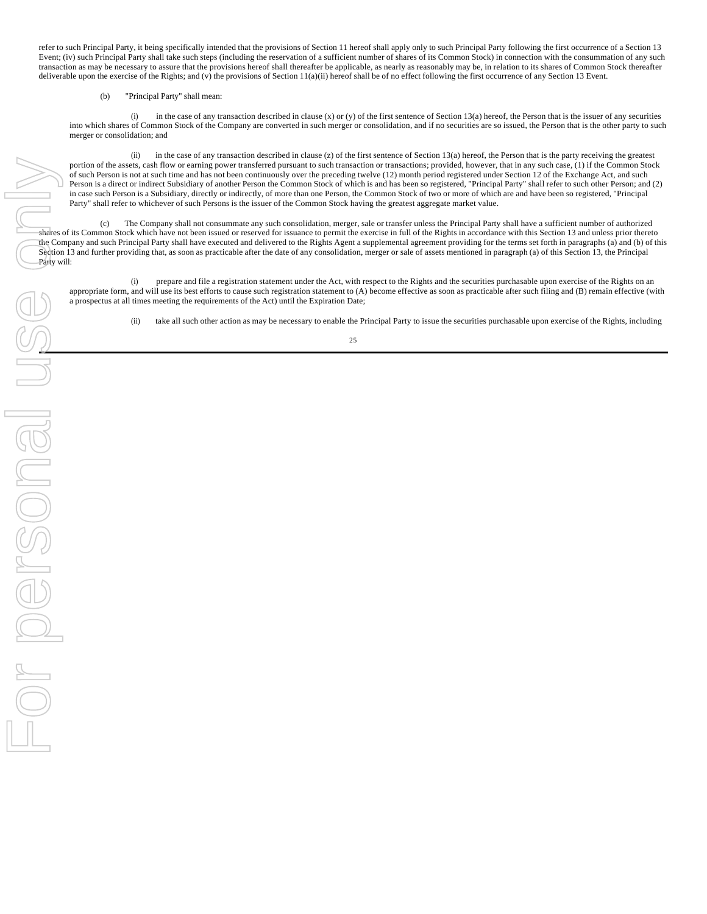refer to such Principal Party, it being specifically intended that the provisions of Section 11 hereof shall apply only to such Principal Party following the first occurrence of a Section 13 Event; (iv) such Principal Party shall take such steps (including the reservation of a sufficient number of shares of its Common Stock) in connection with the consummation of any such transaction as may be necessary to assure that the provisions hereof shall thereafter be applicable, as nearly as reasonably may be, in relation to its shares of Common Stock thereafter deliverable upon the exercise of the Rights; and (v) the provisions of Section 11(a)(ii) hereof shall be of no effect following the first occurrence of any Section 13 Event.

(b) "Principal Party" shall mean:

(i) in the case of any transaction described in clause (x) or (y) of the first sentence of Section 13(a) hereof, the Person that is the issuer of any securities into which shares of Common Stock of the Company are converted in such merger or consolidation, and if no securities are so issued, the Person that is the other party to such merger or consolidation; and

(ii) in the case of any transaction described in clause (z) of the first sentence of Section 13(a) hereof, the Person that is the party receiving the greatest portion of the assets, cash flow or earning power transferred pursuant to such transaction or transactions; provided, however, that in any such case, (1) if the Common Stock of such Person is not at such time and has not been continuously over the preceding twelve (12) month period registered under Section 12 of the Exchange Act, and such Person is a direct or indirect Subsidiary of another Person the Common Stock of which is and has been so registered, "Principal Party" shall refer to such other Person; and (2) in case such Person is a Subsidiary, directly or indirectly, of more than one Person, the Common Stock of two or more of which are and have been so registered, "Principal Party" shall refer to whichever of such Persons is the issuer of the Common Stock having the greatest aggregate market value.

(c) The Company shall not consummate any such consolidation, merger, sale or transfer unless the Principal Party shall have a sufficient number of authorized shares of its Common Stock which have not been issued or reserved for issuance to permit the exercise in full of the Rights in accordance with this Section 13 and unless prior thereto the Company and such Principal Party shall have executed and delivered to the Rights Agent a supplemental agreement providing for the terms set forth in paragraphs (a) and (b) of this Section 13 and further providing that, as soon as practicable after the date of any consolidation, merger or sale of assets mentioned in paragraph (a) of this Section 13, the Principal Party will:

(i) prepare and file a registration statement under the Act, with respect to the Rights and the securities purchasable upon exercise of the Rights on an appropriate form, and will use its best efforts to cause such registration statement to (A) become effective as soon as practicable after such filing and (B) remain effective (with a prospectus at all times meeting the requirements of the Act) until the Expiration Date;

(ii) take all such other action as may be necessary to enable the Principal Party to issue the securities purchasable upon exercise of the Rights, including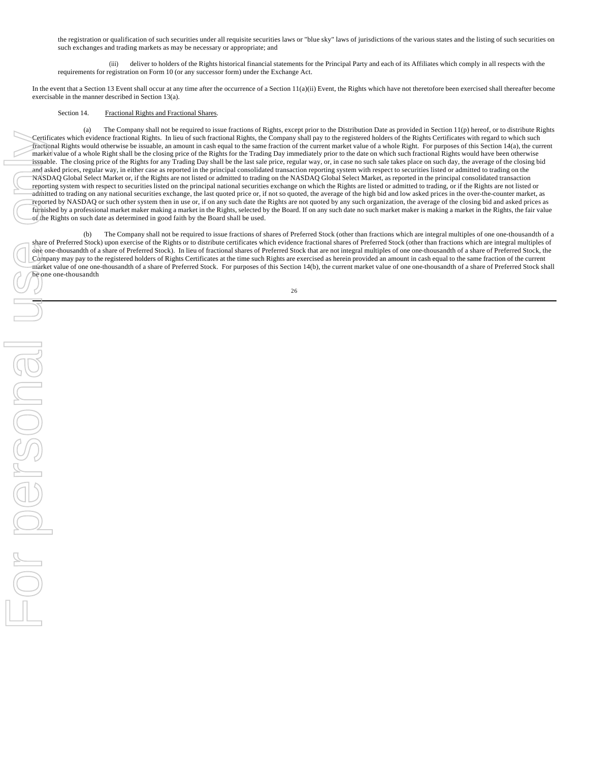the registration or qualification of such securities under all requisite securities laws or "blue sky" laws of jurisdictions of the various states and the listing of such securities on such exchanges and trading markets as may be necessary or appropriate; and

(iii) deliver to holders of the Rights historical financial statements for the Principal Party and each of its Affiliates which comply in all respects with the requirements for registration on Form 10 (or any successor form) under the Exchange Act.

In the event that a Section 13 Event shall occur at any time after the occurrence of a Section 11(a)(ii) Event, the Rights which have not theretofore been exercised shall thereafter become exercisable in the manner described in Section 13(a).

Section 14. Fractional Rights and Fractional Shares.

(a) The Company shall not be required to issue fractions of Rights, except prior to the Distribution Date as provided in Section 11(p) hereof, or to distribute Rights Certificates which evidence fractional Rights. In lieu of such fractional Rights, the Company shall pay to the registered holders of the Rights Certificates with regard to which such fractional Rights would otherwise be issuable, an amount in cash equal to the same fraction of the current market value of a whole Right. For purposes of this Section 14(a), the current market value of a whole Right shall be the closing price of the Rights for the Trading Day immediately prior to the date on which such fractional Rights would have been otherwise issuable. The closing price of the Rights for any Trading Day shall be the last sale price, regular way, or, in case no such sale takes place on such day, the average of the closing bid and asked prices, regular way, in either case as reported in the principal consolidated transaction reporting system with respect to securities listed or admitted to trading on the NASDAQ Global Select Market or, if the Rights are not listed or admitted to trading on the NASDAQ Global Select Market, as reported in the principal consolidated transaction reporting system with respect to securities listed on the principal national securities exchange on which the Rights are listed or admitted to trading, or if the Rights are not listed or admitted to trading on any national securities exchange, the last quoted price or, if not so quoted, the average of the high bid and low asked prices in the over-the-counter market, as reported by NASDAQ or such other system then in use or, if on any such date the Rights are not quoted by any such organization, the average of the closing bid and asked prices as furnished by a professional market maker making a market in the Rights, selected by the Board. If on any such date no such market maker is making a market in the Rights, the fair value of the Rights on such date as determined in good faith by the Board shall be used.

(b) The Company shall not be required to issue fractions of shares of Preferred Stock (other than fractions which are integral multiples of one one-thousandth of a share of Preferred Stock) upon exercise of the Rights or to distribute certificates which evidence fractional shares of Preferred Stock (other than fractions which are integral multiples of one one-thousandth of a share of Preferred Stock). In lieu of fractional shares of Preferred Stock that are not integral multiples of one one-thousandth of a share of Preferred Stock, the Company may pay to the registered holders of Rights Certificates at the time such Rights are exercised as herein provided an amount in cash equal to the same fraction of the current market value of one one-thousandth of a share of Preferred Stock. For purposes of this Section 14(b), the current market value of one one-thousandth of a share of Preferred Stock shall be one one-thousandth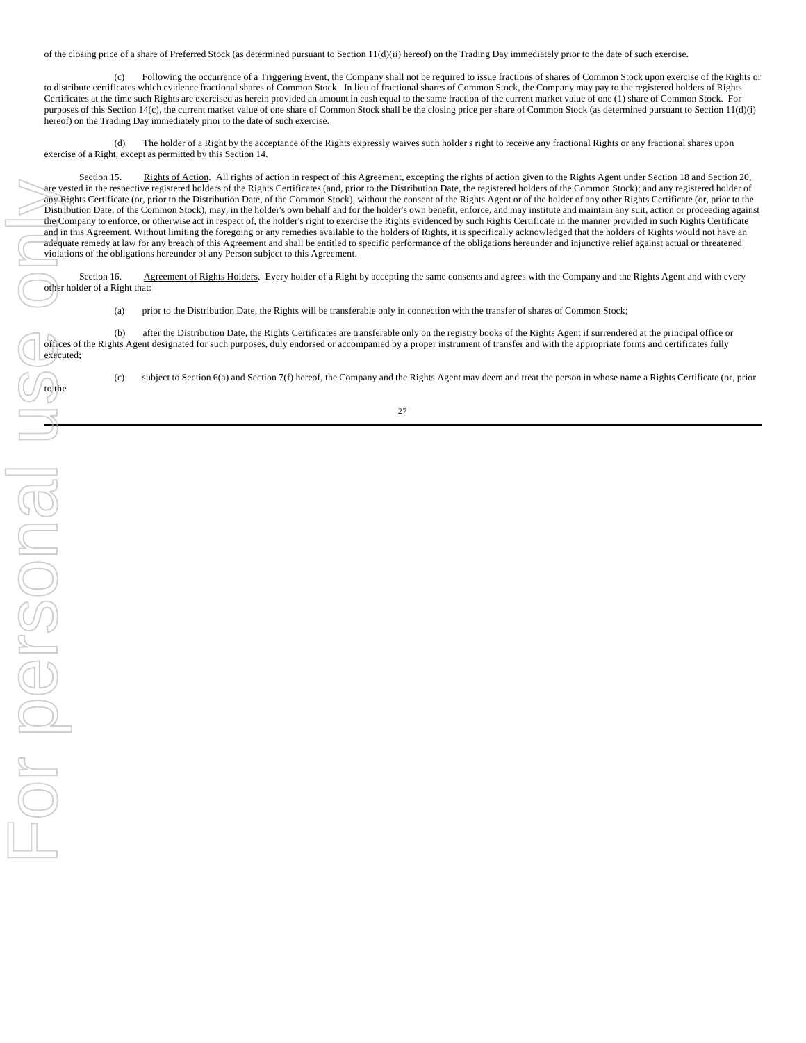of the closing price of a share of Preferred Stock (as determined pursuant to Section 11(d)(ii) hereof) on the Trading Day immediately prior to the date of such exercise.

(c) Following the occurrence of a Triggering Event, the Company shall not be required to issue fractions of shares of Common Stock upon exercise of the Rights or to distribute certificates which evidence fractional shares of Common Stock. In lieu of fractional shares of Common Stock, the Company may pay to the registered holders of Rights Certificates at the time such Rights are exercised as herein provided an amount in cash equal to the same fraction of the current market value of one (1) share of Common Stock. For purposes of this Section 14(c), the current market value of one share of Common Stock shall be the closing price per share of Common Stock (as determined pursuant to Section 11(d)(i) hereof) on the Trading Day immediately prior to the date of such exercise.

(d) The holder of a Right by the acceptance of the Rights expressly waives such holder's right to receive any fractional Rights or any fractional shares upon exercise of a Right, except as permitted by this Section 14.

Section 15. Rights of Action. All rights of action in respect of this Agreement, excepting the rights of action given to the Rights Agent under Section 18 and Section 20, are vested in the respective registered holders of the Rights Certificates (and, prior to the Distribution Date, the registered holders of the Common Stock); and any registered holder of any Rights Certificate (or, prior to the Distribution Date, of the Common Stock), without the consent of the Rights Agent or of the holder of any other Rights Certificate (or, prior to the Distribution Date, of the Common Stock), may, in the holder's own behalf and for the holder's own benefit, enforce, and may institute and maintain any suit, action or proceeding against the Company to enforce, or otherwise act in respect of, the holder's right to exercise the Rights evidenced by such Rights Certificate in the manner provided in such Rights Certificate and in this Agreement. Without limiting the foregoing or any remedies available to the holders of Rights, it is specifically acknowledged that the holders of Rights would not have an adequate remedy at law for any breach of this Agreement and shall be entitled to specific performance of the obligations hereunder and injunctive relief against actual or threatened violations of the obligations hereunder of any Person subject to this Agreement.

Section 16. Agreement of Rights Holders. Every holder of a Right by accepting the same consents and agrees with the Company and the Rights Agent and with every other holder of a Right that:

(a) prior to the Distribution Date, the Rights will be transferable only in connection with the transfer of shares of Common Stock;

(b) after the Distribution Date, the Rights Certificates are transferable only on the registry books of the Rights Agent if surrendered at the principal office or offices of the Rights Agent designated for such purposes, duly endorsed or accompanied by a proper instrument of transfer and with the appropriate forms and certificates fully executed;

(c) subject to Section 6(a) and Section 7(f) hereof, the Company and the Rights Agent may deem and treat the person in whose name a Rights Certificate (or, prior to the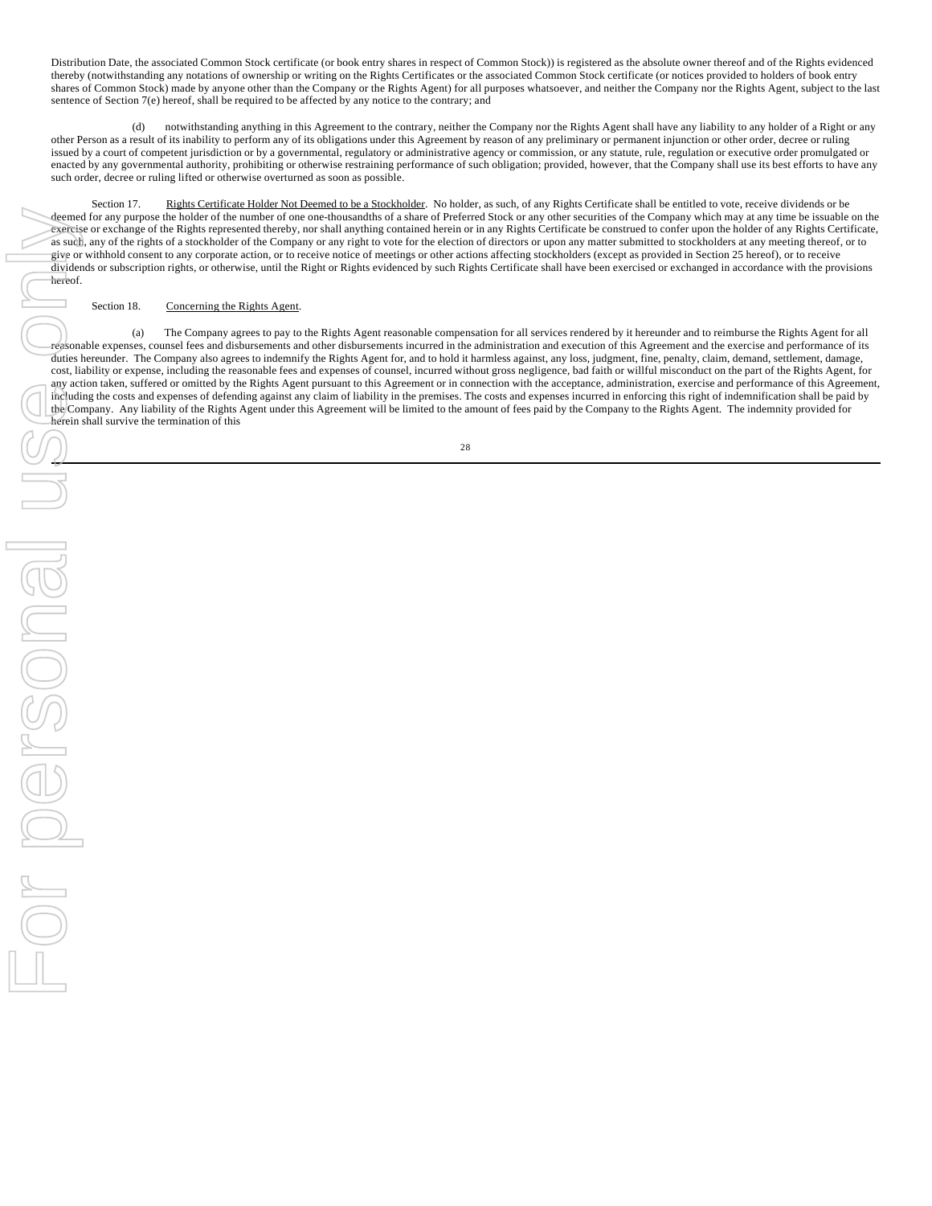Distribution Date, the associated Common Stock certificate (or book entry shares in respect of Common Stock)) is registered as the absolute owner thereof and of the Rights evidenced thereby (notwithstanding any notations of ownership or writing on the Rights Certificates or the associated Common Stock certificate (or notices provided to holders of book entry shares of Common Stock) made by anyone other than the Company or the Rights Agent) for all purposes whatsoever, and neither the Company nor the Rights Agent, subject to the last sentence of Section 7(e) hereof, shall be required to be affected by any notice to the contrary; and

(d) notwithstanding anything in this Agreement to the contrary, neither the Company nor the Rights Agent shall have any liability to any holder of a Right or any other Person as a result of its inability to perform any of its obligations under this Agreement by reason of any preliminary or permanent injunction or other order, decree or ruling issued by a court of competent jurisdiction or by a governmental, regulatory or administrative agency or commission, or any statute, rule, regulation or executive order promulgated or enacted by any governmental authority, prohibiting or otherwise restraining performance of such obligation; provided, however, that the Company shall use its best efforts to have any such order, decree or ruling lifted or otherwise overturned as soon as possible.

Section 17. Rights Certificate Holder Not Deemed to be a Stockholder. No holder, as such, of any Rights Certificate shall be entitled to vote, receive dividends or be deemed for any purpose the holder of the number of one one-thousandths of a share of Preferred Stock or any other securities of the Company which may at any time be issuable on the exercise or exchange of the Rights represented thereby, nor shall anything contained herein or in any Rights Certificate be construed to confer upon the holder of any Rights Certificate, as such, any of the rights of a stockholder of the Company or any right to vote for the election of directors or upon any matter submitted to stockholders at any meeting thereof, or to give or withhold consent to any corporate action, or to receive notice of meetings or other actions affecting stockholders (except as provided in Section 25 hereof), or to receive dividends or subscription rights, or otherwise, until the Right or Rights evidenced by such Rights Certificate shall have been exercised or exchanged in accordance with the provisions hereof.

Section 18. Concerning the Rights Agent.

(a) The Company agrees to pay to the Rights Agent reasonable compensation for all services rendered by it hereunder and to reimburse the Rights Agent for all reasonable expenses, counsel fees and disbursements and other disbursements incurred in the administration and execution of this Agreement and the exercise and performance of its duties hereunder. The Company also agrees to indemnify the Rights Agent for, and to hold it harmless against, any loss, judgment, fine, penalty, claim, demand, settlement, damage, cost, liability or expense, including the reasonable fees and expenses of counsel, incurred without gross negligence, bad faith or willful misconduct on the part of the Rights Agent, for any action taken, suffered or omitted by the Rights Agent pursuant to this Agreement or in connection with the acceptance, administration, exercise and performance of this Agreement, including the costs and expenses of defending against any claim of liability in the premises. The costs and expenses incurred in enforcing this right of indemnification shall be paid by the Company. Any liability of the Rights Agent under this Agreement will be limited to the amount of fees paid by the Company to the Rights Agent. The indemnity provided for herein shall survive the termination of this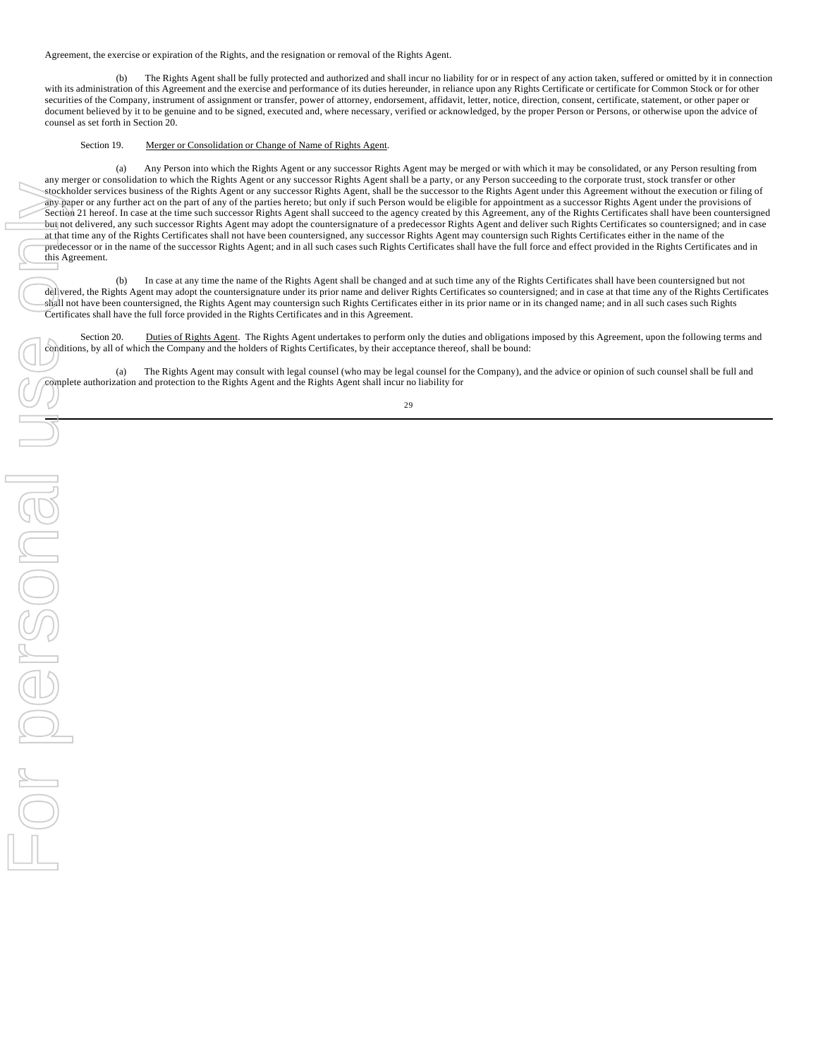Agreement, the exercise or expiration of the Rights, and the resignation or removal of the Rights Agent.

(b) The Rights Agent shall be fully protected and authorized and shall incur no liability for or in respect of any action taken, suffered or omitted by it in connection with its administration of this Agreement and the exercise and performance of its duties hereunder, in reliance upon any Rights Certificate or certificate for Common Stock or for other securities of the Company, instrument of assignment or transfer, power of attorney, endorsement, affidavit, letter, notice, direction, consent, certificate, statement, or other paper or document believed by it to be genuine and to be signed, executed and, where necessary, verified or acknowledged, by the proper Person or Persons, or otherwise upon the advice of counsel as set forth in Section 20.

Section 19. Merger or Consolidation or Change of Name of Rights Agent.

(a) Any Person into which the Rights Agent or any successor Rights Agent may be merged or with which it may be consolidated, or any Person resulting from any merger or consolidation to which the Rights Agent or any successor Rights Agent shall be a party, or any Person succeeding to the corporate trust, stock transfer or other stockholder services business of the Rights Agent or any successor Rights Agent, shall be the successor to the Rights Agent under this Agreement without the execution or filing of any paper or any further act on the part of any of the parties hereto; but only if such Person would be eligible for appointment as a successor Rights Agent under the provisions of Section 21 hereof. In case at the time such successor Rights Agent shall succeed to the agency created by this Agreement, any of the Rights Certificates shall have been countersigned but not delivered, any such successor Rights Agent may adopt the countersignature of a predecessor Rights Agent and deliver such Rights Certificates so countersigned; and in case at that time any of the Rights Certificates shall not have been countersigned, any successor Rights Agent may countersign such Rights Certificates either in the name of the predecessor or in the name of the successor Rights Agent; and in all such cases such Rights Certificates shall have the full force and effect provided in the Rights Certificates and in this Agreement.

(b) In case at any time the name of the Rights Agent shall be changed and at such time any of the Rights Certificates shall have been countersigned but not delivered, the Rights Agent may adopt the countersignature under its prior name and deliver Rights Certificates so countersigned; and in case at that time any of the Rights Certificates shall not have been countersigned, the Rights Agent may countersign such Rights Certificates either in its prior name or in its changed name; and in all such cases such Rights Certificates shall have the full force provided in the Rights Certificates and in this Agreement.

Section 20. Duties of Rights Agent. The Rights Agent undertakes to perform only the duties and obligations imposed by this Agreement, upon the following terms and conditions, by all of which the Company and the holders of Rights Certificates, by their acceptance thereof, shall be bound:

(a) The Rights Agent may consult with legal counsel (who may be legal counsel for the Company), and the advice or opinion of such counsel shall be full and complete authorization and protection to the Rights Agent and the Rights Agent shall incur no liability for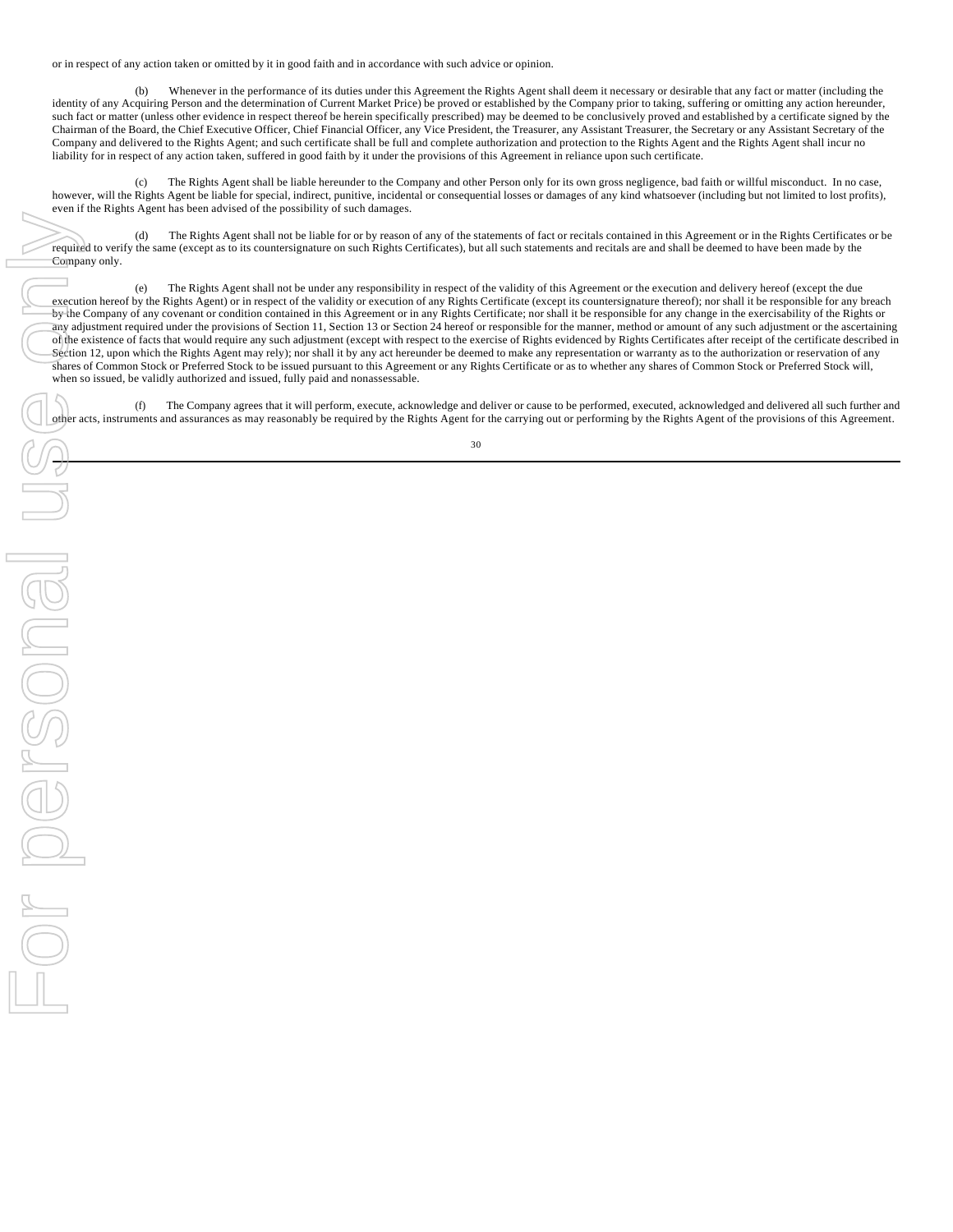or in respect of any action taken or omitted by it in good faith and in accordance with such advice or opinion.

(b) Whenever in the performance of its duties under this Agreement the Rights Agent shall deem it necessary or desirable that any fact or matter (including the identity of any Acquiring Person and the determination of Current Market Price) be proved or established by the Company prior to taking, suffering or omitting any action hereunder, such fact or matter (unless other evidence in respect thereof be herein specifically prescribed) may be deemed to be conclusively proved and established by a certificate signed by the Chairman of the Board, the Chief Executive Officer, Chief Financial Officer, any Vice President, the Treasurer, any Assistant Treasurer, the Secretary or any Assistant Secretary of the Company and delivered to the Rights Agent; and such certificate shall be full and complete authorization and protection to the Rights Agent and the Rights Agent shall incur no liability for in respect of any action taken, suffered in good faith by it under the provisions of this Agreement in reliance upon such certificate.

(c) The Rights Agent shall be liable hereunder to the Company and other Person only for its own gross negligence, bad faith or willful misconduct. In no case, however, will the Rights Agent be liable for special, indirect, punitive, incidental or consequential losses or damages of any kind whatsoever (including but not limited to lost profits), even if the Rights Agent has been advised of the possibility of such damages.

(d) The Rights Agent shall not be liable for or by reason of any of the statements of fact or recitals contained in this Agreement or in the Rights Certificates or be required to verify the same (except as to its countersignature on such Rights Certificates), but all such statements and recitals are and shall be deemed to have been made by the Company only.

(e) The Rights Agent shall not be under any responsibility in respect of the validity of this Agreement or the execution and delivery hereof (except the due execution hereof by the Rights Agent) or in respect of the validity or execution of any Rights Certificate (except its countersignature thereof); nor shall it be responsible for any breach by the Company of any covenant or condition contained in this Agreement or in any Rights Certificate; nor shall it be responsible for any change in the exercisability of the Rights or any adjustment required under the provisions of Section 11, Section 13 or Section 24 hereof or responsible for the manner, method or amount of any such adjustment or the ascertaining of the existence of facts that would require any such adjustment (except with respect to the exercise of Rights evidenced by Rights Certificates after receipt of the certificate described in Section 12, upon which the Rights Agent may rely); nor shall it by any act hereunder be deemed to make any representation or warranty as to the authorization or reservation of any shares of Common Stock or Preferred Stock to be issued pursuant to this Agreement or any Rights Certificate or as to whether any shares of Common Stock or Preferred Stock will, when so issued, be validly authorized and issued, fully paid and nonassessable.

(f) The Company agrees that it will perform, execute, acknowledge and deliver or cause to be performed, executed, acknowledged and delivered all such further and other acts, instruments and assurances as may reasonably be required by the Rights Agent for the carrying out or performing by the Rights Agent of the provisions of this Agreement.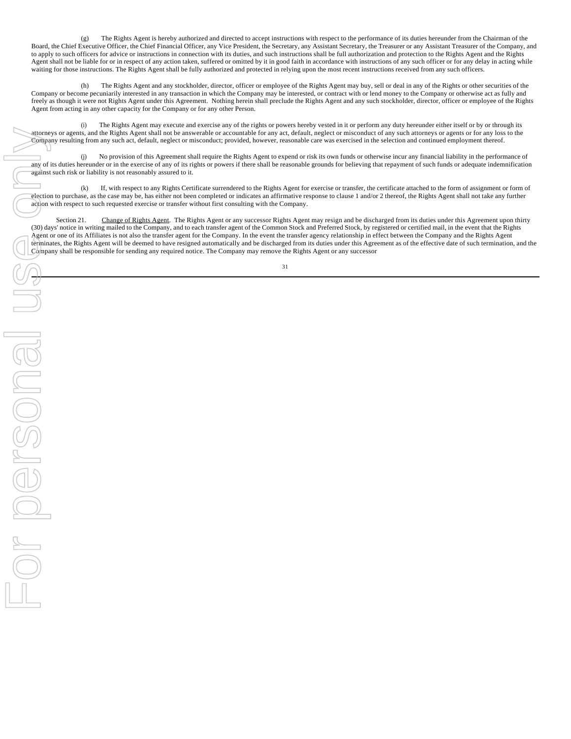(g) The Rights Agent is hereby authorized and directed to accept instructions with respect to the performance of its duties hereunder from the Chairman of the Board, the Chief Executive Officer, the Chief Financial Officer, any Vice President, the Secretary, any Assistant Secretary, the Treasurer or any Assistant Treasurer of the Company, and to apply to such officers for advice or instructions in connection with its duties, and such instructions shall be full authorization and protection to the Rights Agent and the Rights Agent shall not be liable for or in respect of any action taken, suffered or omitted by it in good faith in accordance with instructions of any such officer or for any delay in acting while waiting for those instructions. The Rights Agent shall be fully authorized and protected in relying upon the most recent instructions received from any such officers.

(h) The Rights Agent and any stockholder, director, officer or employee of the Rights Agent may buy, sell or deal in any of the Rights or other securities of the Company or become pecuniarily interested in any transaction in which the Company may be interested, or contract with or lend money to the Company or otherwise act as fully and freely as though it were not Rights Agent under this Agreement. Nothing herein shall preclude the Rights Agent and any such stockholder, director, officer or employee of the Rights Agent from acting in any other capacity for the Company or for any other Person.

(i) The Rights Agent may execute and exercise any of the rights or powers hereby vested in it or perform any duty hereunder either itself or by or through its attorneys or agents, and the Rights Agent shall not be answerable or accountable for any act, default, neglect or misconduct of any such attorneys or agents or for any loss to the Company resulting from any such act, default, neglect or misconduct; provided, however, reasonable care was exercised in the selection and continued employment thereof.

(j) No provision of this Agreement shall require the Rights Agent to expend or risk its own funds or otherwise incur any financial liability in the performance of any of its duties hereunder or in the exercise of any of its rights or powers if there shall be reasonable grounds for believing that repayment of such funds or adequate indemnification against such risk or liability is not reasonably assured to it.

(k) If, with respect to any Rights Certificate surrendered to the Rights Agent for exercise or transfer, the certificate attached to the form of assignment or form of election to purchase, as the case may be, has either not been completed or indicates an affirmative response to clause 1 and/or 2 thereof, the Rights Agent shall not take any further action with respect to such requested exercise or transfer without first consulting with the Company.

Section 21. Change of Rights Agent. The Rights Agent or any successor Rights Agent may resign and be discharged from its duties under this Agreement upon thirty (30) days' notice in writing mailed to the Company, and to each transfer agent of the Common Stock and Preferred Stock, by registered or certified mail, in the event that the Rights Agent or one of its Affiliates is not also the transfer agent for the Company. In the event the transfer agency relationship in effect between the Company and the Rights Agent terminates, the Rights Agent will be deemed to have resigned automatically and be discharged from its duties under this Agreement as of the effective date of such termination, and the Company shall be responsible for sending any required notice. The Company may remove the Rights Agent or any successor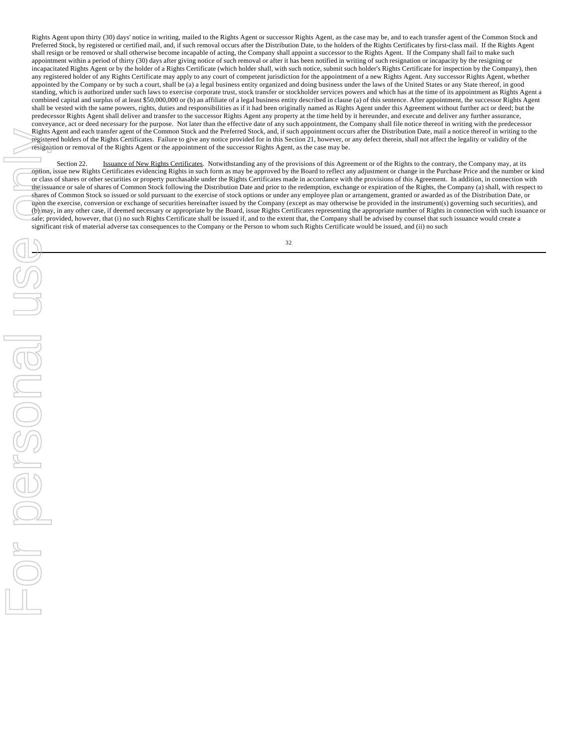Rights Agent upon thirty (30) days' notice in writing, mailed to the Rights Agent or successor Rights Agent, as the case may be, and to each transfer agent of the Common Stock and Preferred Stock, by registered or certified mail, and, if such removal occurs after the Distribution Date, to the holders of the Rights Certificates by first-class mail. If the Rights Agent shall resign or be removed or shall otherwise become incapable of acting, the Company shall appoint a successor to the Rights Agent. If the Company shall fail to make such appointment within a period of thirty (30) days after giving notice of such removal or after it has been notified in writing of such resignation or incapacity by the resigning or incapacitated Rights Agent or by the holder of a Rights Certificate (which holder shall, with such notice, submit such holder's Rights Certificate for inspection by the Company), then any registered holder of any Rights Certificate may apply to any court of competent jurisdiction for the appointment of a new Rights Agent. Any successor Rights Agent, whether appointed by the Company or by such a court, shall be (a) a legal business entity organized and doing business under the laws of the United States or any State thereof, in good standing, which is authorized under such laws to exercise corporate trust, stock transfer or stockholder services powers and which has at the time of its appointment as Rights Agent a combined capital and surplus of at least $50,000,000 or (b) an affiliate of a legal business entity described in clause (a) of this sentence. After appointment, the successor Rights Agent shall be vested with the same powers, rights, duties and responsibilities as if it had been originally named as Rights Agent under this Agreement without further act or deed; but the predecessor Rights Agent shall deliver and transfer to the successor Rights Agent any property at the time held by it hereunder, and execute and deliver any further assurance, conveyance, act or deed necessary for the purpose. Not later than the effective date of any such appointment, the Company shall file notice thereof in writing with the predecessor Rights Agent and each transfer agent of the Common Stock and the Preferred Stock, and, if such appointment occurs after the Distribution Date, mail a notice thereof in writing to the registered holders of the Rights Certificates. Failure to give any notice provided for in this Section 21, however, or any defect therein, shall not affect the legality or validity of the resignation or removal of the Rights Agent or the appointment of the successor Rights Agent, as the case may be.

Section 22. Issuance of New Rights Certificates. Notwithstanding any of the provisions of this Agreement or of the Rights to the contrary, the Company may, at its option, issue new Rights Certificates evidencing Rights in such form as may be approved by the Board to reflect any adjustment or change in the Purchase Price and the number or kind or class of shares or other securities or property purchasable under the Rights Certificates made in accordance with the provisions of this Agreement. In addition, in connection with the issuance or sale of shares of Common Stock following the Distribution Date and prior to the redemption, exchange or expiration of the Rights, the Company (a) shall, with respect to shares of Common Stock so issued or sold pursuant to the exercise of stock options or under any employee plan or arrangement, granted or awarded as of the Distribution Date, or upon the exercise, conversion or exchange of securities hereinafter issued by the Company (except as may otherwise be provided in the instrument(s) governing such securities), and (b) may, in any other case, if deemed necessary or appropriate by the Board, issue Rights Certificates representing the appropriate number of Rights in connection with such issuance or sale; provided, however, that (i) no such Rights Certificate shall be issued if, and to the extent that, the Company shall be advised by counsel that such issuance would create a significant risk of material adverse tax consequences to the Company or the Person to whom such Rights Certificate would be issued, and (ii) no such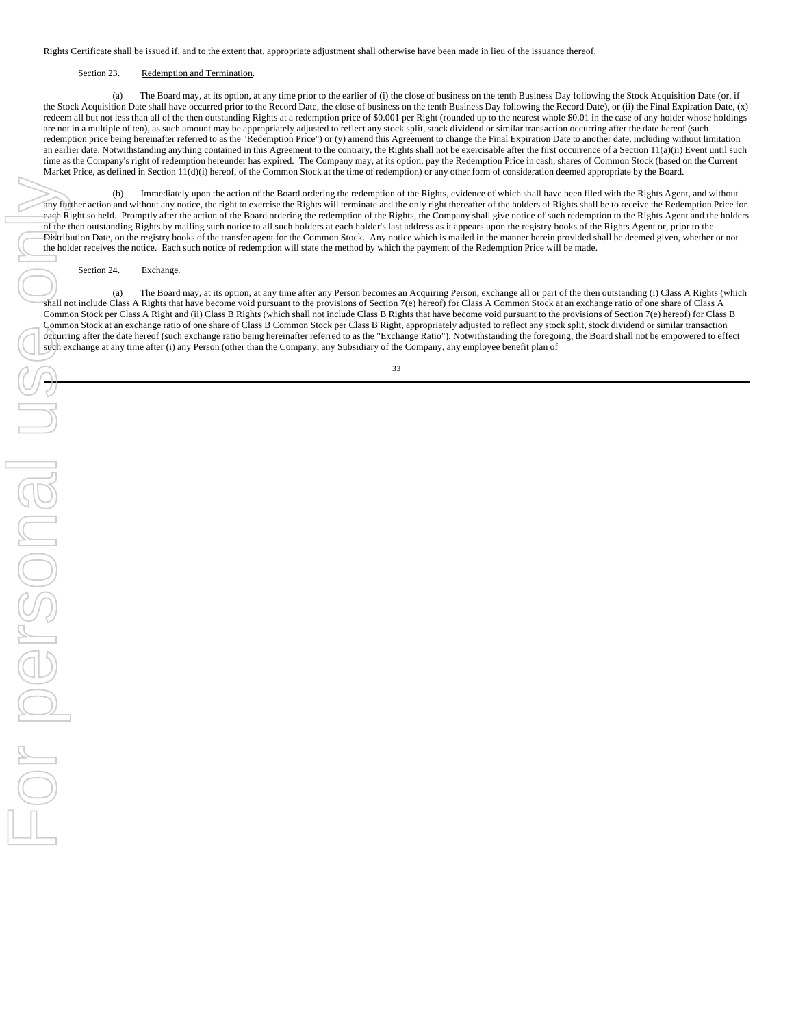Rights Certificate shall be issued if, and to the extent that, appropriate adjustment shall otherwise have been made in lieu of the issuance thereof.

Section 23. Redemption and Termination.

(a) The Board may, at its option, at any time prior to the earlier of (i) the close of business on the tenth Business Day following the Stock Acquisition Date (or, if the Stock Acquisition Date shall have occurred prior to the Record Date, the close of business on the tenth Business Day following the Record Date), or (ii) the Final Expiration Date, (x) redeem all but not less than all of the then outstanding Rights at a redemption price of $0.001 per Right (rounded up to the nearest whole $0.01 in the case of any holder whose holdings are not in a multiple of ten), as such amount may be appropriately adjusted to reflect any stock split, stock dividend or similar transaction occurring after the date hereof (such redemption price being hereinafter referred to as the "Redemption Price") or (y) amend this Agreement to change the Final Expiration Date to another date, including without limitation an earlier date. Notwithstanding anything contained in this Agreement to the contrary, the Rights shall not be exercisable after the first occurrence of a Section 11(a)(ii) Event until such time as the Company's right of redemption hereunder has expired. The Company may, at its option, pay the Redemption Price in cash, shares of Common Stock (based on the Current Market Price, as defined in Section 11(d)(i) hereof, of the Common Stock at the time of redemption) or any other form of consideration deemed appropriate by the Board.

(b) Immediately upon the action of the Board ordering the redemption of the Rights, evidence of which shall have been filed with the Rights Agent, and without any further action and without any notice, the right to exercise the Rights will terminate and the only right thereafter of the holders of Rights shall be to receive the Redemption Price for each Right so held. Promptly after the action of the Board ordering the redemption of the Rights, the Company shall give notice of such redemption to the Rights Agent and the holders of the then outstanding Rights by mailing such notice to all such holders at each holder's last address as it appears upon the registry books of the Rights Agent or, prior to the Distribution Date, on the registry books of the transfer agent for the Common Stock. Any notice which is mailed in the manner herein provided shall be deemed given, whether or not the holder receives the notice. Each such notice of redemption will state the method by which the payment of the Redemption Price will be made.

Section 24. Exchange.

(a) The Board may, at its option, at any time after any Person becomes an Acquiring Person, exchange all or part of the then outstanding (i) Class A Rights (which shall not include Class A Rights that have become void pursuant to the provisions of Section 7(e) hereof) for Class A Common Stock at an exchange ratio of one share of Class A Common Stock per Class A Right and (ii) Class B Rights (which shall not include Class B Rights that have become void pursuant to the provisions of Section 7(e) hereof) for Class B Common Stock at an exchange ratio of one share of Class B Common Stock per Class B Right, appropriately adjusted to reflect any stock split, stock dividend or similar transaction occurring after the date hereof (such exchange ratio being hereinafter referred to as the "Exchange Ratio"). Notwithstanding the foregoing, the Board shall not be empowered to effect such exchange at any time after (i) any Person (other than the Company, any Subsidiary of the Company, any employee benefit plan of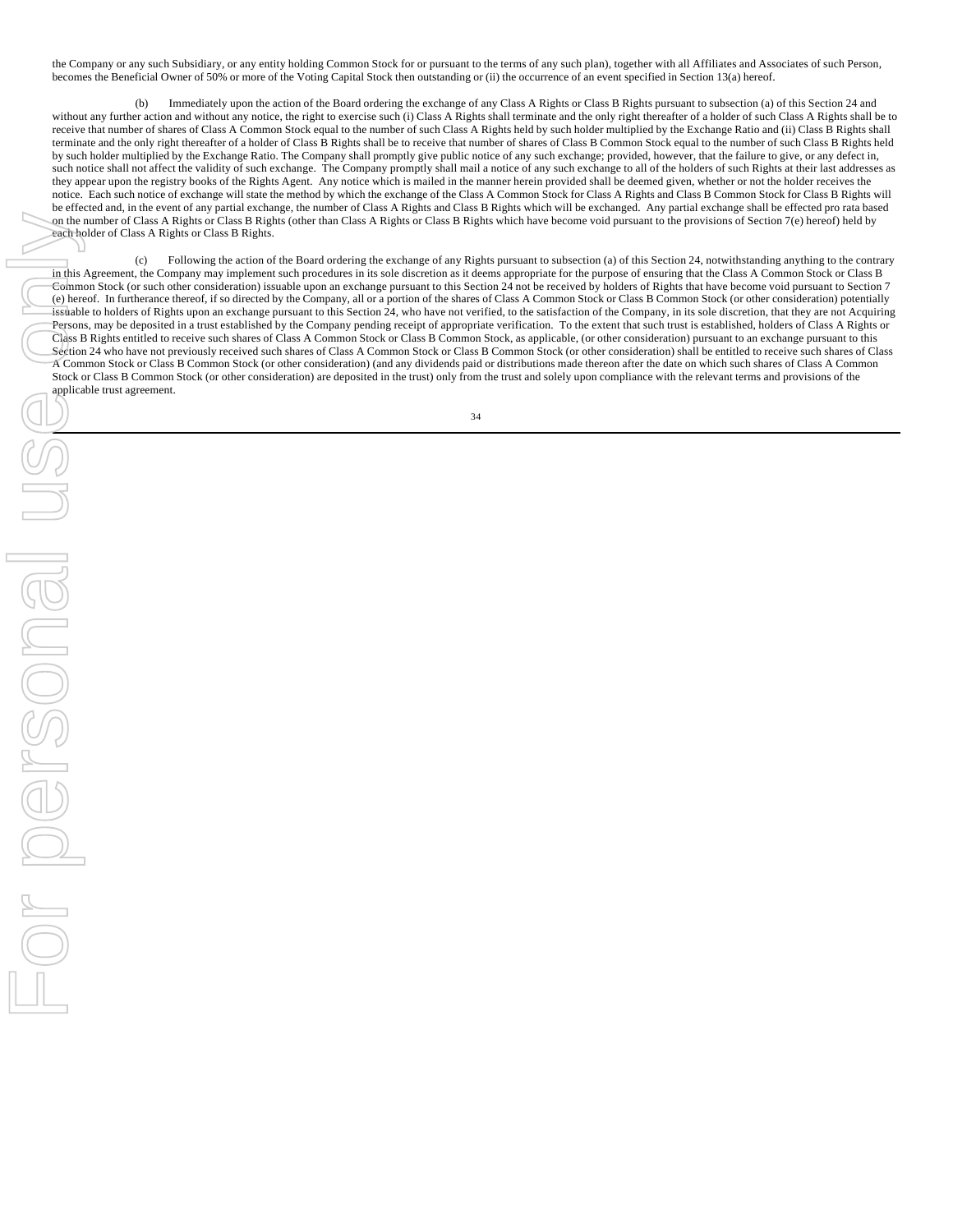the Company or any such Subsidiary, or any entity holding Common Stock for or pursuant to the terms of any such plan), together with all Affiliates and Associates of such Person, becomes the Beneficial Owner of 50% or more of the Voting Capital Stock then outstanding or (ii) the occurrence of an event specified in Section 13(a) hereof.

(b) Immediately upon the action of the Board ordering the exchange of any Class A Rights or Class B Rights pursuant to subsection (a) of this Section 24 and without any further action and without any notice, the right to exercise such (i) Class A Rights shall terminate and the only right thereafter of a holder of such Class A Rights shall be to receive that number of shares of Class A Common Stock equal to the number of such Class A Rights held by such holder multiplied by the Exchange Ratio and (ii) Class B Rights shall terminate and the only right thereafter of a holder of Class B Rights shall be to receive that number of shares of Class B Common Stock equal to the number of such Class B Rights held by such holder multiplied by the Exchange Ratio. The Company shall promptly give public notice of any such exchange; provided, however, that the failure to give, or any defect in, such notice shall not affect the validity of such exchange. The Company promptly shall mail a notice of any such exchange to all of the holders of such Rights at their last addresses as they appear upon the registry books of the Rights Agent. Any notice which is mailed in the manner herein provided shall be deemed given, whether or not the holder receives the notice. Each such notice of exchange will state the method by which the exchange of the Class A Common Stock for Class A Rights and Class B Common Stock for Class B Rights will be effected and, in the event of any partial exchange, the number of Class A Rights and Class B Rights which will be exchanged. Any partial exchange shall be effected pro rata based on the number of Class A Rights or Class B Rights (other than Class A Rights or Class B Rights which have become void pursuant to the provisions of Section 7(e) hereof) held by each holder of Class A Rights or Class B Rights.

(c) Following the action of the Board ordering the exchange of any Rights pursuant to subsection (a) of this Section 24, notwithstanding anything to the contrary in this Agreement, the Company may implement such procedures in its sole discretion as it deems appropriate for the purpose of ensuring that the Class A Common Stock or Class B Common Stock (or such other consideration) issuable upon an exchange pursuant to this Section 24 not be received by holders of Rights that have become void pursuant to Section 7 (e) hereof. In furtherance thereof, if so directed by the Company, all or a portion of the shares of Class A Common Stock or Class B Common Stock (or other consideration) potentially issuable to holders of Rights upon an exchange pursuant to this Section 24, who have not verified, to the satisfaction of the Company, in its sole discretion, that they are not Acquiring Persons, may be deposited in a trust established by the Company pending receipt of appropriate verification. To the extent that such trust is established, holders of Class A Rights or Class B Rights entitled to receive such shares of Class A Common Stock or Class B Common Stock, as applicable, (or other consideration) pursuant to an exchange pursuant to this Section 24 who have not previously received such shares of Class A Common Stock or Class B Common Stock (or other consideration) shall be entitled to receive such shares of Class A Common Stock or Class B Common Stock (or other consideration) (and any dividends paid or distributions made thereon after the date on which such shares of Class A Common Stock or Class B Common Stock (or other consideration) are deposited in the trust) only from the trust and solely upon compliance with the relevant terms and provisions of the applicable trust agreement.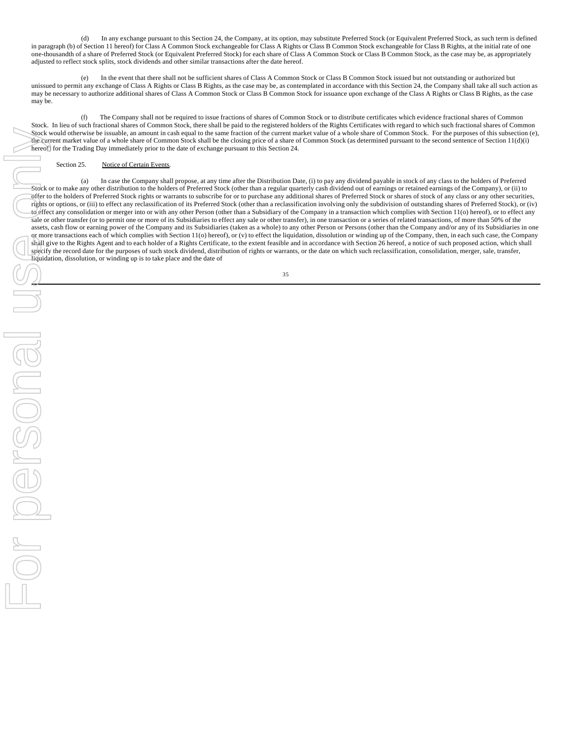(d) In any exchange pursuant to this Section 24, the Company, at its option, may substitute Preferred Stock (or Equivalent Preferred Stock, as such term is defined in paragraph (b) of Section 11 hereof) for Class A Common Stock exchangeable for Class A Rights or Class B Common Stock exchangeable for Class B Rights, at the initial rate of one one-thousandth of a share of Preferred Stock (or Equivalent Preferred Stock) for each share of Class A Common Stock or Class B Common Stock, as the case may be, as appropriately adjusted to reflect stock splits, stock dividends and other similar transactions after the date hereof.

(e) In the event that there shall not be sufficient shares of Class A Common Stock or Class B Common Stock issued but not outstanding or authorized but unissued to permit any exchange of Class A Rights or Class B Rights, as the case may be, as contemplated in accordance with this Section 24, the Company shall take all such action as may be necessary to authorize additional shares of Class A Common Stock or Class B Common Stock for issuance upon exchange of the Class A Rights or Class B Rights, as the case may be.

(f) The Company shall not be required to issue fractions of shares of Common Stock or to distribute certificates which evidence fractional shares of Common Stock. In lieu of such fractional shares of Common Stock, there shall be paid to the registered holders of the Rights Certificates with regard to which such fractional shares of Common Stock would otherwise be issuable, an amount in cash equal to the same fraction of the current market value of a whole share of Common Stock. For the purposes of this subsection (e), the current market value of a whole share of Common Stock shall be the closing price of a share of Common Stock (as determined pursuant to the second sentence of Section 11(d)(i) hereof) for the Trading Day immediately prior to the date of exchange pursuant to this Section 24.

Section 25. Notice of Certain Events.

(a) In case the Company shall propose, at any time after the Distribution Date, (i) to pay any dividend payable in stock of any class to the holders of Preferred Stock or to make any other distribution to the holders of Preferred Stock (other than a regular quarterly cash dividend out of earnings or retained earnings of the Company), or (ii) to offer to the holders of Preferred Stock rights or warrants to subscribe for or to purchase any additional shares of Preferred Stock or shares of stock of any class or any other securities, rights or options, or (iii) to effect any reclassification of its Preferred Stock (other than a reclassification involving only the subdivision of outstanding shares of Preferred Stock), or (iv) to effect any consolidation or merger into or with any other Person (other than a Subsidiary of the Company in a transaction which complies with Section 11(o) hereof), or to effect any sale or other transfer (or to permit one or more of its Subsidiaries to effect any sale or other transfer), in one transaction or a series of related transactions, of more than 50% of the assets, cash flow or earning power of the Company and its Subsidiaries (taken as a whole) to any other Person or Persons (other than the Company and/or any of its Subsidiaries in one or more transactions each of which complies with Section 11(o) hereof), or (v) to effect the liquidation, dissolution or winding up of the Company, then, in each such case, the Company shall give to the Rights Agent and to each holder of a Rights Certificate, to the extent feasible and in accordance with Section 26 hereof, a notice of such proposed action, which shall specify the record date for the purposes of such stock dividend, distribution of rights or warrants, or the date on which such reclassification, consolidation, merger, sale, transfer, liquidation, dissolution, or winding up is to take place and the date of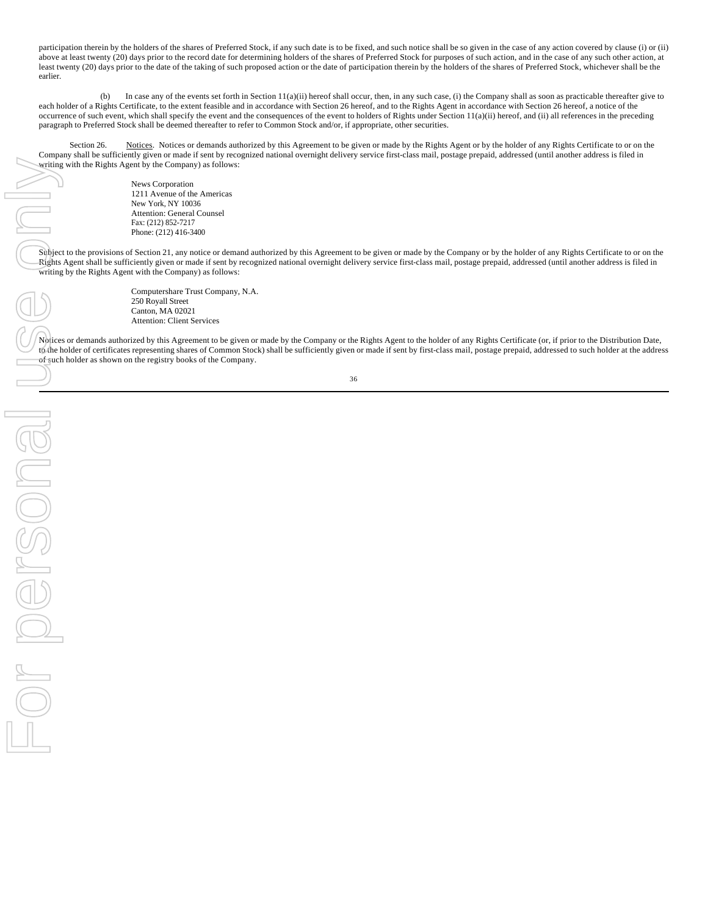participation therein by the holders of the shares of Preferred Stock, if any such date is to be fixed, and such notice shall be so given in the case of any action covered by clause (i) or (ii) above at least twenty (20) days prior to the record date for determining holders of the shares of Preferred Stock for purposes of such action, and in the case of any such other action, at least twenty (20) days prior to the date of the taking of such proposed action or the date of participation therein by the holders of the shares of Preferred Stock, whichever shall be the earlier.

(b) In case any of the events set forth in Section 11(a)(ii) hereof shall occur, then, in any such case, (i) the Company shall as soon as practicable thereafter give to each holder of a Rights Certificate, to the extent feasible and in accordance with Section 26 hereof, and to the Rights Agent in accordance with Section 26 hereof, a notice of the occurrence of such event, which shall specify the event and the consequences of the event to holders of Rights under Section 11(a)(ii) hereof, and (ii) all references in the preceding paragraph to Preferred Stock shall be deemed thereafter to refer to Common Stock and/or, if appropriate, other securities.

Section 26. Notices. Notices or demands authorized by this Agreement to be given or made by the Rights Agent or by the holder of any Rights Certificate to or on the Company shall be sufficiently given or made if sent by recognized national overnight delivery service first-class mail, postage prepaid, addressed (until another address is filed in writing with the Rights Agent by the Company) as follows:

News Corporation
1211 Avenue of the Americas
New York, NY 10036
Attention: General Counsel
Fax: (212) 852-7217
Phone: (212) 416-3400

Subject to the provisions of Section 21, any notice or demand authorized by this Agreement to be given or made by the Company or by the holder of any Rights Certificate to or on the Rights Agent shall be sufficiently given or made if sent by recognized national overnight delivery service first-class mail, postage prepaid, addressed (until another address is filed in writing by the Rights Agent with the Company) as follows:

Computershare Trust Company, N.A.
250 Royall Street
Canton, MA 02021
Attention: Client Services

Notices or demands authorized by this Agreement to be given or made by the Company or the Rights Agent to the holder of any Rights Certificate (or, if prior to the Distribution Date, to the holder of certificates representing shares of Common Stock) shall be sufficiently given or made if sent by first-class mail, postage prepaid, addressed to such holder at the address of such holder as shown on the registry books of the Company.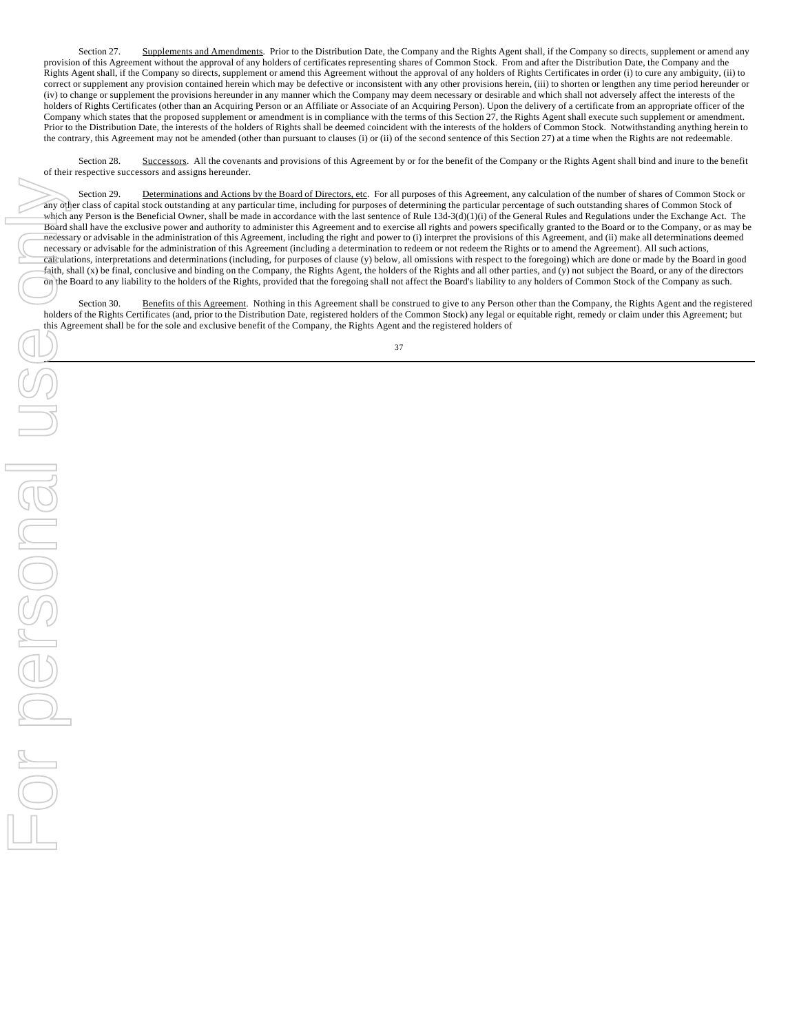Section 27. Supplements and Amendments. Prior to the Distribution Date, the Company and the Rights Agent shall, if the Company so directs, supplement or amend any provision of this Agreement without the approval of any holders of certificates representing shares of Common Stock. From and after the Distribution Date, the Company and the Rights Agent shall, if the Company so directs, supplement or amend this Agreement without the approval of any holders of Rights Certificates in order (i) to cure any ambiguity, (ii) to correct or supplement any provision contained herein which may be defective or inconsistent with any other provisions herein, (iii) to shorten or lengthen any time period hereunder or (iv) to change or supplement the provisions hereunder in any manner which the Company may deem necessary or desirable and which shall not adversely affect the interests of the holders of Rights Certificates (other than an Acquiring Person or an Affiliate or Associate of an Acquiring Person). Upon the delivery of a certificate from an appropriate officer of the Company which states that the proposed supplement or amendment is in compliance with the terms of this Section 27, the Rights Agent shall execute such supplement or amendment. Prior to the Distribution Date, the interests of the holders of Rights shall be deemed coincident with the interests of the holders of Common Stock. Notwithstanding anything herein to the contrary, this Agreement may not be amended (other than pursuant to clauses (i) or (ii) of the second sentence of this Section 27) at a time when the Rights are not redeemable.

Section 28. Successors. All the covenants and provisions of this Agreement by or for the benefit of the Company or the Rights Agent shall bind and inure to the benefit of their respective successors and assigns hereunder.

Section 29. Determinations and Actions by the Board of Directors, etc. For all purposes of this Agreement, any calculation of the number of shares of Common Stock or any other class of capital stock outstanding at any particular time, including for purposes of determining the particular percentage of such outstanding shares of Common Stock of which any Person is the Beneficial Owner, shall be made in accordance with the last sentence of Rule 13d-3(d)(1)(i) of the General Rules and Regulations under the Exchange Act. The Board shall have the exclusive power and authority to administer this Agreement and to exercise all rights and powers specifically granted to the Board or to the Company, or as may be necessary or advisable in the administration of this Agreement, including the right and power to (i) interpret the provisions of this Agreement, and (ii) make all determinations deemed necessary or advisable for the administration of this Agreement (including a determination to redeem or not redeem the Rights or to amend the Agreement). All such actions, calculations, interpretations and determinations (including, for purposes of clause (y) below, all omissions with respect to the foregoing) which are done or made by the Board in good faith, shall (x) be final, conclusive and binding on the Company, the Rights Agent, the holders of the Rights and all other parties, and (y) not subject the Board, or any of the directors on the Board to any liability to the holders of the Rights, provided that the foregoing shall not affect the Board's liability to any holders of Common Stock of the Company as such.

Section 30. Benefits of this Agreement. Nothing in this Agreement shall be construed to give to any Person other than the Company, the Rights Agent and the registered holders of the Rights Certificates (and, prior to the Distribution Date, registered holders of the Common Stock) any legal or equitable right, remedy or claim under this Agreement; but this Agreement shall be for the sole and exclusive benefit of the Company, the Rights Agent and the registered holders of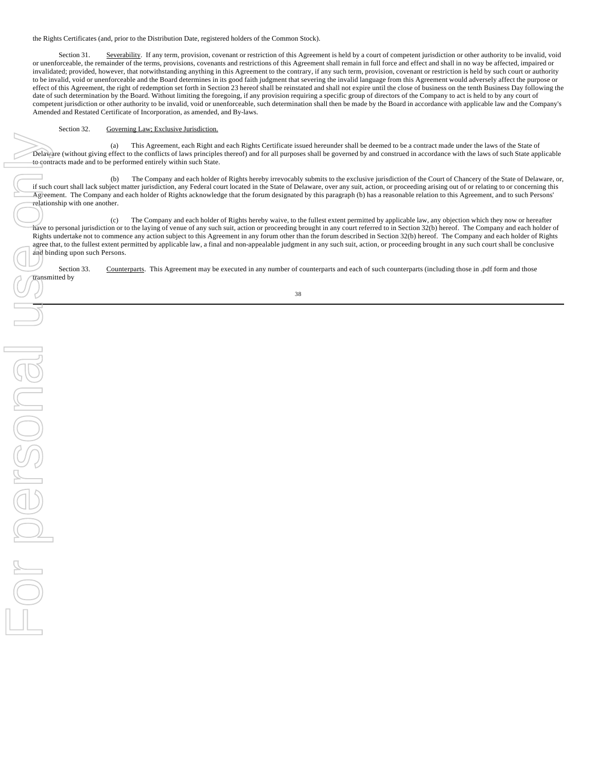the Rights Certificates (and, prior to the Distribution Date, registered holders of the Common Stock).

Section 31. Severability. If any term, provision, covenant or restriction of this Agreement is held by a court of competent jurisdiction or other authority to be invalid, void or unenforceable, the remainder of the terms, provisions, covenants and restrictions of this Agreement shall remain in full force and effect and shall in no way be affected, impaired or invalidated; provided, however, that notwithstanding anything in this Agreement to the contrary, if any such term, provision, covenant or restriction is held by such court or authority to be invalid, void or unenforceable and the Board determines in its good faith judgment that severing the invalid language from this Agreement would adversely affect the purpose or effect of this Agreement, the right of redemption set forth in Section 23 hereof shall be reinstated and shall not expire until the close of business on the tenth Business Day following the date of such determination by the Board. Without limiting the foregoing, if any provision requiring a specific group of directors of the Company to act is held to by any court of competent jurisdiction or other authority to be invalid, void or unenforceable, such determination shall then be made by the Board in accordance with applicable law and the Company's Amended and Restated Certificate of Incorporation, as amended, and By-laws.

Section 32. Governing Law; Exclusive Jurisdiction.

(a) This Agreement, each Right and each Rights Certificate issued hereunder shall be deemed to be a contract made under the laws of the State of Delaware (without giving effect to the conflicts of laws principles thereof) and for all purposes shall be governed by and construed in accordance with the laws of such State applicable to contracts made and to be performed entirely within such State.

(b) The Company and each holder of Rights hereby irrevocably submits to the exclusive jurisdiction of the Court of Chancery of the State of Delaware, or, if such court shall lack subject matter jurisdiction, any Federal court located in the State of Delaware, over any suit, action, or proceeding arising out of or relating to or concerning this Agreement. The Company and each holder of Rights acknowledge that the forum designated by this paragraph (b) has a reasonable relation to this Agreement, and to such Persons' relationship with one another.

(c) The Company and each holder of Rights hereby waive, to the fullest extent permitted by applicable law, any objection which they now or hereafter have to personal jurisdiction or to the laying of venue of any such suit, action or proceeding brought in any court referred to in Section 32(b) hereof. The Company and each holder of Rights undertake not to commence any action subject to this Agreement in any forum other than the forum described in Section 32(b) hereof. The Company and each holder of Rights agree that, to the fullest extent permitted by applicable law, a final and non-appealable judgment in any such suit, action, or proceeding brought in any such court shall be conclusive and binding upon such Persons.

Section 33. Counterparts. This Agreement may be executed in any number of counterparts and each of such counterparts (including those in .pdf form and those transmitted by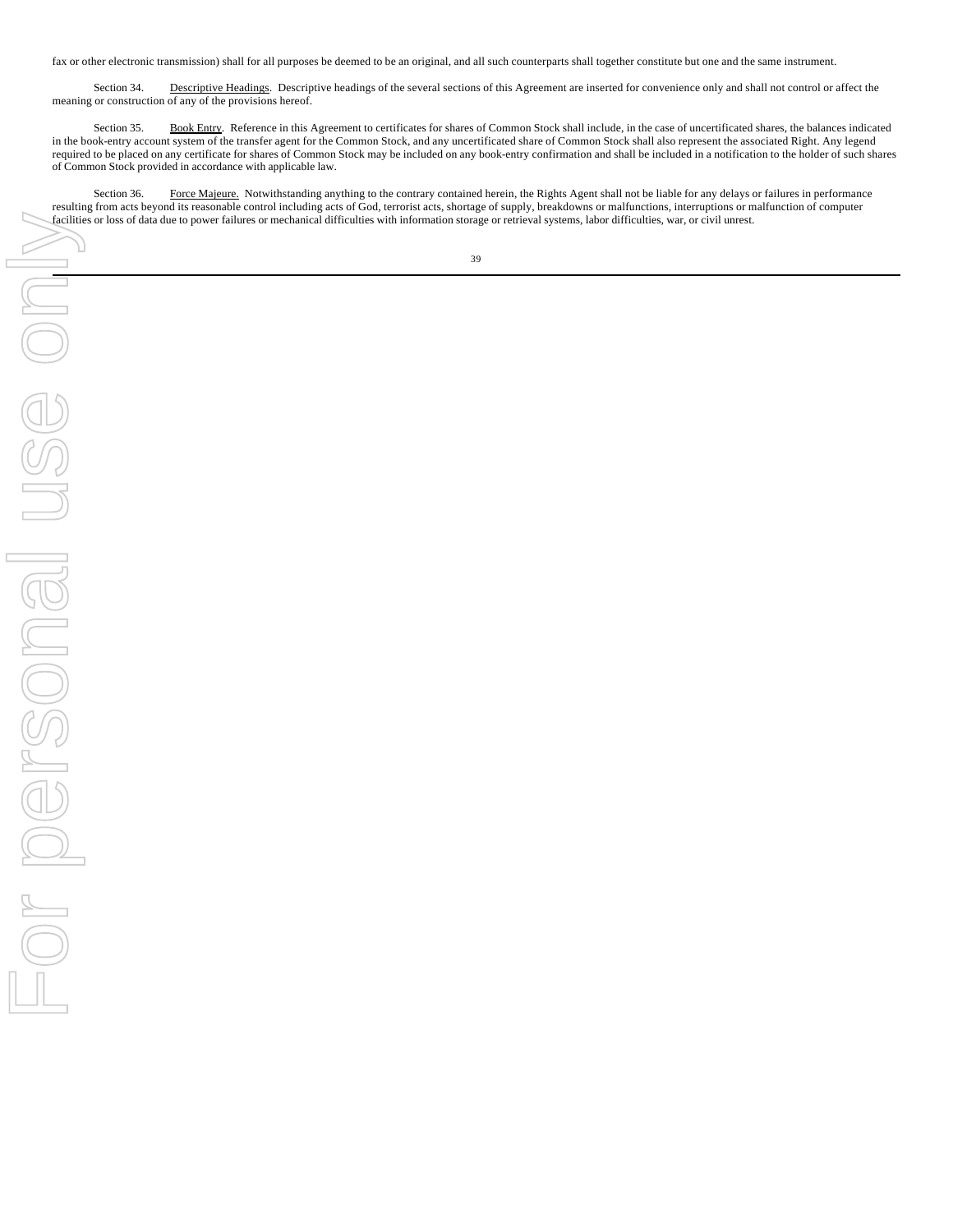fax or other electronic transmission) shall for all purposes be deemed to be an original, and all such counterparts shall together constitute but one and the same instrument.

Section 34. Descriptive Headings. Descriptive headings of the several sections of this Agreement are inserted for convenience only and shall not control or affect the meaning or construction of any of the provisions hereof.

Section 35. Book Entry. Reference in this Agreement to certificates for shares of Common Stock shall include, in the case of uncertificated shares, the balances indicated in the book-entry account system of the transfer agent for the Common Stock, and any uncertificated share of Common Stock shall also represent the associated Right. Any legend required to be placed on any certificate for shares of Common Stock may be included on any book-entry confirmation and shall be included in a notification to the holder of such shares of Common Stock provided in accordance with applicable law.

Section 36. Force Majeure. Notwithstanding anything to the contrary contained herein, the Rights Agent shall not be liable for any delays or failures in performance resulting from acts beyond its reasonable control including acts of God, terrorist acts, shortage of supply, breakdowns or malfunctions, interruptions or malfunction of computer facilities or loss of data due to power failures or mechanical difficulties with information storage or retrieval systems, labor difficulties, war, or civil unrest.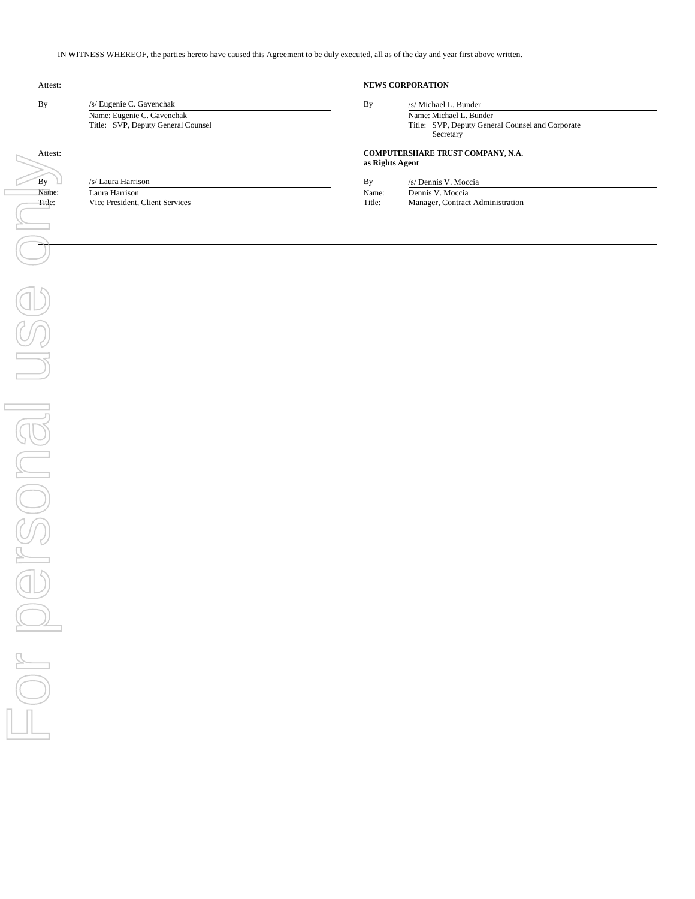IN WITNESS WHEREOF, the parties hereto have caused this Agreement to be duly executed, all as of the day and year first above written.

| Attest: | | **NEWS CORPORATION** | |
|---|---|---|---|
| By | /s/ Eugenie C. Gavenchak | By | /s/ Michael L. Bunder |
| | Name: Eugenie C. Gavenchak | | Name: Michael L. Bunder |
| | Title: SVP, Deputy General Counsel | | Title: SVP, Deputy General Counsel and Corporate Secretary |

| Attest: | | **COMPUTERSHARE TRUST COMPANY, N.A. as Rights Agent** | |
|---|---|---|---|
| By | /s/ Laura Harrison | By | /s/ Dennis V. Moccia |
| Name: | Laura Harrison | Name: | Dennis V. Moccia |
| Title: | Vice President, Client Services | Title: | Manager, Contract Administration |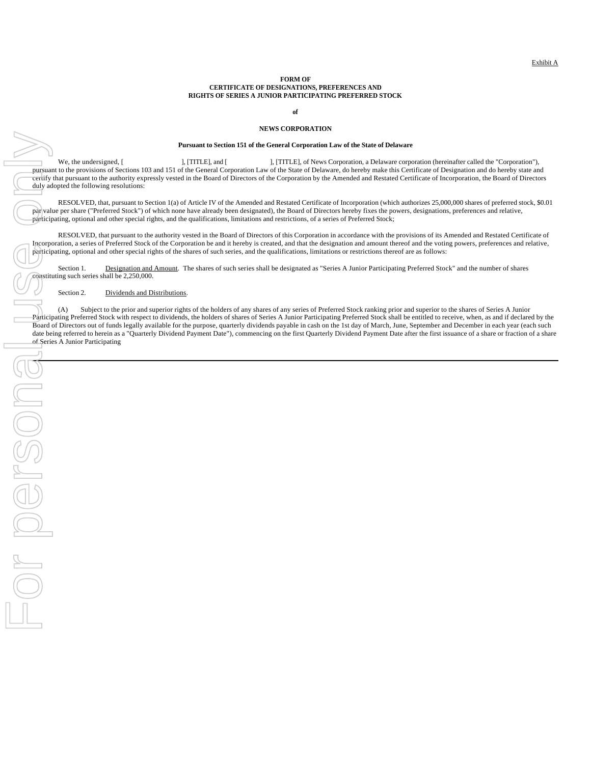Exhibit A

**FORM OF**
**CERTIFICATE OF DESIGNATIONS, PREFERENCES AND**
**RIGHTS OF SERIES A JUNIOR PARTICIPATING PREFERRED STOCK**

**of**

**NEWS CORPORATION**

**Pursuant to Section 151 of the General Corporation Law of the State of Delaware**

We, the undersigned, [ ], [TITLE], and [ ], [TITLE], of News Corporation, a Delaware corporation (hereinafter called the "Corporation"), pursuant to the provisions of Sections 103 and 151 of the General Corporation Law of the State of Delaware, do hereby make this Certificate of Designation and do hereby state and certify that pursuant to the authority expressly vested in the Board of Directors of the Corporation by the Amended and Restated Certificate of Incorporation, the Board of Directors duly adopted the following resolutions:

RESOLVED, that, pursuant to Section 1(a) of Article IV of the Amended and Restated Certificate of Incorporation (which authorizes 25,000,000 shares of preferred stock, $0.01 par value per share ("Preferred Stock") of which none have already been designated), the Board of Directors hereby fixes the powers, designations, preferences and relative, participating, optional and other special rights, and the qualifications, limitations and restrictions, of a series of Preferred Stock;

RESOLVED, that pursuant to the authority vested in the Board of Directors of this Corporation in accordance with the provisions of its Amended and Restated Certificate of Incorporation, a series of Preferred Stock of the Corporation be and it hereby is created, and that the designation and amount thereof and the voting powers, preferences and relative, participating, optional and other special rights of the shares of such series, and the qualifications, limitations or restrictions thereof are as follows:

Section 1. Designation and Amount. The shares of such series shall be designated as "Series A Junior Participating Preferred Stock" and the number of shares constituting such series shall be 2,250,000.

Section 2. Dividends and Distributions.

(A) Subject to the prior and superior rights of the holders of any shares of any series of Preferred Stock ranking prior and superior to the shares of Series A Junior Participating Preferred Stock with respect to dividends, the holders of shares of Series A Junior Participating Preferred Stock shall be entitled to receive, when, as and if declared by the Board of Directors out of funds legally available for the purpose, quarterly dividends payable in cash on the 1st day of March, June, September and December in each year (each such date being referred to herein as a "Quarterly Dividend Payment Date"), commencing on the first Quarterly Dividend Payment Date after the first issuance of a share or fraction of a share of Series A Junior Participating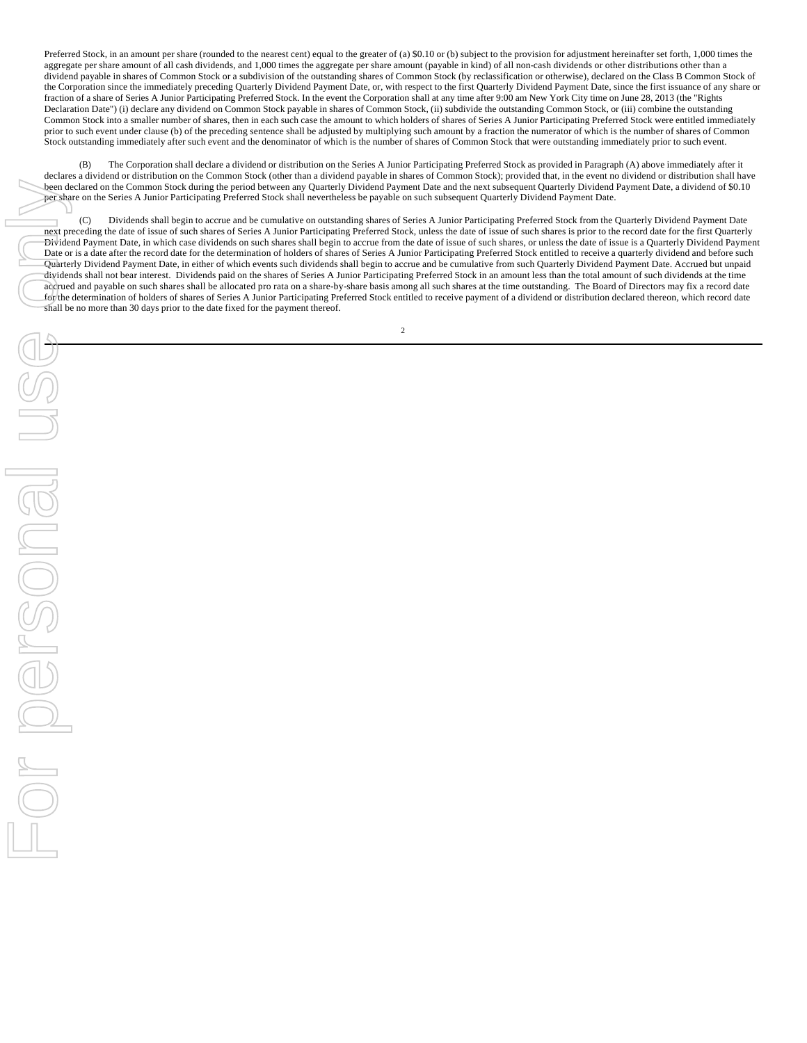Preferred Stock, in an amount per share (rounded to the nearest cent) equal to the greater of (a) $0.10 or (b) subject to the provision for adjustment hereinafter set forth, 1,000 times the aggregate per share amount of all cash dividends, and 1,000 times the aggregate per share amount (payable in kind) of all non-cash dividends or other distributions other than a dividend payable in shares of Common Stock or a subdivision of the outstanding shares of Common Stock (by reclassification or otherwise), declared on the Class B Common Stock of the Corporation since the immediately preceding Quarterly Dividend Payment Date, or, with respect to the first Quarterly Dividend Payment Date, since the first issuance of any share or fraction of a share of Series A Junior Participating Preferred Stock. In the event the Corporation shall at any time after 9:00 am New York City time on June 28, 2013 (the "Rights Declaration Date") (i) declare any dividend on Common Stock payable in shares of Common Stock, (ii) subdivide the outstanding Common Stock, or (iii) combine the outstanding Common Stock into a smaller number of shares, then in each such case the amount to which holders of shares of Series A Junior Participating Preferred Stock were entitled immediately prior to such event under clause (b) of the preceding sentence shall be adjusted by multiplying such amount by a fraction the numerator of which is the number of shares of Common Stock outstanding immediately after such event and the denominator of which is the number of shares of Common Stock that were outstanding immediately prior to such event.

(B) The Corporation shall declare a dividend or distribution on the Series A Junior Participating Preferred Stock as provided in Paragraph (A) above immediately after it declares a dividend or distribution on the Common Stock (other than a dividend payable in shares of Common Stock); provided that, in the event no dividend or distribution shall have been declared on the Common Stock during the period between any Quarterly Dividend Payment Date and the next subsequent Quarterly Dividend Payment Date, a dividend of $0.10 per share on the Series A Junior Participating Preferred Stock shall nevertheless be payable on such subsequent Quarterly Dividend Payment Date.

(C) Dividends shall begin to accrue and be cumulative on outstanding shares of Series A Junior Participating Preferred Stock from the Quarterly Dividend Payment Date next preceding the date of issue of such shares of Series A Junior Participating Preferred Stock, unless the date of issue of such shares is prior to the record date for the first Quarterly Dividend Payment Date, in which case dividends on such shares shall begin to accrue from the date of issue of such shares, or unless the date of issue is a Quarterly Dividend Payment Date or is a date after the record date for the determination of holders of shares of Series A Junior Participating Preferred Stock entitled to receive a quarterly dividend and before such Quarterly Dividend Payment Date, in either of which events such dividends shall begin to accrue and be cumulative from such Quarterly Dividend Payment Date. Accrued but unpaid dividends shall not bear interest. Dividends paid on the shares of Series A Junior Participating Preferred Stock in an amount less than the total amount of such dividends at the time accrued and payable on such shares shall be allocated pro rata on a share-by-share basis among all such shares at the time outstanding. The Board of Directors may fix a record date for the determination of holders of shares of Series A Junior Participating Preferred Stock entitled to receive payment of a dividend or distribution declared thereon, which record date shall be no more than 30 days prior to the date fixed for the payment thereof.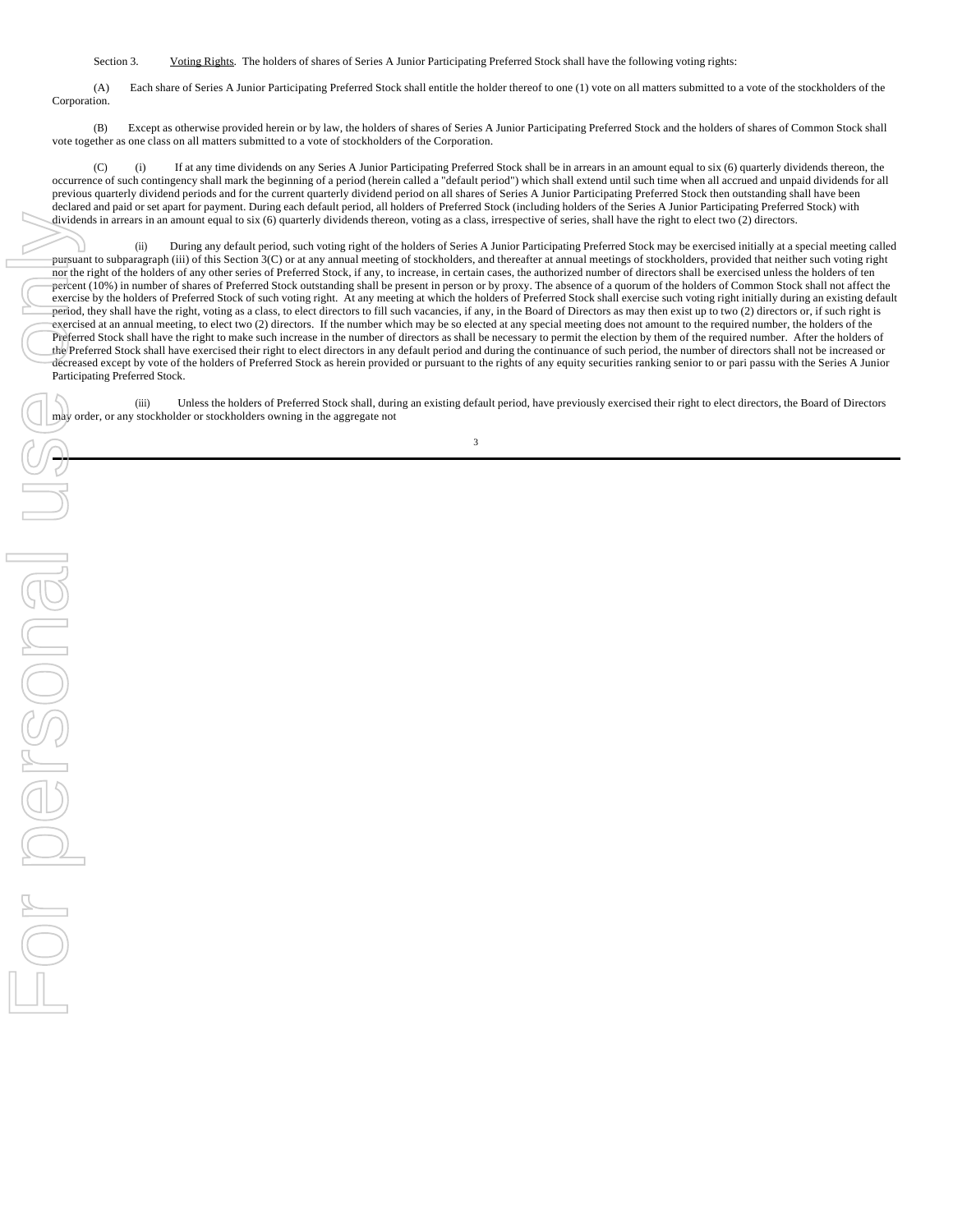Section 3. Voting Rights. The holders of shares of Series A Junior Participating Preferred Stock shall have the following voting rights:

(A) Each share of Series A Junior Participating Preferred Stock shall entitle the holder thereof to one (1) vote on all matters submitted to a vote of the stockholders of the Corporation.

(B) Except as otherwise provided herein or by law, the holders of shares of Series A Junior Participating Preferred Stock and the holders of shares of Common Stock shall vote together as one class on all matters submitted to a vote of stockholders of the Corporation.

(C) (i) If at any time dividends on any Series A Junior Participating Preferred Stock shall be in arrears in an amount equal to six (6) quarterly dividends thereon, the occurrence of such contingency shall mark the beginning of a period (herein called a "default period") which shall extend until such time when all accrued and unpaid dividends for all previous quarterly dividend periods and for the current quarterly dividend period on all shares of Series A Junior Participating Preferred Stock then outstanding shall have been declared and paid or set apart for payment. During each default period, all holders of Preferred Stock (including holders of the Series A Junior Participating Preferred Stock) with dividends in arrears in an amount equal to six (6) quarterly dividends thereon, voting as a class, irrespective of series, shall have the right to elect two (2) directors.

(ii) During any default period, such voting right of the holders of Series A Junior Participating Preferred Stock may be exercised initially at a special meeting called pursuant to subparagraph (iii) of this Section 3(C) or at any annual meeting of stockholders, and thereafter at annual meetings of stockholders, provided that neither such voting right nor the right of the holders of any other series of Preferred Stock, if any, to increase, in certain cases, the authorized number of directors shall be exercised unless the holders of ten percent (10%) in number of shares of Preferred Stock outstanding shall be present in person or by proxy. The absence of a quorum of the holders of Common Stock shall not affect the exercise by the holders of Preferred Stock of such voting right. At any meeting at which the holders of Preferred Stock shall exercise such voting right initially during an existing default period, they shall have the right, voting as a class, to elect directors to fill such vacancies, if any, in the Board of Directors as may then exist up to two (2) directors or, if such right is exercised at an annual meeting, to elect two (2) directors. If the number which may be so elected at any special meeting does not amount to the required number, the holders of the Preferred Stock shall have the right to make such increase in the number of directors as shall be necessary to permit the election by them of the required number. After the holders of the Preferred Stock shall have exercised their right to elect directors in any default period and during the continuance of such period, the number of directors shall not be increased or decreased except by vote of the holders of Preferred Stock as herein provided or pursuant to the rights of any equity securities ranking senior to or pari passu with the Series A Junior Participating Preferred Stock.

(iii) Unless the holders of Preferred Stock shall, during an existing default period, have previously exercised their right to elect directors, the Board of Directors may order, or any stockholder or stockholders owning in the aggregate not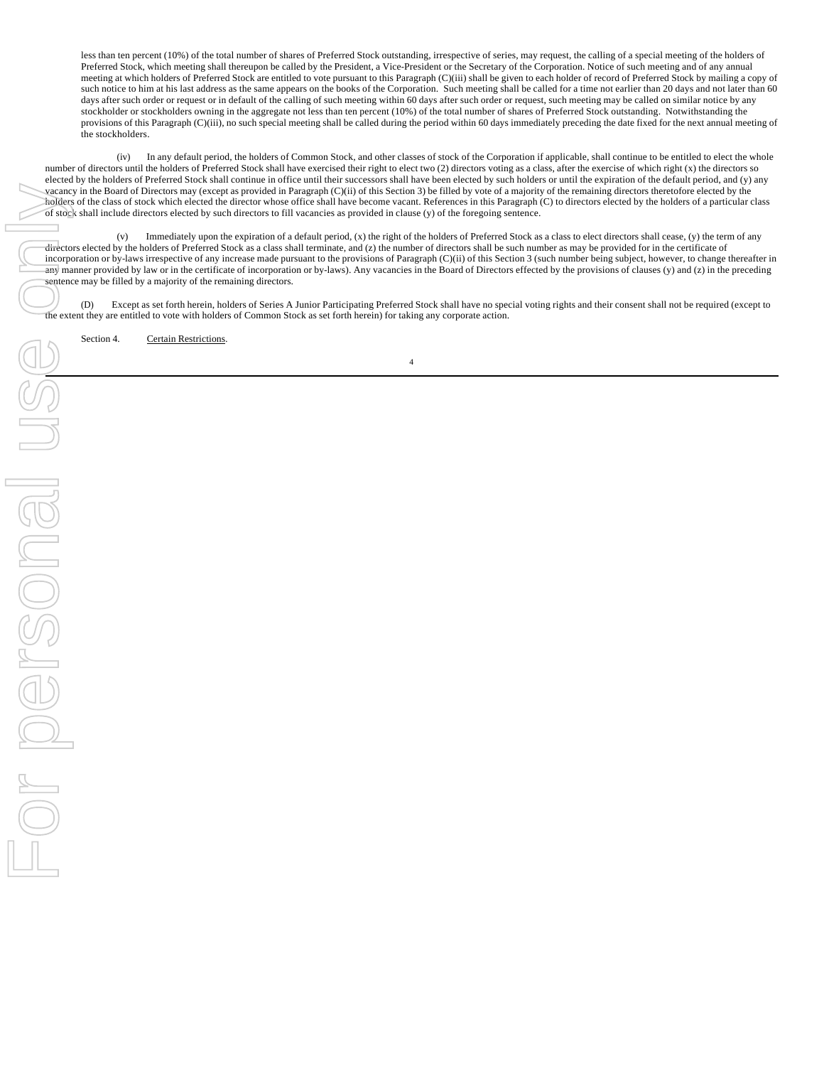less than ten percent (10%) of the total number of shares of Preferred Stock outstanding, irrespective of series, may request, the calling of a special meeting of the holders of Preferred Stock, which meeting shall thereupon be called by the President, a Vice-President or the Secretary of the Corporation. Notice of such meeting and of any annual meeting at which holders of Preferred Stock are entitled to vote pursuant to this Paragraph (C)(iii) shall be given to each holder of record of Preferred Stock by mailing a copy of such notice to him at his last address as the same appears on the books of the Corporation. Such meeting shall be called for a time not earlier than 20 days and not later than 60 days after such order or request or in default of the calling of such meeting within 60 days after such order or request, such meeting may be called on similar notice by any stockholder or stockholders owning in the aggregate not less than ten percent (10%) of the total number of shares of Preferred Stock outstanding. Notwithstanding the provisions of this Paragraph (C)(iii), no such special meeting shall be called during the period within 60 days immediately preceding the date fixed for the next annual meeting of the stockholders.

(iv) In any default period, the holders of Common Stock, and other classes of stock of the Corporation if applicable, shall continue to be entitled to elect the whole number of directors until the holders of Preferred Stock shall have exercised their right to elect two (2) directors voting as a class, after the exercise of which right (x) the directors so elected by the holders of Preferred Stock shall continue in office until their successors shall have been elected by such holders or until the expiration of the default period, and (y) any vacancy in the Board of Directors may (except as provided in Paragraph (C)(ii) of this Section 3) be filled by vote of a majority of the remaining directors theretofore elected by the holders of the class of stock which elected the director whose office shall have become vacant. References in this Paragraph (C) to directors elected by the holders of a particular class of stock shall include directors elected by such directors to fill vacancies as provided in clause (y) of the foregoing sentence.

(v) Immediately upon the expiration of a default period, (x) the right of the holders of Preferred Stock as a class to elect directors shall cease, (y) the term of any directors elected by the holders of Preferred Stock as a class shall terminate, and (z) the number of directors shall be such number as may be provided for in the certificate of incorporation or by-laws irrespective of any increase made pursuant to the provisions of Paragraph (C)(ii) of this Section 3 (such number being subject, however, to change thereafter in any manner provided by law or in the certificate of incorporation or by-laws). Any vacancies in the Board of Directors effected by the provisions of clauses (y) and (z) in the preceding sentence may be filled by a majority of the remaining directors.

(D) Except as set forth herein, holders of Series A Junior Participating Preferred Stock shall have no special voting rights and their consent shall not be required (except to the extent they are entitled to vote with holders of Common Stock as set forth herein) for taking any corporate action.

Section 4. Certain Restrictions.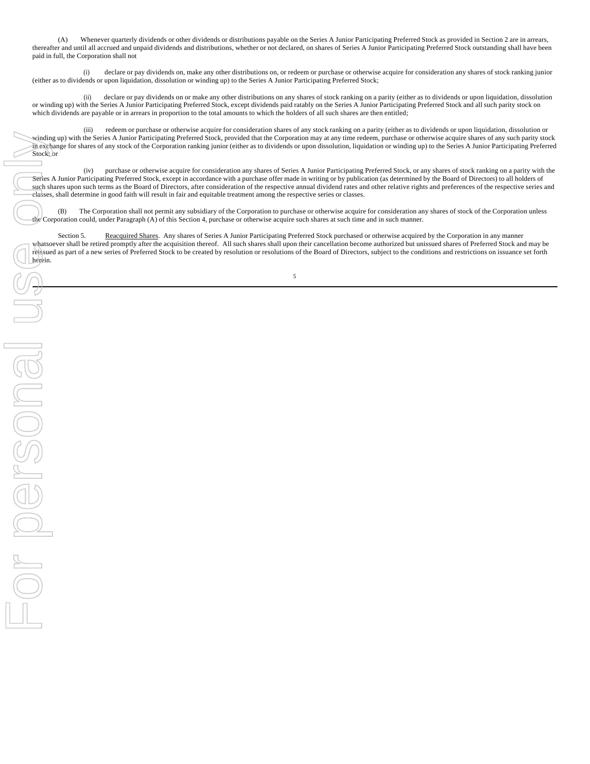(A) Whenever quarterly dividends or other dividends or distributions payable on the Series A Junior Participating Preferred Stock as provided in Section 2 are in arrears, thereafter and until all accrued and unpaid dividends and distributions, whether or not declared, on shares of Series A Junior Participating Preferred Stock outstanding shall have been paid in full, the Corporation shall not

(i) declare or pay dividends on, make any other distributions on, or redeem or purchase or otherwise acquire for consideration any shares of stock ranking junior (either as to dividends or upon liquidation, dissolution or winding up) to the Series A Junior Participating Preferred Stock;

(ii) declare or pay dividends on or make any other distributions on any shares of stock ranking on a parity (either as to dividends or upon liquidation, dissolution or winding up) with the Series A Junior Participating Preferred Stock, except dividends paid ratably on the Series A Junior Participating Preferred Stock and all such parity stock on which dividends are payable or in arrears in proportion to the total amounts to which the holders of all such shares are then entitled;

(iii) redeem or purchase or otherwise acquire for consideration shares of any stock ranking on a parity (either as to dividends or upon liquidation, dissolution or winding up) with the Series A Junior Participating Preferred Stock, provided that the Corporation may at any time redeem, purchase or otherwise acquire shares of any such parity stock in exchange for shares of any stock of the Corporation ranking junior (either as to dividends or upon dissolution, liquidation or winding up) to the Series A Junior Participating Preferred Stock; or

(iv) purchase or otherwise acquire for consideration any shares of Series A Junior Participating Preferred Stock, or any shares of stock ranking on a parity with the Series A Junior Participating Preferred Stock, except in accordance with a purchase offer made in writing or by publication (as determined by the Board of Directors) to all holders of such shares upon such terms as the Board of Directors, after consideration of the respective annual dividend rates and other relative rights and preferences of the respective series and classes, shall determine in good faith will result in fair and equitable treatment among the respective series or classes.

(B) The Corporation shall not permit any subsidiary of the Corporation to purchase or otherwise acquire for consideration any shares of stock of the Corporation unless the Corporation could, under Paragraph (A) of this Section 4, purchase or otherwise acquire such shares at such time and in such manner.

Section 5. Reacquired Shares. Any shares of Series A Junior Participating Preferred Stock purchased or otherwise acquired by the Corporation in any manner whatsoever shall be retired promptly after the acquisition thereof. All such shares shall upon their cancellation become authorized but unissued shares of Preferred Stock and may be reissued as part of a new series of Preferred Stock to be created by resolution or resolutions of the Board of Directors, subject to the conditions and restrictions on issuance set forth herein.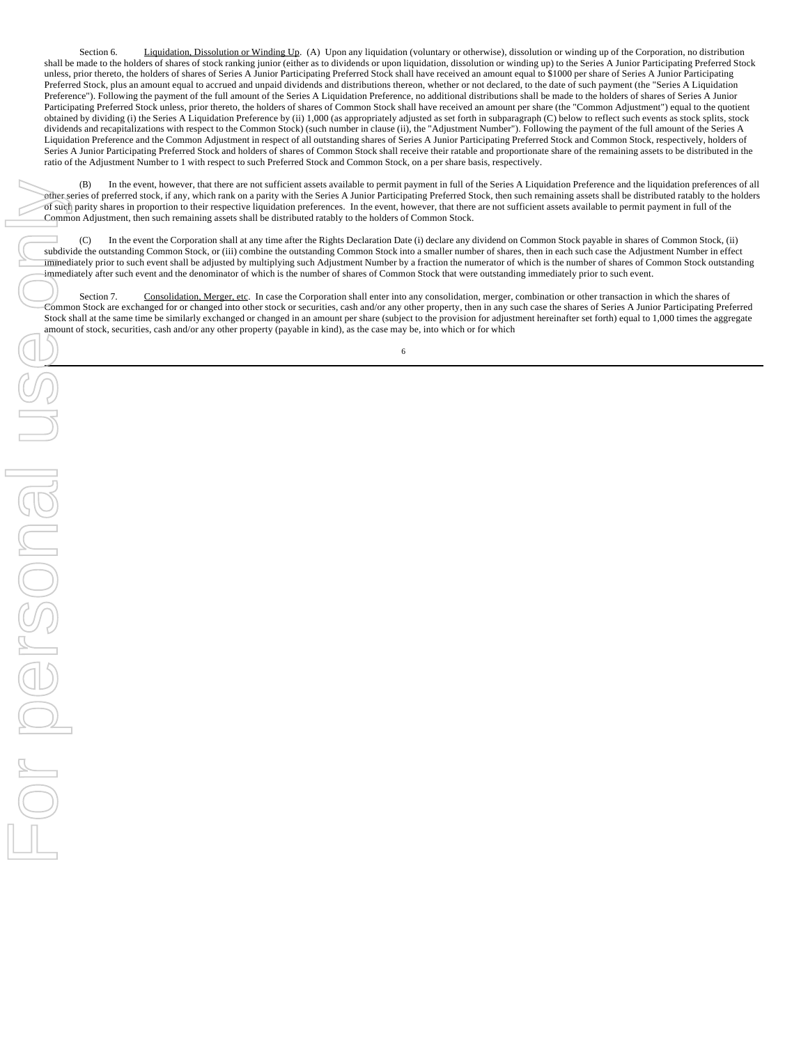Section 6. <u>Liquidation, Dissolution or Winding Up</u>. (A) Upon any liquidation (voluntary or otherwise), dissolution or winding up of the Corporation, no distribution shall be made to the holders of shares of stock ranking junior (either as to dividends or upon liquidation, dissolution or winding up) to the Series A Junior Participating Preferred Stock unless, prior thereto, the holders of shares of Series A Junior Participating Preferred Stock shall have received an amount equal to $1000 per share of Series A Junior Participating Preferred Stock, plus an amount equal to accrued and unpaid dividends and distributions thereon, whether or not declared, to the date of such payment (the "Series A Liquidation Preference"). Following the payment of the full amount of the Series A Liquidation Preference, no additional distributions shall be made to the holders of shares of Series A Junior Participating Preferred Stock unless, prior thereto, the holders of shares of Common Stock shall have received an amount per share (the "Common Adjustment") equal to the quotient obtained by dividing (i) the Series A Liquidation Preference by (ii) 1,000 (as appropriately adjusted as set forth in subparagraph (C) below to reflect such events as stock splits, stock dividends and recapitalizations with respect to the Common Stock) (such number in clause (ii), the "Adjustment Number"). Following the payment of the full amount of the Series A Liquidation Preference and the Common Adjustment in respect of all outstanding shares of Series A Junior Participating Preferred Stock and Common Stock, respectively, holders of Series A Junior Participating Preferred Stock and holders of shares of Common Stock shall receive their ratable and proportionate share of the remaining assets to be distributed in the ratio of the Adjustment Number to 1 with respect to such Preferred Stock and Common Stock, on a per share basis, respectively.

(B) In the event, however, that there are not sufficient assets available to permit payment in full of the Series A Liquidation Preference and the liquidation preferences of all other series of preferred stock, if any, which rank on a parity with the Series A Junior Participating Preferred Stock, then such remaining assets shall be distributed ratably to the holders of such parity shares in proportion to their respective liquidation preferences. In the event, however, that there are not sufficient assets available to permit payment in full of the Common Adjustment, then such remaining assets shall be distributed ratably to the holders of Common Stock.

(C) In the event the Corporation shall at any time after the Rights Declaration Date (i) declare any dividend on Common Stock payable in shares of Common Stock, (ii) subdivide the outstanding Common Stock, or (iii) combine the outstanding Common Stock into a smaller number of shares, then in each such case the Adjustment Number in effect immediately prior to such event shall be adjusted by multiplying such Adjustment Number by a fraction the numerator of which is the number of shares of Common Stock outstanding immediately after such event and the denominator of which is the number of shares of Common Stock that were outstanding immediately prior to such event.

Section 7. <u>Consolidation, Merger, etc</u>. In case the Corporation shall enter into any consolidation, merger, combination or other transaction in which the shares of Common Stock are exchanged for or changed into other stock or securities, cash and/or any other property, then in any such case the shares of Series A Junior Participating Preferred Stock shall at the same time be similarly exchanged or changed in an amount per share (subject to the provision for adjustment hereinafter set forth) equal to 1,000 times the aggregate amount of stock, securities, cash and/or any other property (payable in kind), as the case may be, into which or for which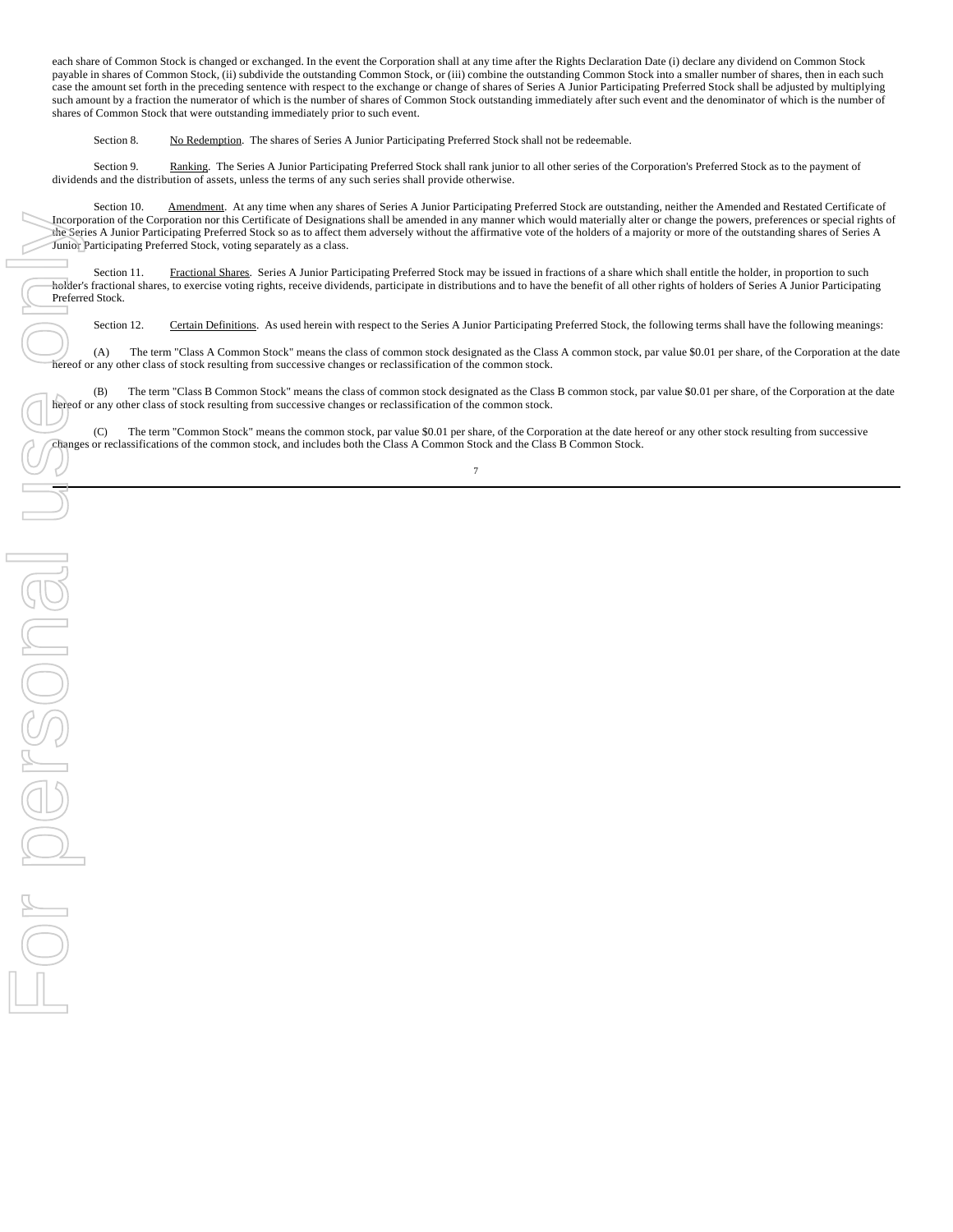each share of Common Stock is changed or exchanged. In the event the Corporation shall at any time after the Rights Declaration Date (i) declare any dividend on Common Stock payable in shares of Common Stock, (ii) subdivide the outstanding Common Stock, or (iii) combine the outstanding Common Stock into a smaller number of shares, then in each such case the amount set forth in the preceding sentence with respect to the exchange or change of shares of Series A Junior Participating Preferred Stock shall be adjusted by multiplying such amount by a fraction the numerator of which is the number of shares of Common Stock outstanding immediately after such event and the denominator of which is the number of shares of Common Stock that were outstanding immediately prior to such event.

Section 8. No Redemption. The shares of Series A Junior Participating Preferred Stock shall not be redeemable.

Section 9. Ranking. The Series A Junior Participating Preferred Stock shall rank junior to all other series of the Corporation's Preferred Stock as to the payment of dividends and the distribution of assets, unless the terms of any such series shall provide otherwise.

Section 10. Amendment. At any time when any shares of Series A Junior Participating Preferred Stock are outstanding, neither the Amended and Restated Certificate of Incorporation of the Corporation nor this Certificate of Designations shall be amended in any manner which would materially alter or change the powers, preferences or special rights of the Series A Junior Participating Preferred Stock so as to affect them adversely without the affirmative vote of the holders of a majority or more of the outstanding shares of Series A Junior Participating Preferred Stock, voting separately as a class.

Section 11. Fractional Shares. Series A Junior Participating Preferred Stock may be issued in fractions of a share which shall entitle the holder, in proportion to such holder's fractional shares, to exercise voting rights, receive dividends, participate in distributions and to have the benefit of all other rights of holders of Series A Junior Participating Preferred Stock.

Section 12. Certain Definitions. As used herein with respect to the Series A Junior Participating Preferred Stock, the following terms shall have the following meanings:

(A) The term "Class A Common Stock" means the class of common stock designated as the Class A common stock, par value $0.01 per share, of the Corporation at the date hereof or any other class of stock resulting from successive changes or reclassification of the common stock.

(B) The term "Class B Common Stock" means the class of common stock designated as the Class B common stock, par value $0.01 per share, of the Corporation at the date hereof or any other class of stock resulting from successive changes or reclassification of the common stock.

(C) The term "Common Stock" means the common stock, par value $0.01 per share, of the Corporation at the date hereof or any other stock resulting from successive changes or reclassifications of the common stock, and includes both the Class A Common Stock and the Class B Common Stock.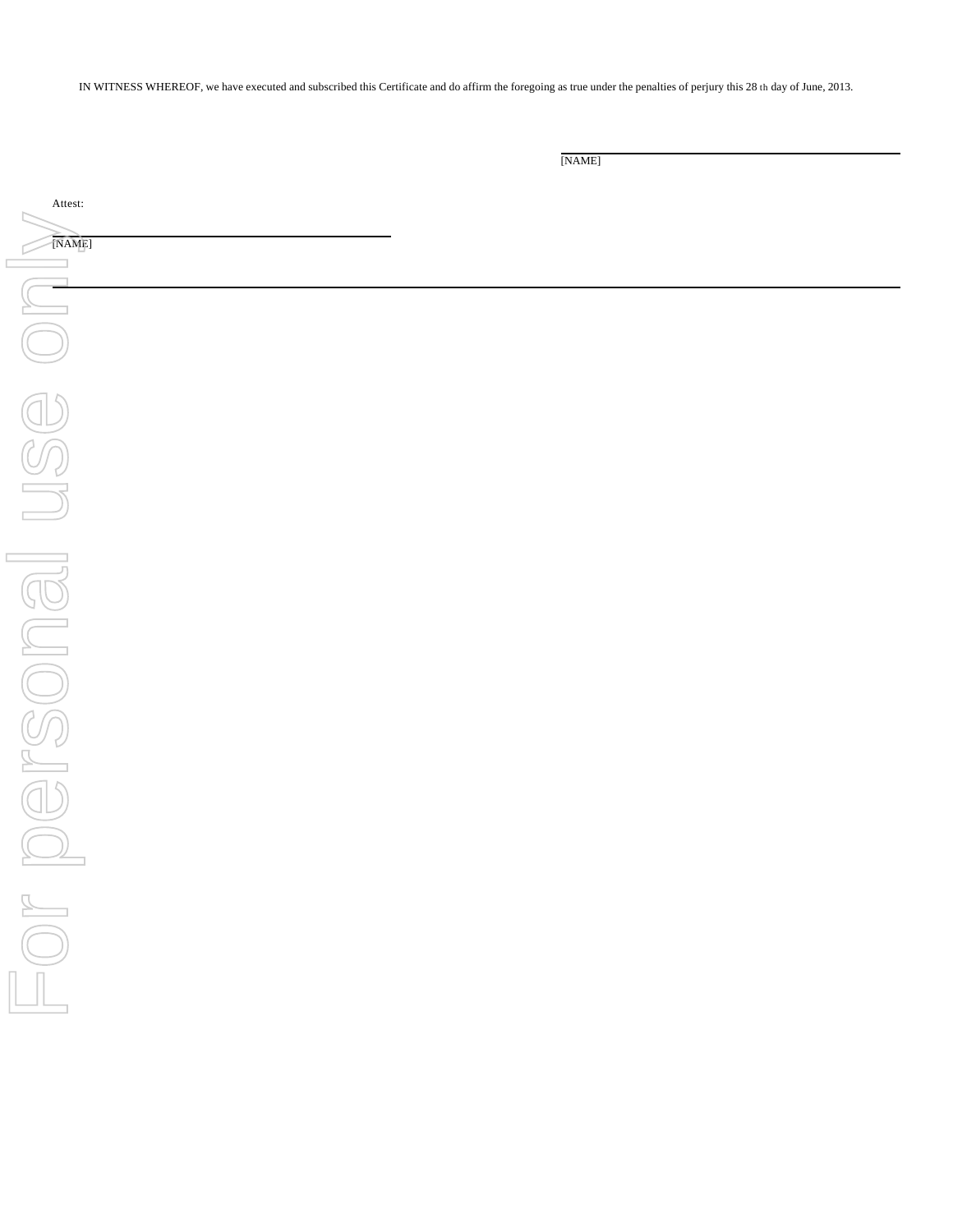IN WITNESS WHEREOF, we have executed and subscribed this Certificate and do affirm the foregoing as true under the penalties of perjury this 28 th day of June, 2013.

\_\_\_\_\_\_\_\_\_\_\_\_\_\_\_\_\_\_\_\_\_\_\_\_\_\_\_\_\_\_\_\_\_\_\_\_\_\_\_\_
[NAME]

Attest:

\_\_\_\_\_\_\_\_\_\_\_\_\_\_\_\_\_\_\_\_\_\_\_\_\_\_\_\_\_\_\_\_\_\_\_\_\_\_\_\_
[NAME]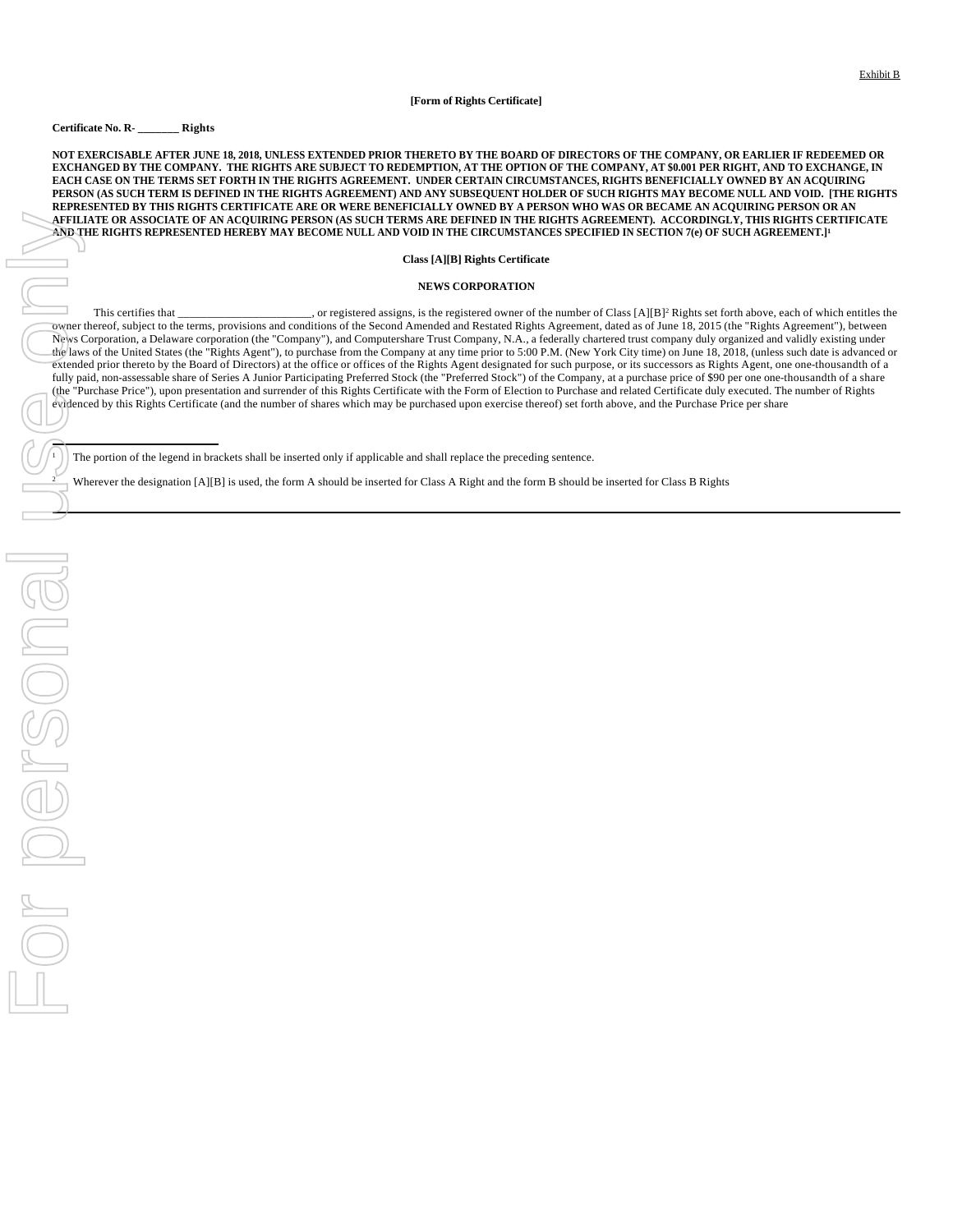Exhibit B

**[Form of Rights Certificate]**

**Certificate No. R- _______ Rights**

**NOT EXERCISABLE AFTER JUNE 18, 2018, UNLESS EXTENDED PRIOR THERETO BY THE BOARD OF DIRECTORS OF THE COMPANY, OR EARLIER IF REDEEMED OR EXCHANGED BY THE COMPANY. THE RIGHTS ARE SUBJECT TO REDEMPTION, AT THE OPTION OF THE COMPANY, AT $0.001 PER RIGHT, AND TO EXCHANGE, IN EACH CASE ON THE TERMS SET FORTH IN THE RIGHTS AGREEMENT. UNDER CERTAIN CIRCUMSTANCES, RIGHTS BENEFICIALLY OWNED BY AN ACQUIRING PERSON (AS SUCH TERM IS DEFINED IN THE RIGHTS AGREEMENT) AND ANY SUBSEQUENT HOLDER OF SUCH RIGHTS MAY BECOME NULL AND VOID. [THE RIGHTS REPRESENTED BY THIS RIGHTS CERTIFICATE ARE OR WERE BENEFICIALLY OWNED BY A PERSON WHO WAS OR BECAME AN ACQUIRING PERSON OR AN AFFILIATE OR ASSOCIATE OF AN ACQUIRING PERSON (AS SUCH TERMS ARE DEFINED IN THE RIGHTS AGREEMENT). ACCORDINGLY, THIS RIGHTS CERTIFICATE AND THE RIGHTS REPRESENTED HEREBY MAY BECOME NULL AND VOID IN THE CIRCUMSTANCES SPECIFIED IN SECTION 7(e) OF SUCH AGREEMENT.][1]**

**Class [A][B] Rights Certificate**

**NEWS CORPORATION**

This certifies that _______________________, or registered assigns, is the registered owner of the number of Class [A][B][2] Rights set forth above, each of which entitles the owner thereof, subject to the terms, provisions and conditions of the Second Amended and Restated Rights Agreement, dated as of June 18, 2015 (the "Rights Agreement"), between News Corporation, a Delaware corporation (the "Company"), and Computershare Trust Company, N.A., a federally chartered trust company duly organized and validly existing under the laws of the United States (the "Rights Agent"), to purchase from the Company at any time prior to 5:00 P.M. (New York City time) on June 18, 2018, (unless such date is advanced or extended prior thereto by the Board of Directors) at the office or offices of the Rights Agent designated for such purpose, or its successors as Rights Agent, one one-thousandth of a fully paid, non-assessable share of Series A Junior Participating Preferred Stock (the "Preferred Stock") of the Company, at a purchase price of $90 per one one-thousandth of a share (the "Purchase Price"), upon presentation and surrender of this Rights Certificate with the Form of Election to Purchase and related Certificate duly executed. The number of Rights evidenced by this Rights Certificate (and the number of shares which may be purchased upon exercise thereof) set forth above, and the Purchase Price per share

---

[1] The portion of the legend in brackets shall be inserted only if applicable and shall replace the preceding sentence.

[2] Wherever the designation [A][B] is used, the form A should be inserted for Class A Right and the form B should be inserted for Class B Rights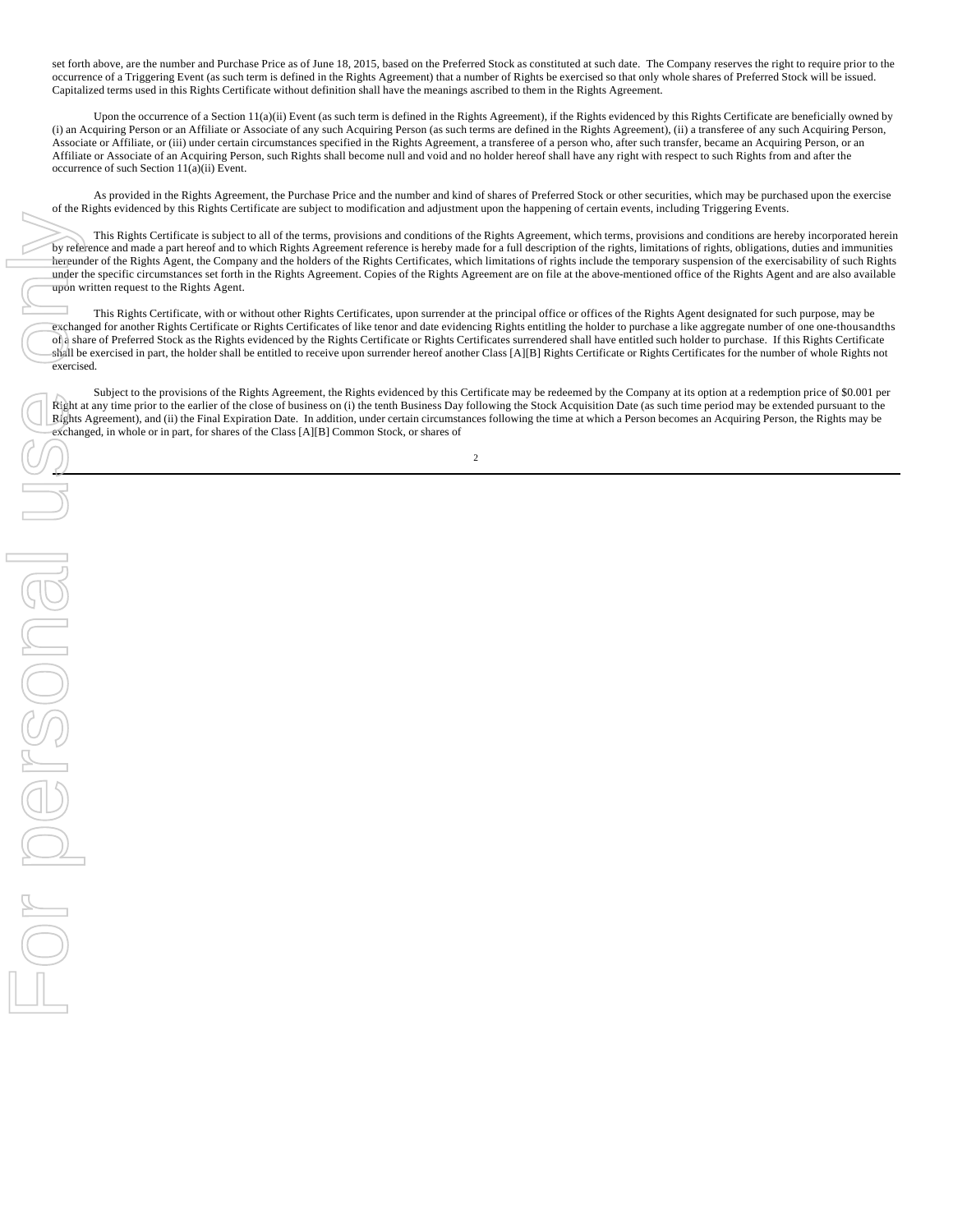set forth above, are the number and Purchase Price as of June 18, 2015, based on the Preferred Stock as constituted at such date. The Company reserves the right to require prior to the occurrence of a Triggering Event (as such term is defined in the Rights Agreement) that a number of Rights be exercised so that only whole shares of Preferred Stock will be issued. Capitalized terms used in this Rights Certificate without definition shall have the meanings ascribed to them in the Rights Agreement.

Upon the occurrence of a Section 11(a)(ii) Event (as such term is defined in the Rights Agreement), if the Rights evidenced by this Rights Certificate are beneficially owned by (i) an Acquiring Person or an Affiliate or Associate of any such Acquiring Person (as such terms are defined in the Rights Agreement), (ii) a transferee of any such Acquiring Person, Associate or Affiliate, or (iii) under certain circumstances specified in the Rights Agreement, a transferee of a person who, after such transfer, became an Acquiring Person, or an Affiliate or Associate of an Acquiring Person, such Rights shall become null and void and no holder hereof shall have any right with respect to such Rights from and after the occurrence of such Section 11(a)(ii) Event.

As provided in the Rights Agreement, the Purchase Price and the number and kind of shares of Preferred Stock or other securities, which may be purchased upon the exercise of the Rights evidenced by this Rights Certificate are subject to modification and adjustment upon the happening of certain events, including Triggering Events.

This Rights Certificate is subject to all of the terms, provisions and conditions of the Rights Agreement, which terms, provisions and conditions are hereby incorporated herein by reference and made a part hereof and to which Rights Agreement reference is hereby made for a full description of the rights, limitations of rights, obligations, duties and immunities hereunder of the Rights Agent, the Company and the holders of the Rights Certificates, which limitations of rights include the temporary suspension of the exercisability of such Rights under the specific circumstances set forth in the Rights Agreement. Copies of the Rights Agreement are on file at the above-mentioned office of the Rights Agent and are also available upon written request to the Rights Agent.

This Rights Certificate, with or without other Rights Certificates, upon surrender at the principal office or offices of the Rights Agent designated for such purpose, may be exchanged for another Rights Certificate or Rights Certificates of like tenor and date evidencing Rights entitling the holder to purchase a like aggregate number of one one-thousandths of a share of Preferred Stock as the Rights evidenced by the Rights Certificate or Rights Certificates surrendered shall have entitled such holder to purchase. If this Rights Certificate shall be exercised in part, the holder shall be entitled to receive upon surrender hereof another Class [A][B] Rights Certificate or Rights Certificates for the number of whole Rights not exercised.

Subject to the provisions of the Rights Agreement, the Rights evidenced by this Certificate may be redeemed by the Company at its option at a redemption price of $0.001 per Right at any time prior to the earlier of the close of business on (i) the tenth Business Day following the Stock Acquisition Date (as such time period may be extended pursuant to the Rights Agreement), and (ii) the Final Expiration Date. In addition, under certain circumstances following the time at which a Person becomes an Acquiring Person, the Rights may be exchanged, in whole or in part, for shares of the Class [A][B] Common Stock, or shares of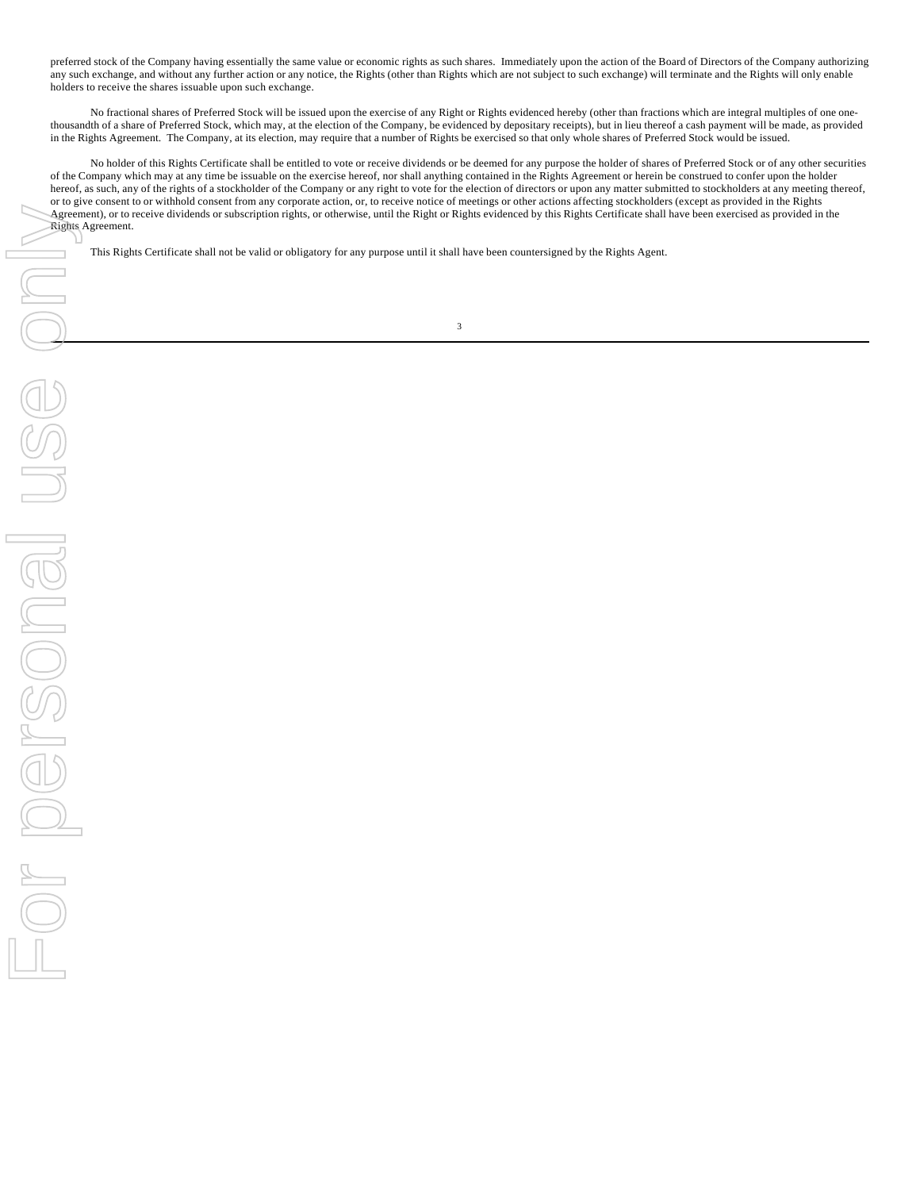preferred stock of the Company having essentially the same value or economic rights as such shares. Immediately upon the action of the Board of Directors of the Company authorizing any such exchange, and without any further action or any notice, the Rights (other than Rights which are not subject to such exchange) will terminate and the Rights will only enable holders to receive the shares issuable upon such exchange.

No fractional shares of Preferred Stock will be issued upon the exercise of any Right or Rights evidenced hereby (other than fractions which are integral multiples of one one-thousandth of a share of Preferred Stock, which may, at the election of the Company, be evidenced by depositary receipts), but in lieu thereof a cash payment will be made, as provided in the Rights Agreement. The Company, at its election, may require that a number of Rights be exercised so that only whole shares of Preferred Stock would be issued.

No holder of this Rights Certificate shall be entitled to vote or receive dividends or be deemed for any purpose the holder of shares of Preferred Stock or of any other securities of the Company which may at any time be issuable on the exercise hereof, nor shall anything contained in the Rights Agreement or herein be construed to confer upon the holder hereof, as such, any of the rights of a stockholder of the Company or any right to vote for the election of directors or upon any matter submitted to stockholders at any meeting thereof, or to give consent to or withhold consent from any corporate action, or, to receive notice of meetings or other actions affecting stockholders (except as provided in the Rights Agreement), or to receive dividends or subscription rights, or otherwise, until the Right or Rights evidenced by this Rights Certificate shall have been exercised as provided in the Rights Agreement.

This Rights Certificate shall not be valid or obligatory for any purpose until it shall have been countersigned by the Rights Agent.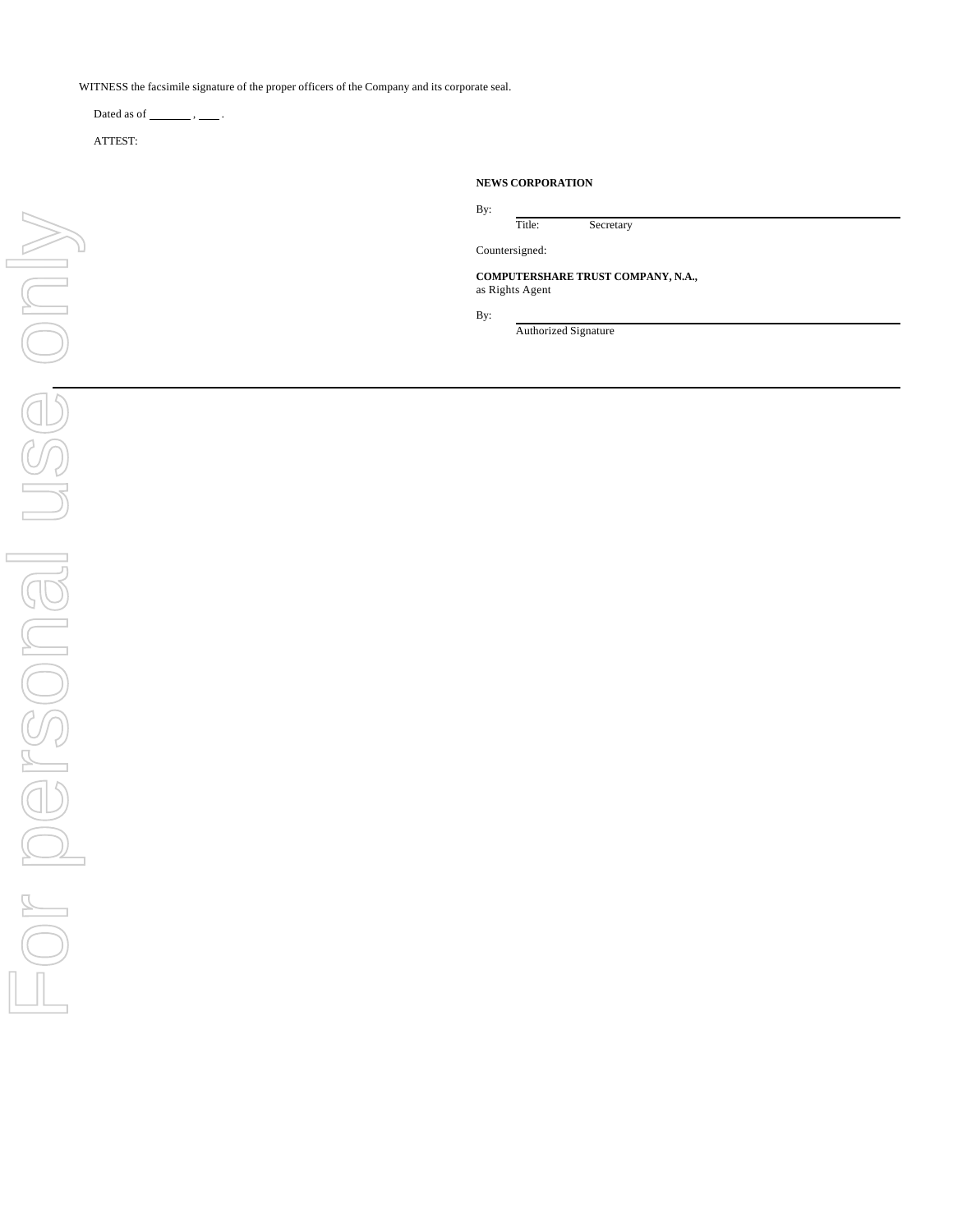WITNESS the facsimile signature of the proper officers of the Company and its corporate seal.

Dated as of \_\_\_\_\_\_\_ , \_\_\_ .

ATTEST:

**NEWS CORPORATION**

By: \_\_\_\_\_\_\_\_\_\_\_\_\_\_\_\_\_\_\_\_\_\_\_\_\_\_\_\_
Title: Secretary

Countersigned:

**COMPUTERSHARE TRUST COMPANY, N.A.,**
as Rights Agent

By: \_\_\_\_\_\_\_\_\_\_\_\_\_\_\_\_\_\_\_\_\_\_\_\_\_\_\_\_
Authorized Signature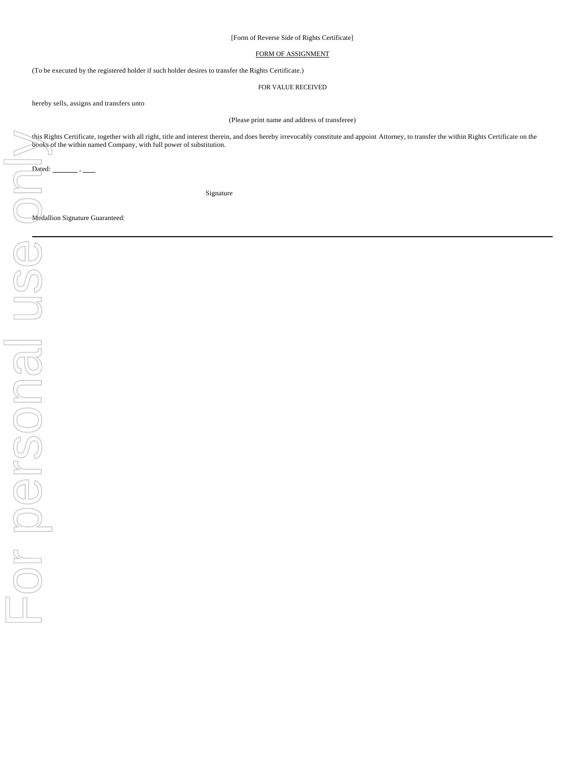[Form of Reverse Side of Rights Certificate]

FORM OF ASSIGNMENT

(To be executed by the registered holder if such holder desires to transfer the Rights Certificate.)

FOR VALUE RECEIVED

hereby sells, assigns and transfers unto

(Please print name and address of transferee)

this Rights Certificate, together with all right, title and interest therein, and does hereby irrevocably constitute and appoint Attorney, to transfer the within Rights Certificate on the books of the within named Company, with full power of substitution.

Dated: \_\_\_\_\_\_\_ , \_\_\_

Signature

Medallion Signature Guaranteed: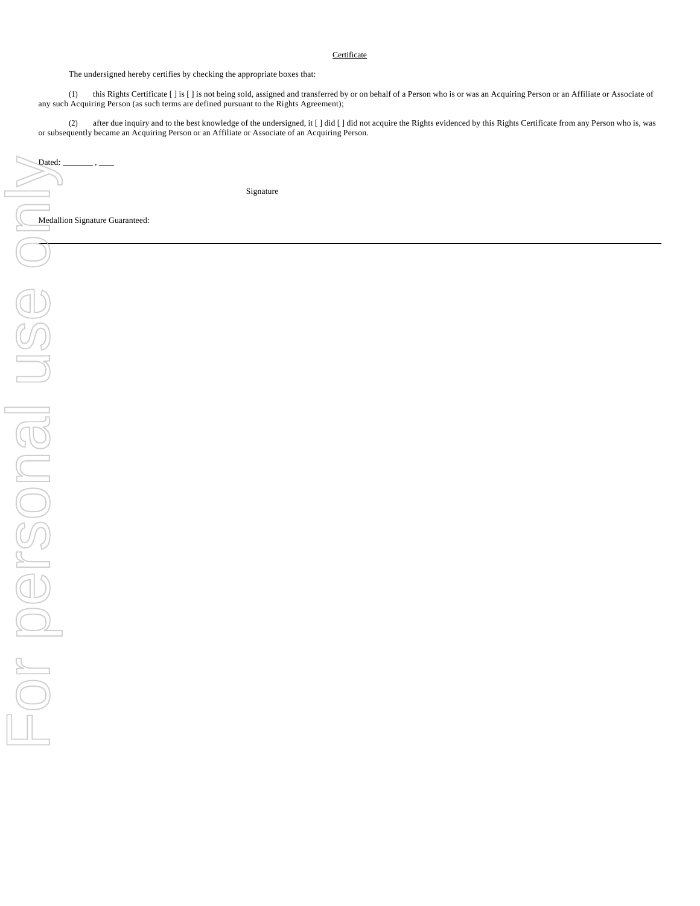Certificate

The undersigned hereby certifies by checking the appropriate boxes that:

(1) this Rights Certificate [ ] is [ ] is not being sold, assigned and transferred by or on behalf of a Person who is or was an Acquiring Person or an Affiliate or Associate of any such Acquiring Person (as such terms are defined pursuant to the Rights Agreement);

(2) after due inquiry and to the best knowledge of the undersigned, it [ ] did [ ] did not acquire the Rights evidenced by this Rights Certificate from any Person who is, was or subsequently became an Acquiring Person or an Affiliate or Associate of an Acquiring Person.

Dated: _______ , ___

Signature

Medallion Signature Guaranteed:

---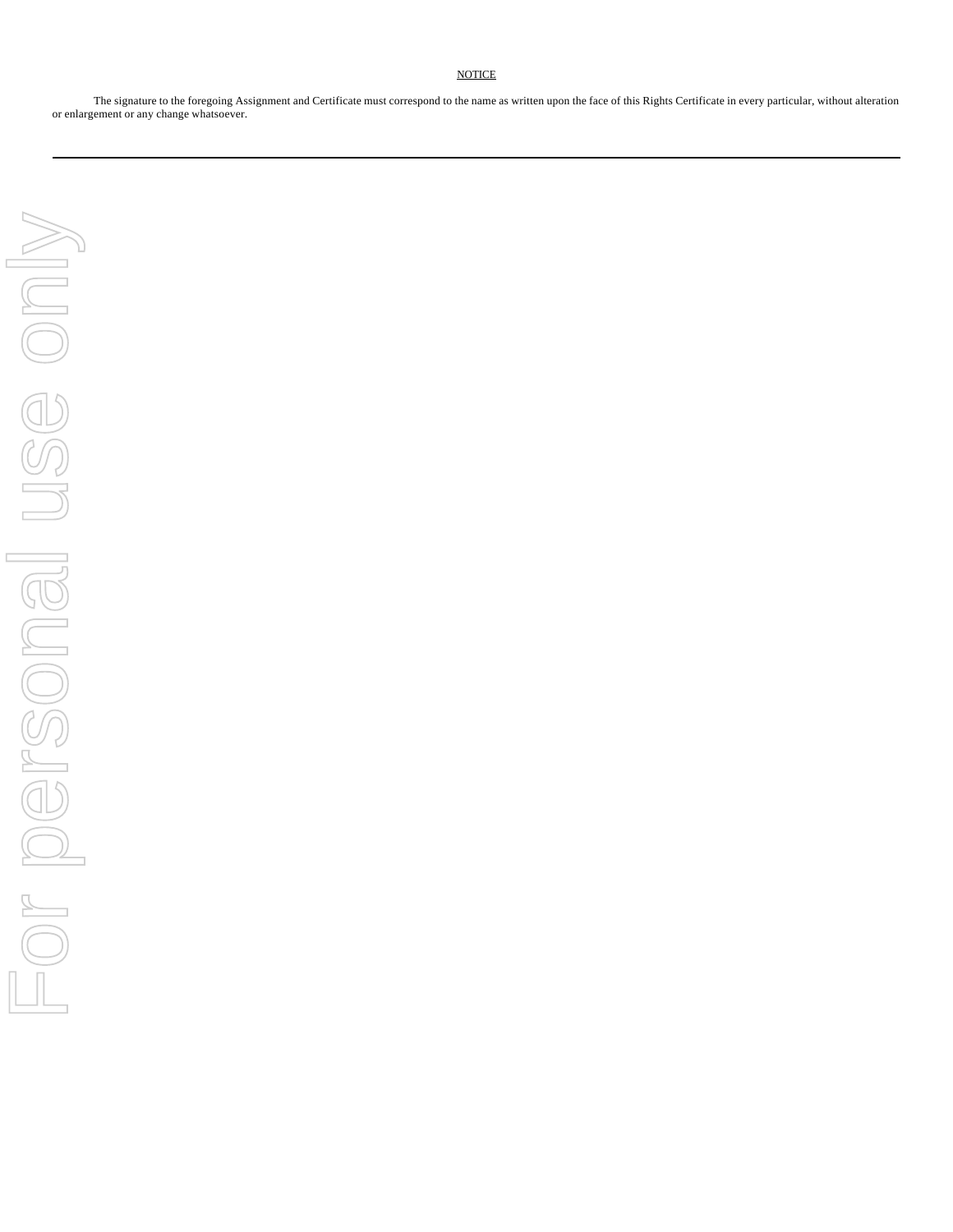NOTICE

The signature to the foregoing Assignment and Certificate must correspond to the name as written upon the face of this Rights Certificate in every particular, without alteration or enlargement or any change whatsoever.

---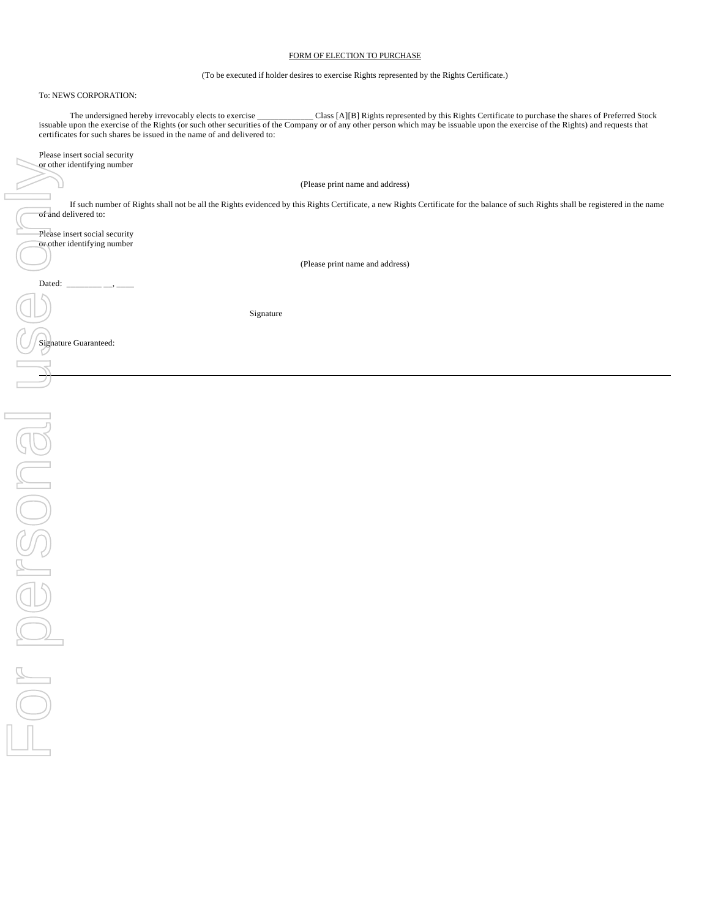FORM OF ELECTION TO PURCHASE

(To be executed if holder desires to exercise Rights represented by the Rights Certificate.)

To: NEWS CORPORATION:

The undersigned hereby irrevocably elects to exercise _____________ Class [A][B] Rights represented by this Rights Certificate to purchase the shares of Preferred Stock issuable upon the exercise of the Rights (or such other securities of the Company or of any other person which may be issuable upon the exercise of the Rights) and requests that certificates for such shares be issued in the name of and delivered to:

Please insert social security
or other identifying number

(Please print name and address)

If such number of Rights shall not be all the Rights evidenced by this Rights Certificate, a new Rights Certificate for the balance of such Rights shall be registered in the name of and delivered to:

Please insert social security
or other identifying number

(Please print name and address)

Dated: ________ __, ____

Signature

Signature Guaranteed:

---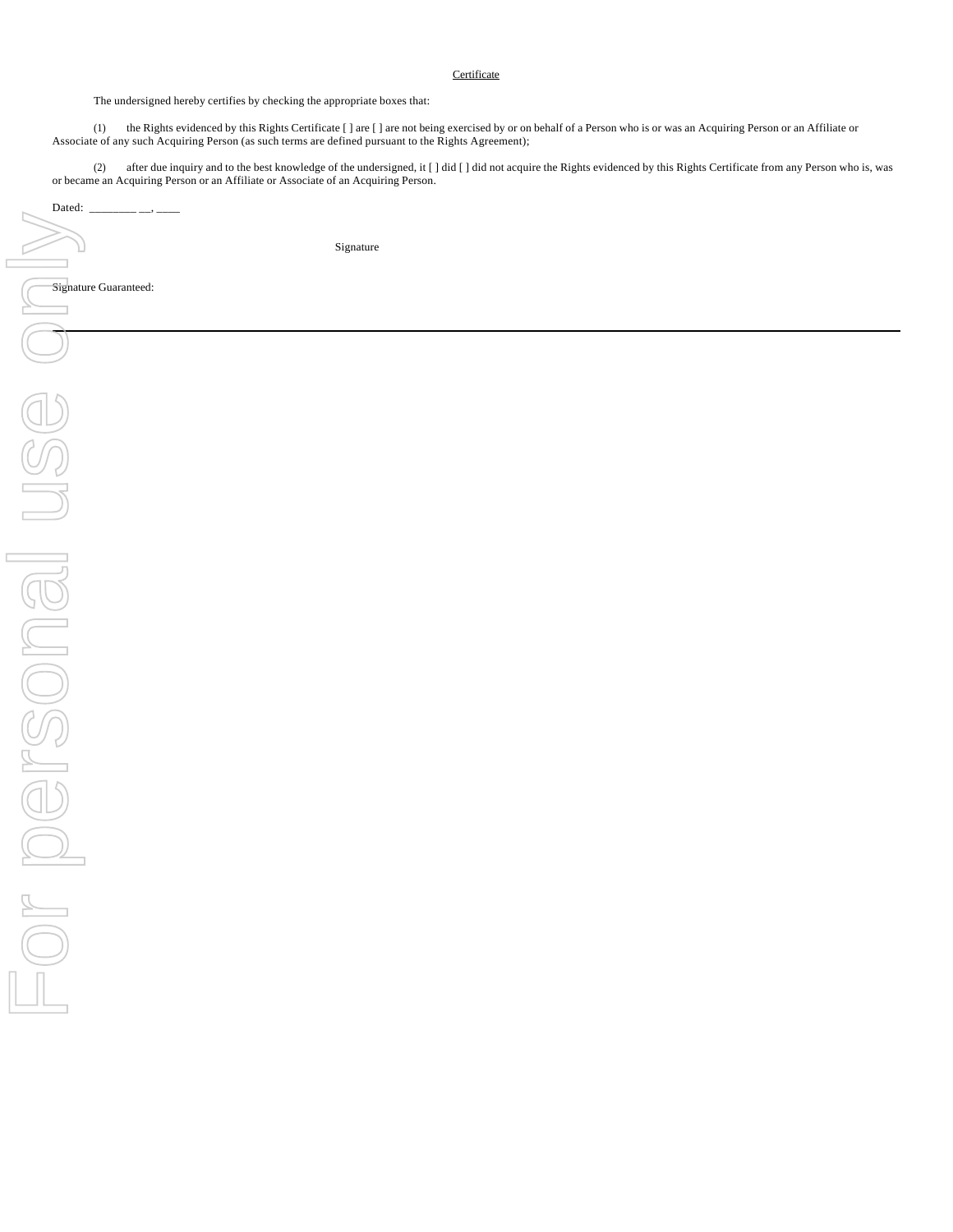Certificate

The undersigned hereby certifies by checking the appropriate boxes that:

(1) the Rights evidenced by this Rights Certificate [ ] are [ ] are not being exercised by or on behalf of a Person who is or was an Acquiring Person or an Affiliate or Associate of any such Acquiring Person (as such terms are defined pursuant to the Rights Agreement);

(2) after due inquiry and to the best knowledge of the undersigned, it [ ] did [ ] did not acquire the Rights evidenced by this Rights Certificate from any Person who is, was or became an Acquiring Person or an Affiliate or Associate of an Acquiring Person.

Dated: ________ __, ____

Signature

Signature Guaranteed:

---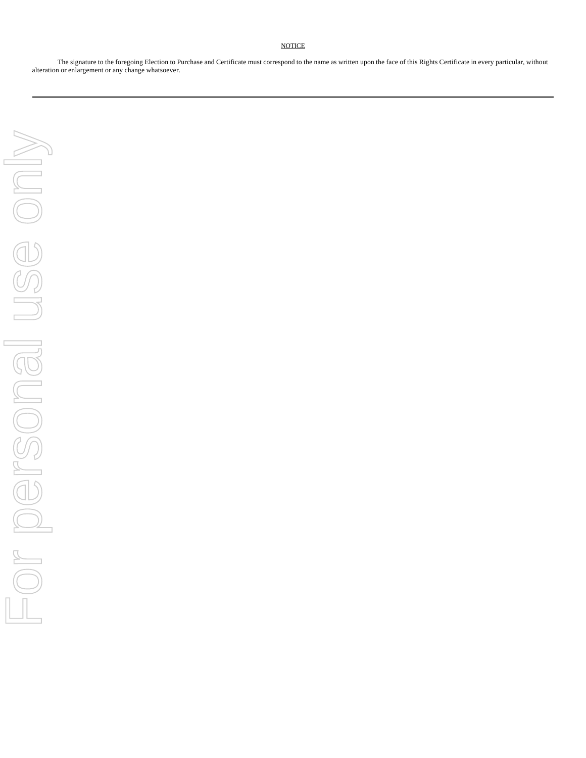NOTICE

The signature to the foregoing Election to Purchase and Certificate must correspond to the name as written upon the face of this Rights Certificate in every particular, without alteration or enlargement or any change whatsoever.

---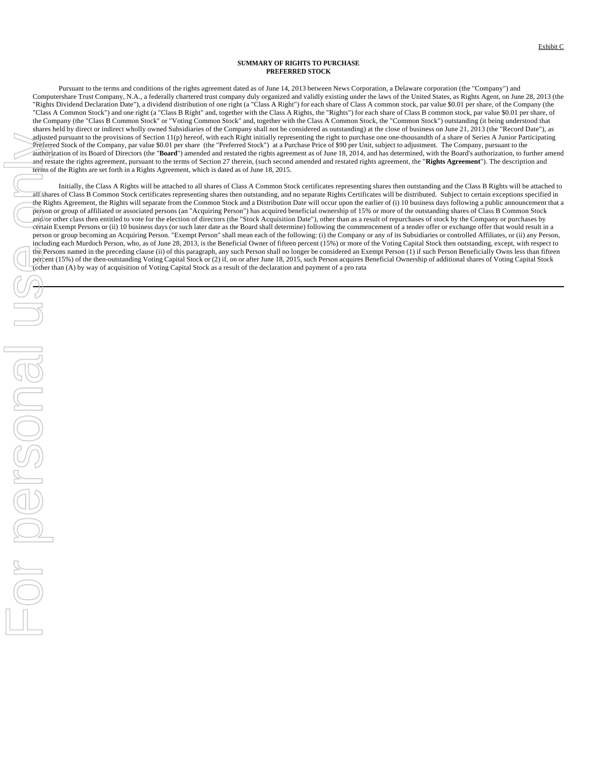Exhibit C

**SUMMARY OF RIGHTS TO PURCHASE PREFERRED STOCK**

Pursuant to the terms and conditions of the rights agreement dated as of June 14, 2013 between News Corporation, a Delaware corporation (the "Company") and Computershare Trust Company, N.A., a federally chartered trust company duly organized and validly existing under the laws of the United States, as Rights Agent, on June 28, 2013 (the "Rights Dividend Declaration Date"), a dividend distribution of one right (a "Class A Right") for each share of Class A common stock, par value $0.01 per share, of the Company (the "Class A Common Stock") and one right (a "Class B Right" and, together with the Class A Rights, the "Rights") for each share of Class B common stock, par value $0.01 per share, of the Company (the "Class B Common Stock" or "Voting Common Stock" and, together with the Class A Common Stock, the "Common Stock") outstanding (it being understood that shares held by direct or indirect wholly owned Subsidiaries of the Company shall not be considered as outstanding) at the close of business on June 21, 2013 (the "Record Date"), as adjusted pursuant to the provisions of Section 11(p) hereof, with each Right initially representing the right to purchase one one-thousandth of a share of Series A Junior Participating Preferred Stock of the Company, par value $0.01 per share (the "Preferred Stock") at a Purchase Price of $90 per Unit, subject to adjustment. The Company, pursuant to the authorization of its Board of Directors (the "**Board**") amended and restated the rights agreement as of June 18, 2014, and has determined, with the Board's authorization, to further amend and restate the rights agreement, pursuant to the terms of Section 27 therein, (such second amended and restated rights agreement, the "**Rights Agreement**"). The description and terms of the Rights are set forth in a Rights Agreement, which is dated as of June 18, 2015.

Initially, the Class A Rights will be attached to all shares of Class A Common Stock certificates representing shares then outstanding and the Class B Rights will be attached to all shares of Class B Common Stock certificates representing shares then outstanding, and no separate Rights Certificates will be distributed. Subject to certain exceptions specified in the Rights Agreement, the Rights will separate from the Common Stock and a Distribution Date will occur upon the earlier of (i) 10 business days following a public announcement that a person or group of affiliated or associated persons (an "Acquiring Person") has acquired beneficial ownership of 15% or more of the outstanding shares of Class B Common Stock and/or other class then entitled to vote for the election of directors (the "Stock Acquisition Date"), other than as a result of repurchases of stock by the Company or purchases by certain Exempt Persons or (ii) 10 business days (or such later date as the Board shall determine) following the commencement of a tender offer or exchange offer that would result in a person or group becoming an Acquiring Person. "Exempt Person" shall mean each of the following: (i) the Company or any of its Subsidiaries or controlled Affiliates, or (ii) any Person, including each Murdoch Person, who, as of June 28, 2013, is the Beneficial Owner of fifteen percent (15%) or more of the Voting Capital Stock then outstanding, except, with respect to the Persons named in the preceding clause (ii) of this paragraph, any such Person shall no longer be considered an Exempt Person (1) if such Person Beneficially Owns less than fifteen percent (15%) of the then-outstanding Voting Capital Stock or (2) if, on or after June 18, 2015, such Person acquires Beneficial Ownership of additional shares of Voting Capital Stock (other than (A) by way of acquisition of Voting Capital Stock as a result of the declaration and payment of a pro rata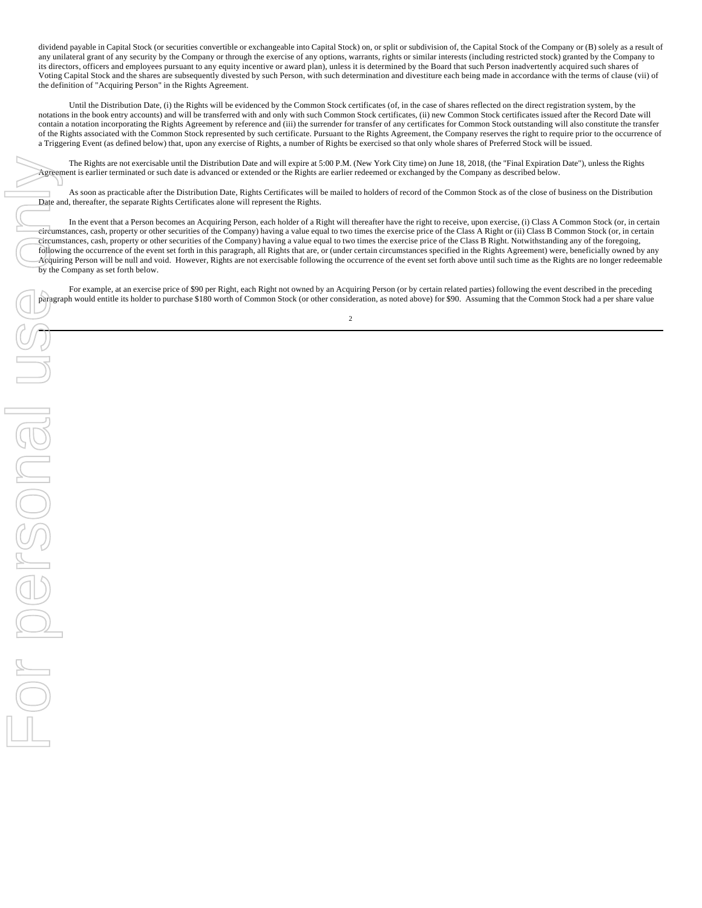dividend payable in Capital Stock (or securities convertible or exchangeable into Capital Stock) on, or split or subdivision of, the Capital Stock of the Company or (B) solely as a result of any unilateral grant of any security by the Company or through the exercise of any options, warrants, rights or similar interests (including restricted stock) granted by the Company to its directors, officers and employees pursuant to any equity incentive or award plan), unless it is determined by the Board that such Person inadvertently acquired such shares of Voting Capital Stock and the shares are subsequently divested by such Person, with such determination and divestiture each being made in accordance with the terms of clause (vii) of the definition of "Acquiring Person" in the Rights Agreement.

Until the Distribution Date, (i) the Rights will be evidenced by the Common Stock certificates (of, in the case of shares reflected on the direct registration system, by the notations in the book entry accounts) and will be transferred with and only with such Common Stock certificates, (ii) new Common Stock certificates issued after the Record Date will contain a notation incorporating the Rights Agreement by reference and (iii) the surrender for transfer of any certificates for Common Stock outstanding will also constitute the transfer of the Rights associated with the Common Stock represented by such certificate. Pursuant to the Rights Agreement, the Company reserves the right to require prior to the occurrence of a Triggering Event (as defined below) that, upon any exercise of Rights, a number of Rights be exercised so that only whole shares of Preferred Stock will be issued.

The Rights are not exercisable until the Distribution Date and will expire at 5:00 P.M. (New York City time) on June 18, 2018, (the "Final Expiration Date"), unless the Rights Agreement is earlier terminated or such date is advanced or extended or the Rights are earlier redeemed or exchanged by the Company as described below.

As soon as practicable after the Distribution Date, Rights Certificates will be mailed to holders of record of the Common Stock as of the close of business on the Distribution Date and, thereafter, the separate Rights Certificates alone will represent the Rights.

In the event that a Person becomes an Acquiring Person, each holder of a Right will thereafter have the right to receive, upon exercise, (i) Class A Common Stock (or, in certain circumstances, cash, property or other securities of the Company) having a value equal to two times the exercise price of the Class A Right or (ii) Class B Common Stock (or, in certain circumstances, cash, property or other securities of the Company) having a value equal to two times the exercise price of the Class B Right. Notwithstanding any of the foregoing, following the occurrence of the event set forth in this paragraph, all Rights that are, or (under certain circumstances specified in the Rights Agreement) were, beneficially owned by any Acquiring Person will be null and void. However, Rights are not exercisable following the occurrence of the event set forth above until such time as the Rights are no longer redeemable by the Company as set forth below.

For example, at an exercise price of $90 per Right, each Right not owned by an Acquiring Person (or by certain related parties) following the event described in the preceding paragraph would entitle its holder to purchase $180 worth of Common Stock (or other consideration, as noted above) for $90. Assuming that the Common Stock had a per share value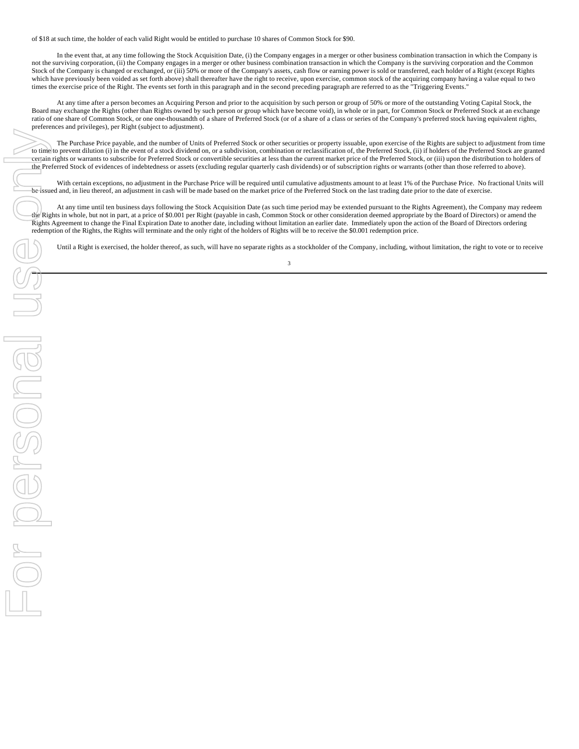of $18 at such time, the holder of each valid Right would be entitled to purchase 10 shares of Common Stock for $90.

In the event that, at any time following the Stock Acquisition Date, (i) the Company engages in a merger or other business combination transaction in which the Company is not the surviving corporation, (ii) the Company engages in a merger or other business combination transaction in which the Company is the surviving corporation and the Common Stock of the Company is changed or exchanged, or (iii) 50% or more of the Company's assets, cash flow or earning power is sold or transferred, each holder of a Right (except Rights which have previously been voided as set forth above) shall thereafter have the right to receive, upon exercise, common stock of the acquiring company having a value equal to two times the exercise price of the Right. The events set forth in this paragraph and in the second preceding paragraph are referred to as the "Triggering Events."

At any time after a person becomes an Acquiring Person and prior to the acquisition by such person or group of 50% or more of the outstanding Voting Capital Stock, the Board may exchange the Rights (other than Rights owned by such person or group which have become void), in whole or in part, for Common Stock or Preferred Stock at an exchange ratio of one share of Common Stock, or one one-thousandth of a share of Preferred Stock (or of a share of a class or series of the Company's preferred stock having equivalent rights, preferences and privileges), per Right (subject to adjustment).

The Purchase Price payable, and the number of Units of Preferred Stock or other securities or property issuable, upon exercise of the Rights are subject to adjustment from time to time to prevent dilution (i) in the event of a stock dividend on, or a subdivision, combination or reclassification of, the Preferred Stock, (ii) if holders of the Preferred Stock are granted certain rights or warrants to subscribe for Preferred Stock or convertible securities at less than the current market price of the Preferred Stock, or (iii) upon the distribution to holders of the Preferred Stock of evidences of indebtedness or assets (excluding regular quarterly cash dividends) or of subscription rights or warrants (other than those referred to above).

With certain exceptions, no adjustment in the Purchase Price will be required until cumulative adjustments amount to at least 1% of the Purchase Price. No fractional Units will be issued and, in lieu thereof, an adjustment in cash will be made based on the market price of the Preferred Stock on the last trading date prior to the date of exercise.

At any time until ten business days following the Stock Acquisition Date (as such time period may be extended pursuant to the Rights Agreement), the Company may redeem the Rights in whole, but not in part, at a price of $0.001 per Right (payable in cash, Common Stock or other consideration deemed appropriate by the Board of Directors) or amend the Rights Agreement to change the Final Expiration Date to another date, including without limitation an earlier date. Immediately upon the action of the Board of Directors ordering redemption of the Rights, the Rights will terminate and the only right of the holders of Rights will be to receive the $0.001 redemption price.

Until a Right is exercised, the holder thereof, as such, will have no separate rights as a stockholder of the Company, including, without limitation, the right to vote or to receive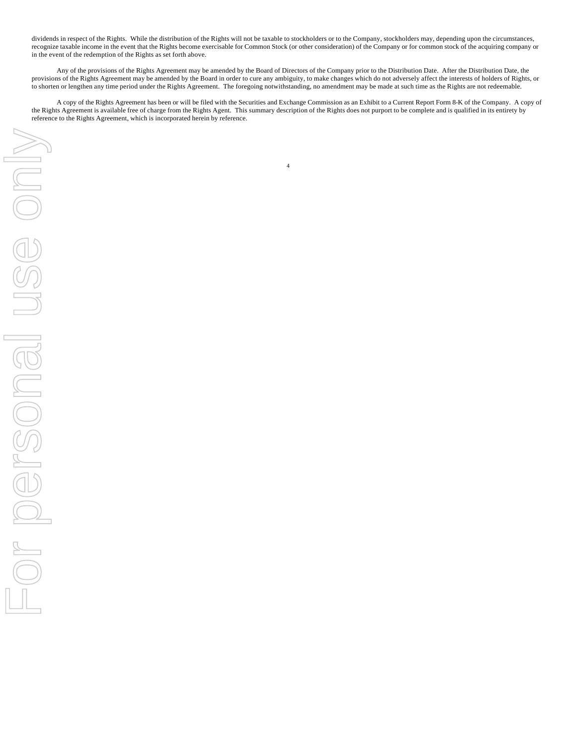dividends in respect of the Rights. While the distribution of the Rights will not be taxable to stockholders or to the Company, stockholders may, depending upon the circumstances, recognize taxable income in the event that the Rights become exercisable for Common Stock (or other consideration) of the Company or for common stock of the acquiring company or in the event of the redemption of the Rights as set forth above.

Any of the provisions of the Rights Agreement may be amended by the Board of Directors of the Company prior to the Distribution Date. After the Distribution Date, the provisions of the Rights Agreement may be amended by the Board in order to cure any ambiguity, to make changes which do not adversely affect the interests of holders of Rights, or to shorten or lengthen any time period under the Rights Agreement. The foregoing notwithstanding, no amendment may be made at such time as the Rights are not redeemable.

A copy of the Rights Agreement has been or will be filed with the Securities and Exchange Commission as an Exhibit to a Current Report Form 8-K of the Company. A copy of the Rights Agreement is available free of charge from the Rights Agent. This summary description of the Rights does not purport to be complete and is qualified in its entirety by reference to the Rights Agreement, which is incorporated herein by reference.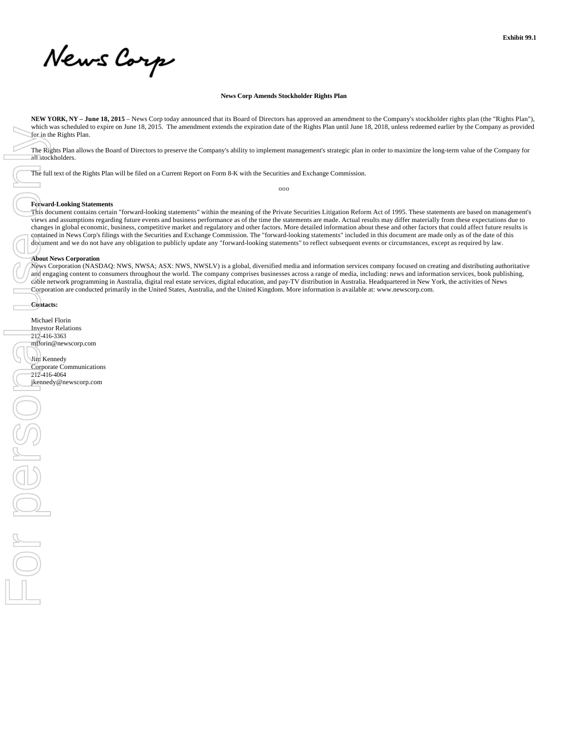Exhibit 99.1

News Corp

**News Corp Amends Stockholder Rights Plan**

**NEW YORK, NY – June 18, 2015** – News Corp today announced that its Board of Directors has approved an amendment to the Company's stockholder rights plan (the "Rights Plan"), which was scheduled to expire on June 18, 2015. The amendment extends the expiration date of the Rights Plan until June 18, 2018, unless redeemed earlier by the Company as provided for in the Rights Plan.

The Rights Plan allows the Board of Directors to preserve the Company's ability to implement management's strategic plan in order to maximize the long-term value of the Company for all stockholders.

The full text of the Rights Plan will be filed on a Current Report on Form 8-K with the Securities and Exchange Commission.

ooo

**Forward-Looking Statements**

This document contains certain "forward-looking statements" within the meaning of the Private Securities Litigation Reform Act of 1995. These statements are based on management's views and assumptions regarding future events and business performance as of the time the statements are made. Actual results may differ materially from these expectations due to changes in global economic, business, competitive market and regulatory and other factors. More detailed information about these and other factors that could affect future results is contained in News Corp's filings with the Securities and Exchange Commission. The "forward-looking statements" included in this document are made only as of the date of this document and we do not have any obligation to publicly update any "forward-looking statements" to reflect subsequent events or circumstances, except as required by law.

**About News Corporation**

News Corporation (NASDAQ: NWS, NWSA; ASX: NWS, NWSLV) is a global, diversified media and information services company focused on creating and distributing authoritative and engaging content to consumers throughout the world. The company comprises businesses across a range of media, including: news and information services, book publishing, cable network programming in Australia, digital real estate services, digital education, and pay-TV distribution in Australia. Headquartered in New York, the activities of News Corporation are conducted primarily in the United States, Australia, and the United Kingdom. More information is available at: www.newscorp.com.

**Contacts:**

Michael Florin
Investor Relations
212-416-3363
mflorin@newscorp.com

Jim Kennedy
Corporate Communications
212-416-4064
jkennedy@newscorp.com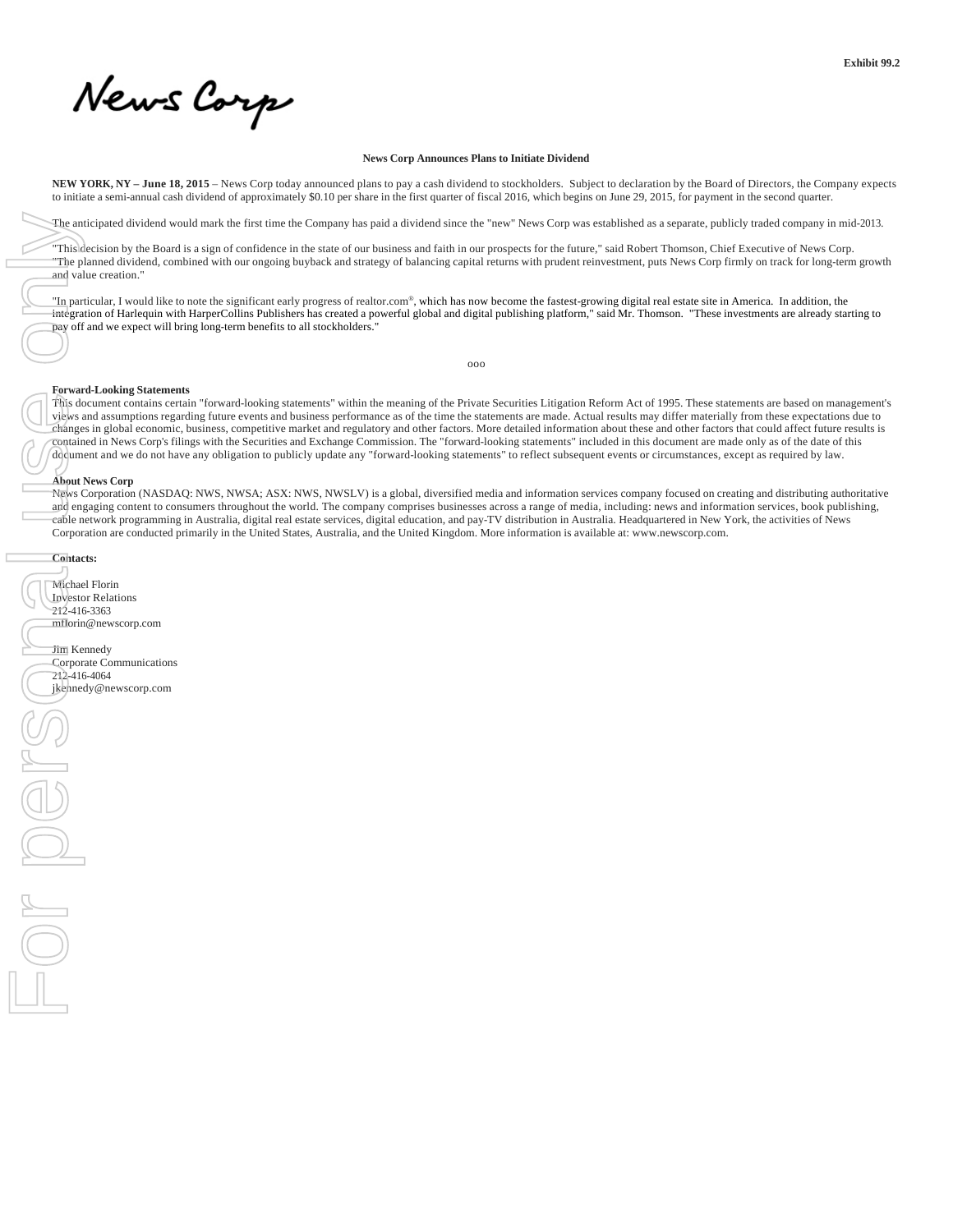Exhibit 99.2

News Corp

**News Corp Announces Plans to Initiate Dividend**

**NEW YORK, NY – June 18, 2015** – News Corp today announced plans to pay a cash dividend to stockholders. Subject to declaration by the Board of Directors, the Company expects to initiate a semi-annual cash dividend of approximately $0.10 per share in the first quarter of fiscal 2016, which begins on June 29, 2015, for payment in the second quarter.

The anticipated dividend would mark the first time the Company has paid a dividend since the "new" News Corp was established as a separate, publicly traded company in mid-2013.

"This decision by the Board is a sign of confidence in the state of our business and faith in our prospects for the future," said Robert Thomson, Chief Executive of News Corp. "The planned dividend, combined with our ongoing buyback and strategy of balancing capital returns with prudent reinvestment, puts News Corp firmly on track for long-term growth and value creation."

"In particular, I would like to note the significant early progress of realtor.com®, which has now become the fastest-growing digital real estate site in America. In addition, the integration of Harlequin with HarperCollins Publishers has created a powerful global and digital publishing platform," said Mr. Thomson. "These investments are already starting to pay off and we expect will bring long-term benefits to all stockholders."

ooo

**Forward-Looking Statements**
This document contains certain "forward-looking statements" within the meaning of the Private Securities Litigation Reform Act of 1995. These statements are based on management's views and assumptions regarding future events and business performance as of the time the statements are made. Actual results may differ materially from these expectations due to changes in global economic, business, competitive market and regulatory and other factors. More detailed information about these and other factors that could affect future results is contained in News Corp's filings with the Securities and Exchange Commission. The "forward-looking statements" included in this document are made only as of the date of this document and we do not have any obligation to publicly update any "forward-looking statements" to reflect subsequent events or circumstances, except as required by law.

**About News Corp**
News Corporation (NASDAQ: NWS, NWSA; ASX: NWS, NWSLV) is a global, diversified media and information services company focused on creating and distributing authoritative and engaging content to consumers throughout the world. The company comprises businesses across a range of media, including: news and information services, book publishing, cable network programming in Australia, digital real estate services, digital education, and pay-TV distribution in Australia. Headquartered in New York, the activities of News Corporation are conducted primarily in the United States, Australia, and the United Kingdom. More information is available at: www.newscorp.com.

**Contacts:**

Michael Florin
Investor Relations
212-416-3363
mflorin@newscorp.com

Jim Kennedy
Corporate Communications
212-416-4064
jkennedy@newscorp.com